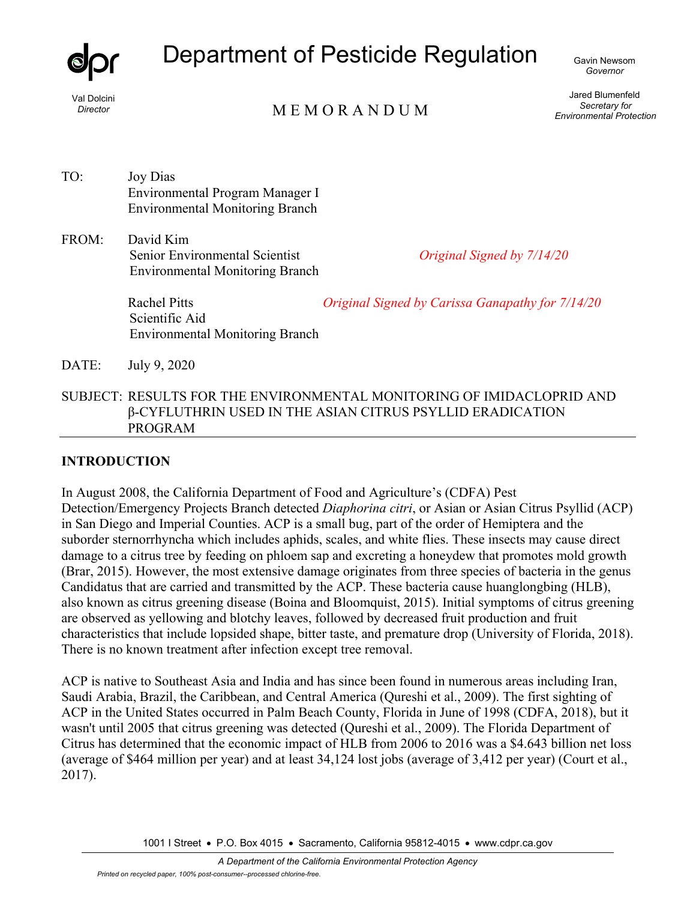# Department of Pesticide Regulation

Val Dolcini
*Director*

Gavin Newsom
*Governor*

Jared Blumenfeld
*Secretary for Environmental Protection*

## MEMORANDUM

TO: Joy Dias
Environmental Program Manager I
Environmental Monitoring Branch

FROM: David Kim
Senior Environmental Scientist
Environmental Monitoring Branch
*Original Signed by 7/14/20*

Rachel Pitts
Scientific Aid
Environmental Monitoring Branch
*Original Signed by Carissa Ganapathy for 7/14/20*

DATE: July 9, 2020

SUBJECT: RESULTS FOR THE ENVIRONMENTAL MONITORING OF IMIDACLOPRID AND β-CYFLUTHRIN USED IN THE ASIAN CITRUS PSYLLID ERADICATION PROGRAM

---

## INTRODUCTION

In August 2008, the California Department of Food and Agriculture's (CDFA) Pest Detection/Emergency Projects Branch detected *Diaphorina citri*, or Asian or Asian Citrus Psyllid (ACP) in San Diego and Imperial Counties. ACP is a small bug, part of the order of Hemiptera and the suborder sternorrhyncha which includes aphids, scales, and white flies. These insects may cause direct damage to a citrus tree by feeding on phloem sap and excreting a honeydew that promotes mold growth (Brar, 2015). However, the most extensive damage originates from three species of bacteria in the genus Candidatus that are carried and transmitted by the ACP. These bacteria cause huanglongbing (HLB), also known as citrus greening disease (Boina and Bloomquist, 2015). Initial symptoms of citrus greening are observed as yellowing and blotchy leaves, followed by decreased fruit production and fruit characteristics that include lopsided shape, bitter taste, and premature drop (University of Florida, 2018). There is no known treatment after infection except tree removal.

ACP is native to Southeast Asia and India and has since been found in numerous areas including Iran, Saudi Arabia, Brazil, the Caribbean, and Central America (Qureshi et al., 2009). The first sighting of ACP in the United States occurred in Palm Beach County, Florida in June of 1998 (CDFA, 2018), but it wasn't until 2005 that citrus greening was detected (Qureshi et al., 2009). The Florida Department of Citrus has determined that the economic impact of HLB from 2006 to 2016 was a $4.643 billion net loss (average of $464 million per year) and at least 34,124 lost jobs (average of 3,412 per year) (Court et al., 2017).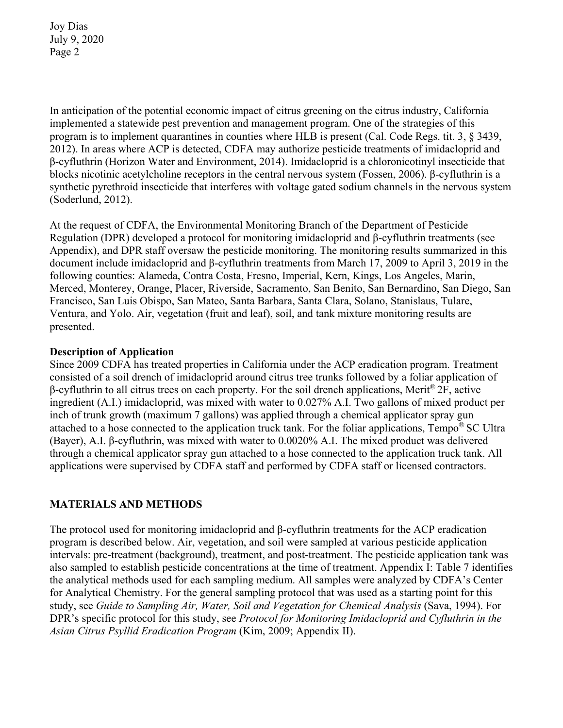In anticipation of the potential economic impact of citrus greening on the citrus industry, California implemented a statewide pest prevention and management program. One of the strategies of this program is to implement quarantines in counties where HLB is present (Cal. Code Regs. tit. 3, § 3439, 2012). In areas where ACP is detected, CDFA may authorize pesticide treatments of imidacloprid and β-cyfluthrin (Horizon Water and Environment, 2014). Imidacloprid is a chloronicotinyl insecticide that blocks nicotinic acetylcholine receptors in the central nervous system (Fossen, 2006). β-cyfluthrin is a synthetic pyrethroid insecticide that interferes with voltage gated sodium channels in the nervous system (Soderlund, 2012).

At the request of CDFA, the Environmental Monitoring Branch of the Department of Pesticide Regulation (DPR) developed a protocol for monitoring imidacloprid and β-cyfluthrin treatments (see Appendix), and DPR staff oversaw the pesticide monitoring. The monitoring results summarized in this document include imidacloprid and β-cyfluthrin treatments from March 17, 2009 to April 3, 2019 in the following counties: Alameda, Contra Costa, Fresno, Imperial, Kern, Kings, Los Angeles, Marin, Merced, Monterey, Orange, Placer, Riverside, Sacramento, San Benito, San Bernardino, San Diego, San Francisco, San Luis Obispo, San Mateo, Santa Barbara, Santa Clara, Solano, Stanislaus, Tulare, Ventura, and Yolo. Air, vegetation (fruit and leaf), soil, and tank mixture monitoring results are presented.

**Description of Application**

Since 2009 CDFA has treated properties in California under the ACP eradication program. Treatment consisted of a soil drench of imidacloprid around citrus tree trunks followed by a foliar application of β-cyfluthrin to all citrus trees on each property. For the soil drench applications, Merit® 2F, active ingredient (A.I.) imidacloprid, was mixed with water to 0.027% A.I. Two gallons of mixed product per inch of trunk growth (maximum 7 gallons) was applied through a chemical applicator spray gun attached to a hose connected to the application truck tank. For the foliar applications, Tempo® SC Ultra (Bayer), A.I. β-cyfluthrin, was mixed with water to 0.0020% A.I. The mixed product was delivered through a chemical applicator spray gun attached to a hose connected to the application truck tank. All applications were supervised by CDFA staff and performed by CDFA staff or licensed contractors.

## MATERIALS AND METHODS

The protocol used for monitoring imidacloprid and β-cyfluthrin treatments for the ACP eradication program is described below. Air, vegetation, and soil were sampled at various pesticide application intervals: pre-treatment (background), treatment, and post-treatment. The pesticide application tank was also sampled to establish pesticide concentrations at the time of treatment. Appendix I: Table 7 identifies the analytical methods used for each sampling medium. All samples were analyzed by CDFA's Center for Analytical Chemistry. For the general sampling protocol that was used as a starting point for this study, see *Guide to Sampling Air, Water, Soil and Vegetation for Chemical Analysis* (Sava, 1994). For DPR's specific protocol for this study, see *Protocol for Monitoring Imidacloprid and Cyfluthrin in the Asian Citrus Psyllid Eradication Program* (Kim, 2009; Appendix II).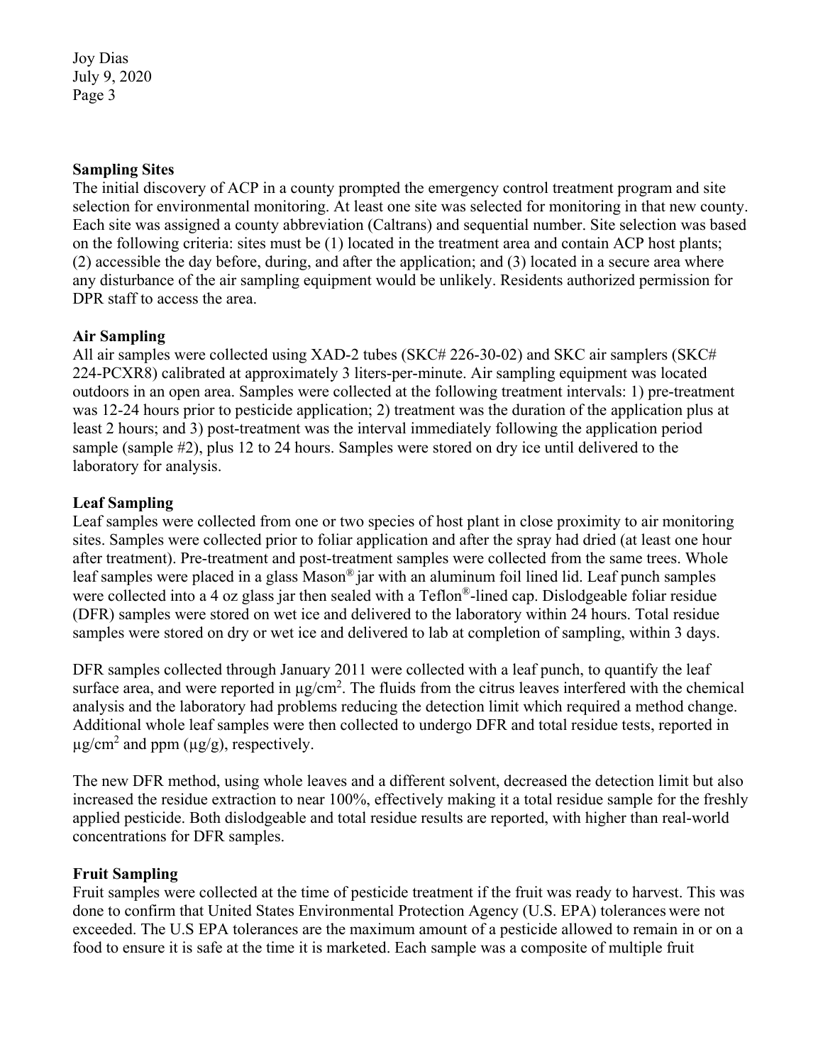**Sampling Sites**

The initial discovery of ACP in a county prompted the emergency control treatment program and site selection for environmental monitoring. At least one site was selected for monitoring in that new county. Each site was assigned a county abbreviation (Caltrans) and sequential number. Site selection was based on the following criteria: sites must be (1) located in the treatment area and contain ACP host plants; (2) accessible the day before, during, and after the application; and (3) located in a secure area where any disturbance of the air sampling equipment would be unlikely. Residents authorized permission for DPR staff to access the area.

**Air Sampling**

All air samples were collected using XAD-2 tubes (SKC# 226-30-02) and SKC air samplers (SKC# 224-PCXR8) calibrated at approximately 3 liters-per-minute. Air sampling equipment was located outdoors in an open area. Samples were collected at the following treatment intervals: 1) pre-treatment was 12-24 hours prior to pesticide application; 2) treatment was the duration of the application plus at least 2 hours; and 3) post-treatment was the interval immediately following the application period sample (sample #2), plus 12 to 24 hours. Samples were stored on dry ice until delivered to the laboratory for analysis.

**Leaf Sampling**

Leaf samples were collected from one or two species of host plant in close proximity to air monitoring sites. Samples were collected prior to foliar application and after the spray had dried (at least one hour after treatment). Pre-treatment and post-treatment samples were collected from the same trees. Whole leaf samples were placed in a glass Mason® jar with an aluminum foil lined lid. Leaf punch samples were collected into a 4 oz glass jar then sealed with a Teflon®-lined cap. Dislodgeable foliar residue (DFR) samples were stored on wet ice and delivered to the laboratory within 24 hours. Total residue samples were stored on dry or wet ice and delivered to lab at completion of sampling, within 3 days.

DFR samples collected through January 2011 were collected with a leaf punch, to quantify the leaf surface area, and were reported in $\mu g/cm^2$. The fluids from the citrus leaves interfered with the chemical analysis and the laboratory had problems reducing the detection limit which required a method change. Additional whole leaf samples were then collected to undergo DFR and total residue tests, reported in $\mu g/cm^2$ and ppm ($\mu g/g$), respectively.

The new DFR method, using whole leaves and a different solvent, decreased the detection limit but also increased the residue extraction to near 100%, effectively making it a total residue sample for the freshly applied pesticide. Both dislodgeable and total residue results are reported, with higher than real-world concentrations for DFR samples.

**Fruit Sampling**

Fruit samples were collected at the time of pesticide treatment if the fruit was ready to harvest. This was done to confirm that United States Environmental Protection Agency (U.S. EPA) tolerances were not exceeded. The U.S EPA tolerances are the maximum amount of a pesticide allowed to remain in or on a food to ensure it is safe at the time it is marketed. Each sample was a composite of multiple fruit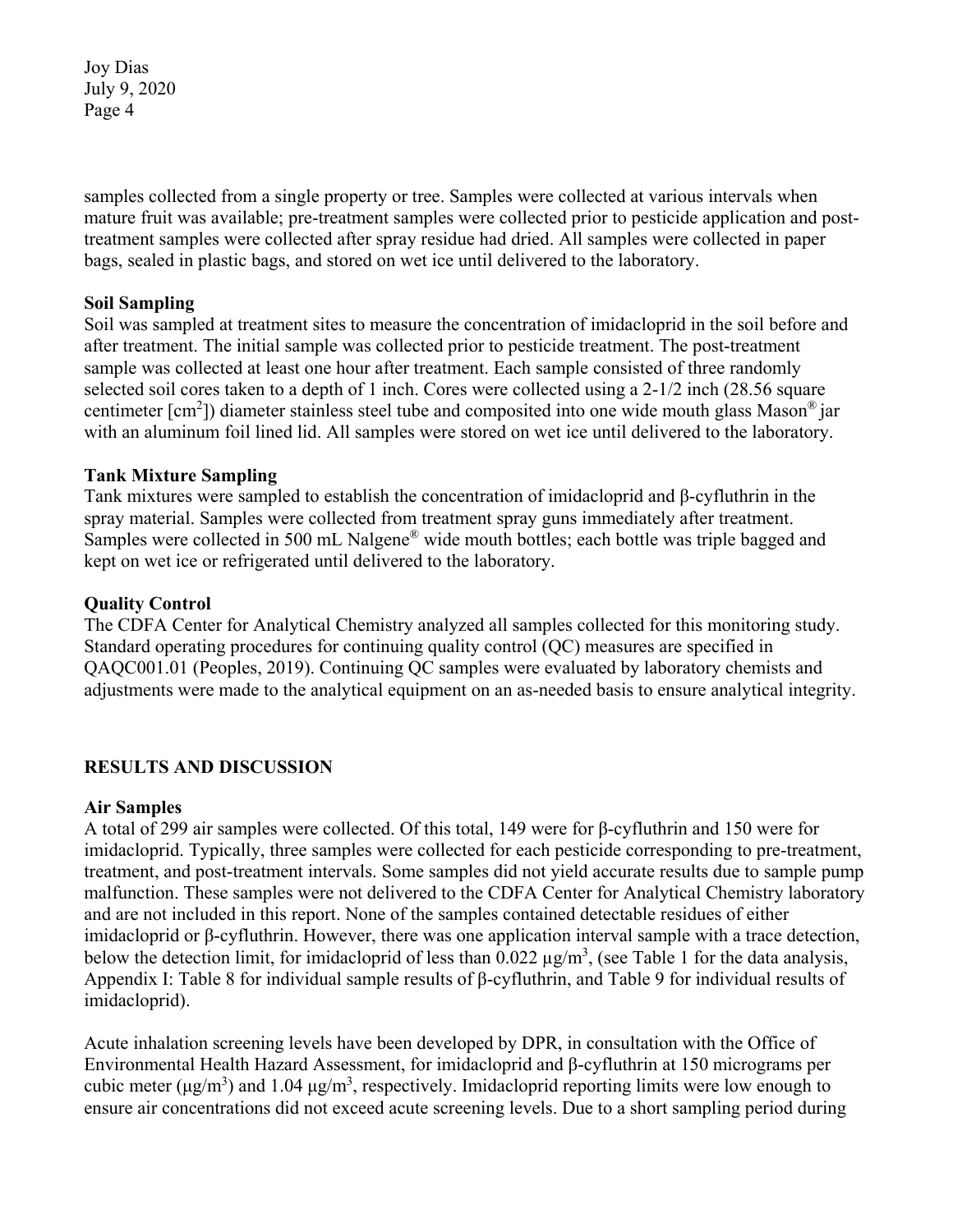samples collected from a single property or tree. Samples were collected at various intervals when mature fruit was available; pre-treatment samples were collected prior to pesticide application and post-treatment samples were collected after spray residue had dried. All samples were collected in paper bags, sealed in plastic bags, and stored on wet ice until delivered to the laboratory.

**Soil Sampling**

Soil was sampled at treatment sites to measure the concentration of imidacloprid in the soil before and after treatment. The initial sample was collected prior to pesticide treatment. The post-treatment sample was collected at least one hour after treatment. Each sample consisted of three randomly selected soil cores taken to a depth of 1 inch. Cores were collected using a 2-1/2 inch (28.56 square centimeter [$cm^2$]) diameter stainless steel tube and composited into one wide mouth glass Mason® jar with an aluminum foil lined lid. All samples were stored on wet ice until delivered to the laboratory.

**Tank Mixture Sampling**

Tank mixtures were sampled to establish the concentration of imidacloprid and β-cyfluthrin in the spray material. Samples were collected from treatment spray guns immediately after treatment. Samples were collected in 500 mL Nalgene® wide mouth bottles; each bottle was triple bagged and kept on wet ice or refrigerated until delivered to the laboratory.

**Quality Control**

The CDFA Center for Analytical Chemistry analyzed all samples collected for this monitoring study. Standard operating procedures for continuing quality control (QC) measures are specified in QAQC001.01 (Peoples, 2019). Continuing QC samples were evaluated by laboratory chemists and adjustments were made to the analytical equipment on an as-needed basis to ensure analytical integrity.

## RESULTS AND DISCUSSION

**Air Samples**

A total of 299 air samples were collected. Of this total, 149 were for β-cyfluthrin and 150 were for imidacloprid. Typically, three samples were collected for each pesticide corresponding to pre-treatment, treatment, and post-treatment intervals. Some samples did not yield accurate results due to sample pump malfunction. These samples were not delivered to the CDFA Center for Analytical Chemistry laboratory and are not included in this report. None of the samples contained detectable residues of either imidacloprid or β-cyfluthrin. However, there was one application interval sample with a trace detection, below the detection limit, for imidacloprid of less than 0.022 $\mu g/m^3$, (see Table 1 for the data analysis, Appendix I: Table 8 for individual sample results of β-cyfluthrin, and Table 9 for individual results of imidacloprid).

Acute inhalation screening levels have been developed by DPR, in consultation with the Office of Environmental Health Hazard Assessment, for imidacloprid and β-cyfluthrin at 150 micrograms per cubic meter ($\mu g/m^3$) and 1.04 $\mu g/m^3$, respectively. Imidacloprid reporting limits were low enough to ensure air concentrations did not exceed acute screening levels. Due to a short sampling period during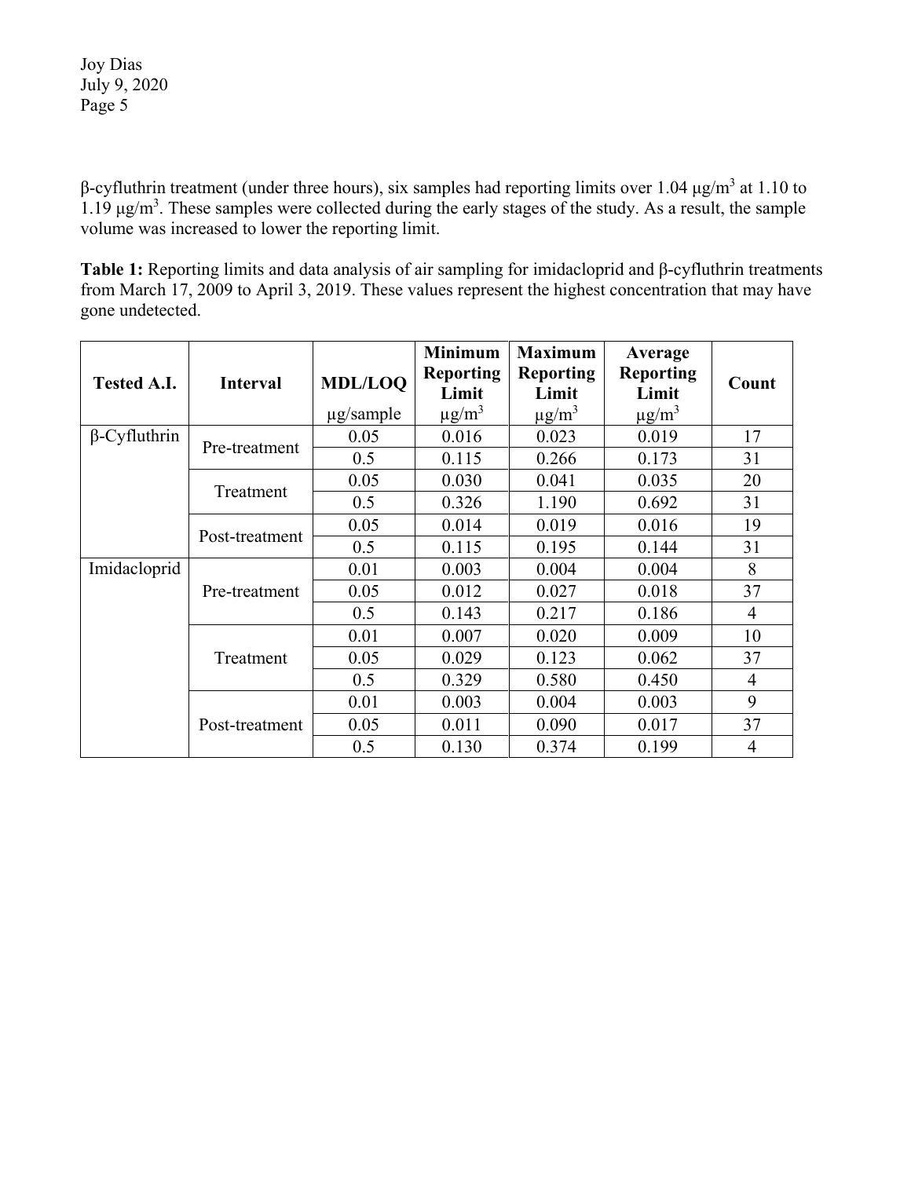β-cyfluthrin treatment (under three hours), six samples had reporting limits over 1.04 μg/m$^3$ at 1.10 to 1.19 μg/m$^3$. These samples were collected during the early stages of the study. As a result, the sample volume was increased to lower the reporting limit.

**Table 1:** Reporting limits and data analysis of air sampling for imidacloprid and β-cyfluthrin treatments from March 17, 2009 to April 3, 2019. These values represent the highest concentration that may have gone undetected.

| Tested A.I. | Interval | MDL/LOQ μg/sample | Minimum Reporting Limit μg/m$^3$ | Maximum Reporting Limit μg/m$^3$ | Average Reporting Limit μg/m$^3$ | Count |
|---|---|---|---|---|---|---|
| β-Cyfluthrin | Pre-treatment | 0.05 | 0.016 | 0.023 | 0.019 | 17 |
| | | 0.5 | 0.115 | 0.266 | 0.173 | 31 |
| | Treatment | 0.05 | 0.030 | 0.041 | 0.035 | 20 |
| | | 0.5 | 0.326 | 1.190 | 0.692 | 31 |
| | Post-treatment | 0.05 | 0.014 | 0.019 | 0.016 | 19 |
| | | 0.5 | 0.115 | 0.195 | 0.144 | 31 |
| Imidacloprid | Pre-treatment | 0.01 | 0.003 | 0.004 | 0.004 | 8 |
| | | 0.05 | 0.012 | 0.027 | 0.018 | 37 |
| | | 0.5 | 0.143 | 0.217 | 0.186 | 4 |
| | Treatment | 0.01 | 0.007 | 0.020 | 0.009 | 10 |
| | | 0.05 | 0.029 | 0.123 | 0.062 | 37 |
| | | 0.5 | 0.329 | 0.580 | 0.450 | 4 |
| | Post-treatment | 0.01 | 0.003 | 0.004 | 0.003 | 9 |
| | | 0.05 | 0.011 | 0.090 | 0.017 | 37 |
| | | 0.5 | 0.130 | 0.374 | 0.199 | 4 |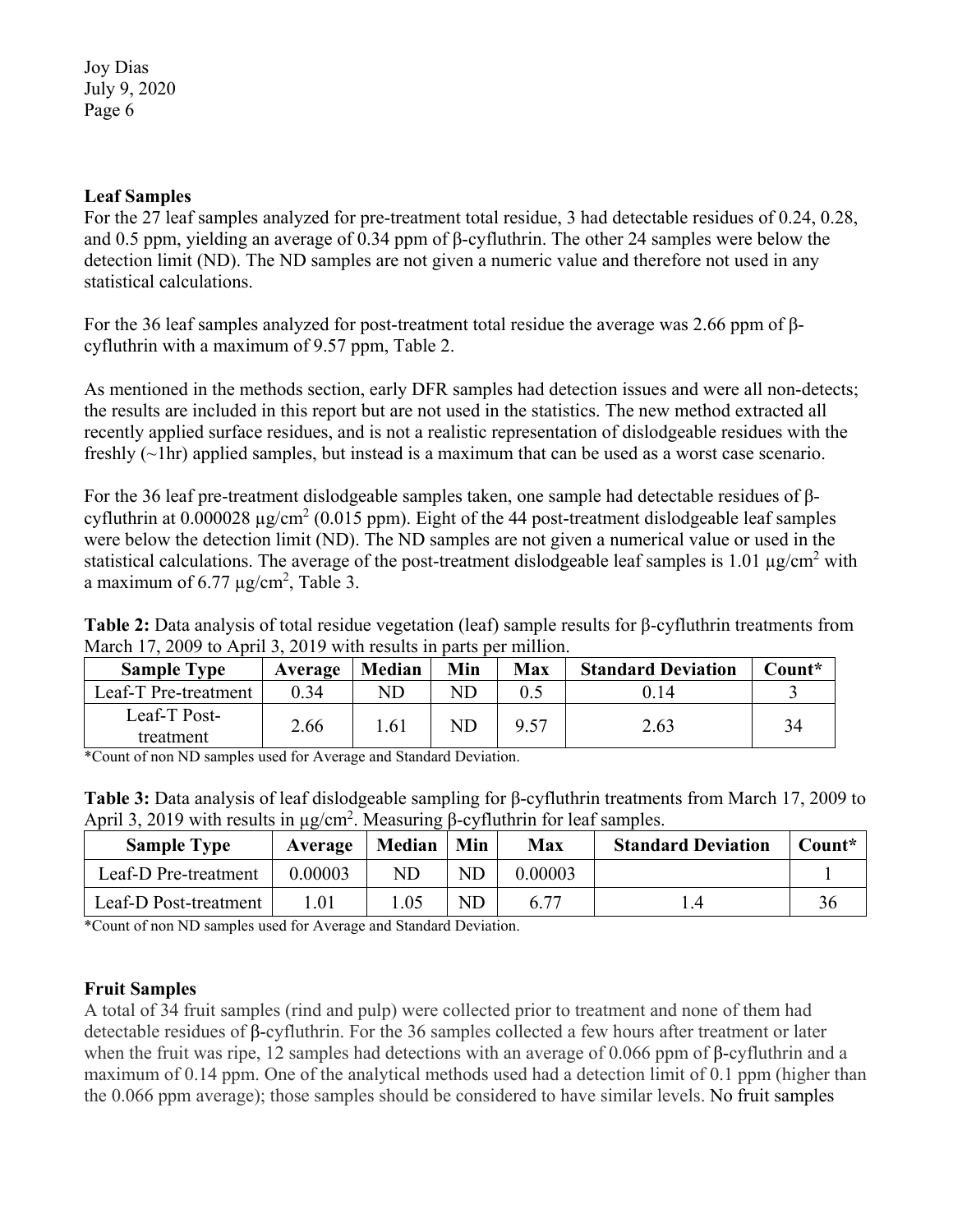### Leaf Samples

For the 27 leaf samples analyzed for pre-treatment total residue, 3 had detectable residues of 0.24, 0.28, and 0.5 ppm, yielding an average of 0.34 ppm of β-cyfluthrin. The other 24 samples were below the detection limit (ND). The ND samples are not given a numeric value and therefore not used in any statistical calculations.

For the 36 leaf samples analyzed for post-treatment total residue the average was 2.66 ppm of β-cyfluthrin with a maximum of 9.57 ppm, Table 2.

As mentioned in the methods section, early DFR samples had detection issues and were all non-detects; the results are included in this report but are not used in the statistics. The new method extracted all recently applied surface residues, and is not a realistic representation of dislodgeable residues with the freshly (~1hr) applied samples, but instead is a maximum that can be used as a worst case scenario.

For the 36 leaf pre-treatment dislodgeable samples taken, one sample had detectable residues of β-cyfluthrin at 0.000028 $\mu g/cm^2$ (0.015 ppm). Eight of the 44 post-treatment dislodgeable leaf samples were below the detection limit (ND). The ND samples are not given a numerical value or used in the statistical calculations. The average of the post-treatment dislodgeable leaf samples is 1.01 $\mu g/cm^2$ with a maximum of 6.77 $\mu g/cm^2$, Table 3.

**Table 2:** Data analysis of total residue vegetation (leaf) sample results for β-cyfluthrin treatments from March 17, 2009 to April 3, 2019 with results in parts per million.

| Sample Type | Average | Median | Min | Max | Standard Deviation | Count* |
|---|---|---|---|---|---|---|
| Leaf-T Pre-treatment | 0.34 | ND | ND | 0.5 | 0.14 | 3 |
| Leaf-T Post-treatment | 2.66 | 1.61 | ND | 9.57 | 2.63 | 34 |

*Count of non ND samples used for Average and Standard Deviation.

**Table 3:** Data analysis of leaf dislodgeable sampling for β-cyfluthrin treatments from March 17, 2009 to April 3, 2019 with results in $\mu g/cm^2$. Measuring β-cyfluthrin for leaf samples.

| Sample Type | Average | Median | Min | Max | Standard Deviation | Count* |
|---|---|---|---|---|---|---|
| Leaf-D Pre-treatment | 0.00003 | ND | ND | 0.00003 | | 1 |
| Leaf-D Post-treatment | 1.01 | 1.05 | ND | 6.77 | 1.4 | 36 |

*Count of non ND samples used for Average and Standard Deviation.

### Fruit Samples

A total of 34 fruit samples (rind and pulp) were collected prior to treatment and none of them had detectable residues of β-cyfluthrin. For the 36 samples collected a few hours after treatment or later when the fruit was ripe, 12 samples had detections with an average of 0.066 ppm of β-cyfluthrin and a maximum of 0.14 ppm. One of the analytical methods used had a detection limit of 0.1 ppm (higher than the 0.066 ppm average); those samples should be considered to have similar levels. No fruit samples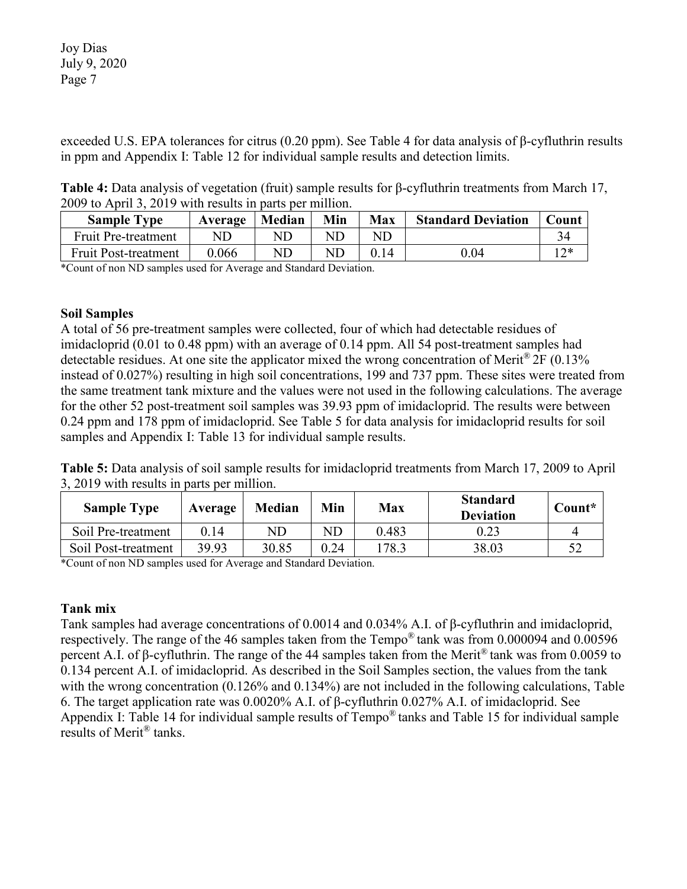exceeded U.S. EPA tolerances for citrus (0.20 ppm). See Table 4 for data analysis of β-cyfluthrin results in ppm and Appendix I: Table 12 for individual sample results and detection limits.

**Table 4:** Data analysis of vegetation (fruit) sample results for β-cyfluthrin treatments from March 17, 2009 to April 3, 2019 with results in parts per million.

| Sample Type | Average | Median | Min | Max | Standard Deviation | Count |
|---|---|---|---|---|---|---|
| Fruit Pre-treatment | ND | ND | ND | ND | | 34 |
| Fruit Post-treatment | 0.066 | ND | ND | 0.14 | 0.04 | 12* |

*Count of non ND samples used for Average and Standard Deviation.

### Soil Samples

A total of 56 pre-treatment samples were collected, four of which had detectable residues of imidacloprid (0.01 to 0.48 ppm) with an average of 0.14 ppm. All 54 post-treatment samples had detectable residues. At one site the applicator mixed the wrong concentration of Merit® 2F (0.13% instead of 0.027%) resulting in high soil concentrations, 199 and 737 ppm. These sites were treated from the same treatment tank mixture and the values were not used in the following calculations. The average for the other 52 post-treatment soil samples was 39.93 ppm of imidacloprid. The results were between 0.24 ppm and 178 ppm of imidacloprid. See Table 5 for data analysis for imidacloprid results for soil samples and Appendix I: Table 13 for individual sample results.

**Table 5:** Data analysis of soil sample results for imidacloprid treatments from March 17, 2009 to April 3, 2019 with results in parts per million.

| Sample Type | Average | Median | Min | Max | Standard Deviation | Count* |
|---|---|---|---|---|---|---|
| Soil Pre-treatment | 0.14 | ND | ND | 0.483 | 0.23 | 4 |
| Soil Post-treatment | 39.93 | 30.85 | 0.24 | 178.3 | 38.03 | 52 |

*Count of non ND samples used for Average and Standard Deviation.

### Tank mix

Tank samples had average concentrations of 0.0014 and 0.034% A.I. of β-cyfluthrin and imidacloprid, respectively. The range of the 46 samples taken from the Tempo® tank was from 0.000094 and 0.00596 percent A.I. of β-cyfluthrin. The range of the 44 samples taken from the Merit® tank was from 0.0059 to 0.134 percent A.I. of imidacloprid. As described in the Soil Samples section, the values from the tank with the wrong concentration (0.126% and 0.134%) are not included in the following calculations, Table 6. The target application rate was 0.0020% A.I. of β-cyfluthrin 0.027% A.I. of imidacloprid. See Appendix I: Table 14 for individual sample results of Tempo® tanks and Table 15 for individual sample results of Merit® tanks.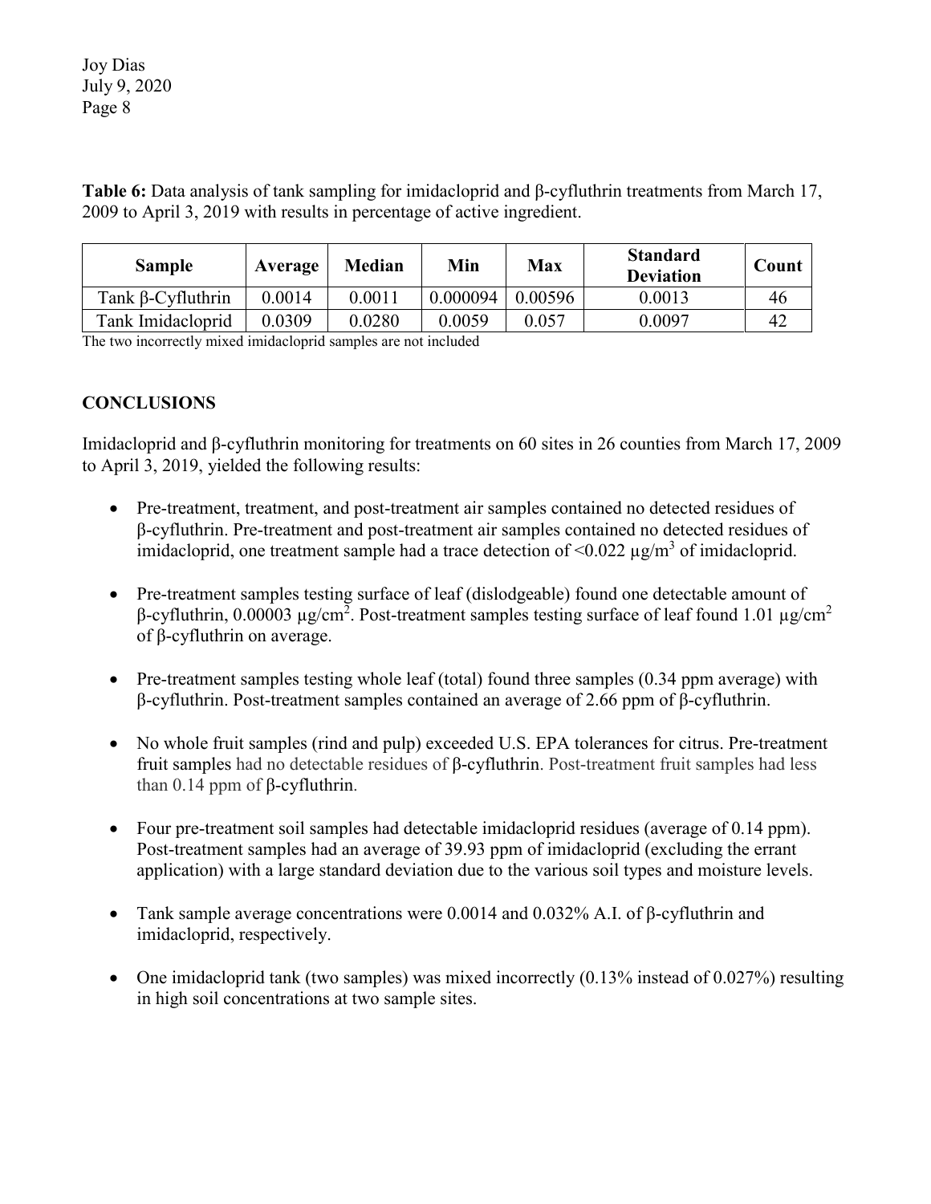**Table 6:** Data analysis of tank sampling for imidacloprid and β-cyfluthrin treatments from March 17, 2009 to April 3, 2019 with results in percentage of active ingredient.

| Sample | Average | Median | Min | Max | Standard Deviation | Count |
|---|---|---|---|---|---|---|
| Tank β-Cyfluthrin | 0.0014 | 0.0011 | 0.000094 | 0.00596 | 0.0013 | 46 |
| Tank Imidacloprid | 0.0309 | 0.0280 | 0.0059 | 0.057 | 0.0097 | 42 |

The two incorrectly mixed imidacloprid samples are not included

## CONCLUSIONS

Imidacloprid and β-cyfluthrin monitoring for treatments on 60 sites in 26 counties from March 17, 2009 to April 3, 2019, yielded the following results:

- Pre-treatment, treatment, and post-treatment air samples contained no detected residues of β-cyfluthrin. Pre-treatment and post-treatment air samples contained no detected residues of imidacloprid, one treatment sample had a trace detection of <0.022 $\mu g/m^3$ of imidacloprid.
- Pre-treatment samples testing surface of leaf (dislodgeable) found one detectable amount of β-cyfluthrin, 0.00003 $\mu g/cm^2$. Post-treatment samples testing surface of leaf found 1.01 $\mu g/cm^2$ of β-cyfluthrin on average.
- Pre-treatment samples testing whole leaf (total) found three samples (0.34 ppm average) with β-cyfluthrin. Post-treatment samples contained an average of 2.66 ppm of β-cyfluthrin.
- No whole fruit samples (rind and pulp) exceeded U.S. EPA tolerances for citrus. Pre-treatment fruit samples had no detectable residues of β-cyfluthrin. Post-treatment fruit samples had less than 0.14 ppm of β-cyfluthrin.
- Four pre-treatment soil samples had detectable imidacloprid residues (average of 0.14 ppm). Post-treatment samples had an average of 39.93 ppm of imidacloprid (excluding the errant application) with a large standard deviation due to the various soil types and moisture levels.
- Tank sample average concentrations were 0.0014 and 0.032% A.I. of β-cyfluthrin and imidacloprid, respectively.
- One imidacloprid tank (two samples) was mixed incorrectly (0.13% instead of 0.027%) resulting in high soil concentrations at two sample sites.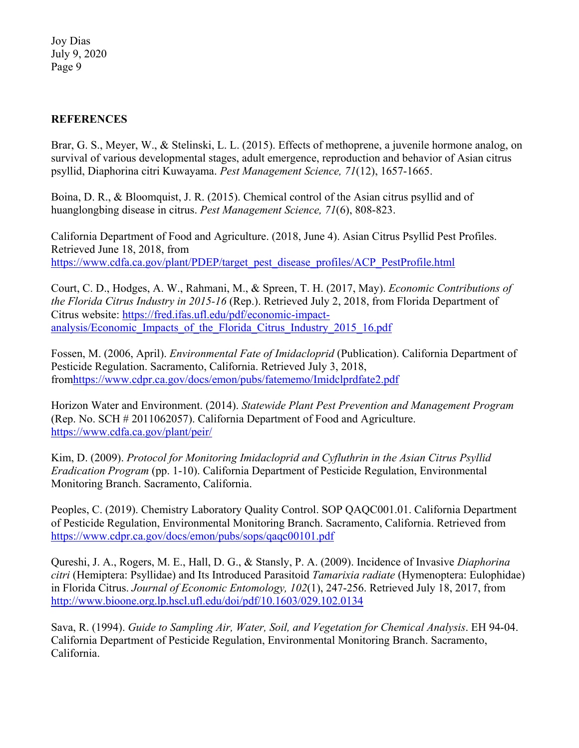## REFERENCES

Brar, G. S., Meyer, W., & Stelinski, L. L. (2015). Effects of methoprene, a juvenile hormone analog, on survival of various developmental stages, adult emergence, reproduction and behavior of Asian citrus psyllid, Diaphorina citri Kuwayama. *Pest Management Science, 71*(12), 1657-1665.

Boina, D. R., & Bloomquist, J. R. (2015). Chemical control of the Asian citrus psyllid and of huanglongbing disease in citrus. *Pest Management Science, 71*(6), 808-823.

California Department of Food and Agriculture. (2018, June 4). Asian Citrus Psyllid Pest Profiles. Retrieved June 18, 2018, from https://www.cdfa.ca.gov/plant/PDEP/target_pest_disease_profiles/ACP_PestProfile.html

Court, C. D., Hodges, A. W., Rahmani, M., & Spreen, T. H. (2017, May). *Economic Contributions of the Florida Citrus Industry in 2015-16* (Rep.). Retrieved July 2, 2018, from Florida Department of Citrus website: https://fred.ifas.ufl.edu/pdf/economic-impact-analysis/Economic_Impacts_of_the_Florida_Citrus_Industry_2015_16.pdf

Fossen, M. (2006, April). *Environmental Fate of Imidacloprid* (Publication). California Department of Pesticide Regulation. Sacramento, California. Retrieved July 3, 2018, fromhttps://www.cdpr.ca.gov/docs/emon/pubs/fatememo/Imidclprdfate2.pdf

Horizon Water and Environment. (2014). *Statewide Plant Pest Prevention and Management Program* (Rep. No. SCH # 2011062057). California Department of Food and Agriculture. https://www.cdfa.ca.gov/plant/peir/

Kim, D. (2009). *Protocol for Monitoring Imidacloprid and Cyfluthrin in the Asian Citrus Psyllid Eradication Program* (pp. 1-10). California Department of Pesticide Regulation, Environmental Monitoring Branch. Sacramento, California.

Peoples, C. (2019). Chemistry Laboratory Quality Control. SOP QAQC001.01. California Department of Pesticide Regulation, Environmental Monitoring Branch. Sacramento, California. Retrieved from https://www.cdpr.ca.gov/docs/emon/pubs/sops/qaqc00101.pdf

Qureshi, J. A., Rogers, M. E., Hall, D. G., & Stansly, P. A. (2009). Incidence of Invasive *Diaphorina citri* (Hemiptera: Psyllidae) and Its Introduced Parasitoid *Tamarixia radiate* (Hymenoptera: Eulophidae) in Florida Citrus. *Journal of Economic Entomology, 102*(1), 247-256. Retrieved July 18, 2017, from http://www.bioone.org.lp.hscl.ufl.edu/doi/pdf/10.1603/029.102.0134

Sava, R. (1994). *Guide to Sampling Air, Water, Soil, and Vegetation for Chemical Analysis*. EH 94-04. California Department of Pesticide Regulation, Environmental Monitoring Branch. Sacramento, California.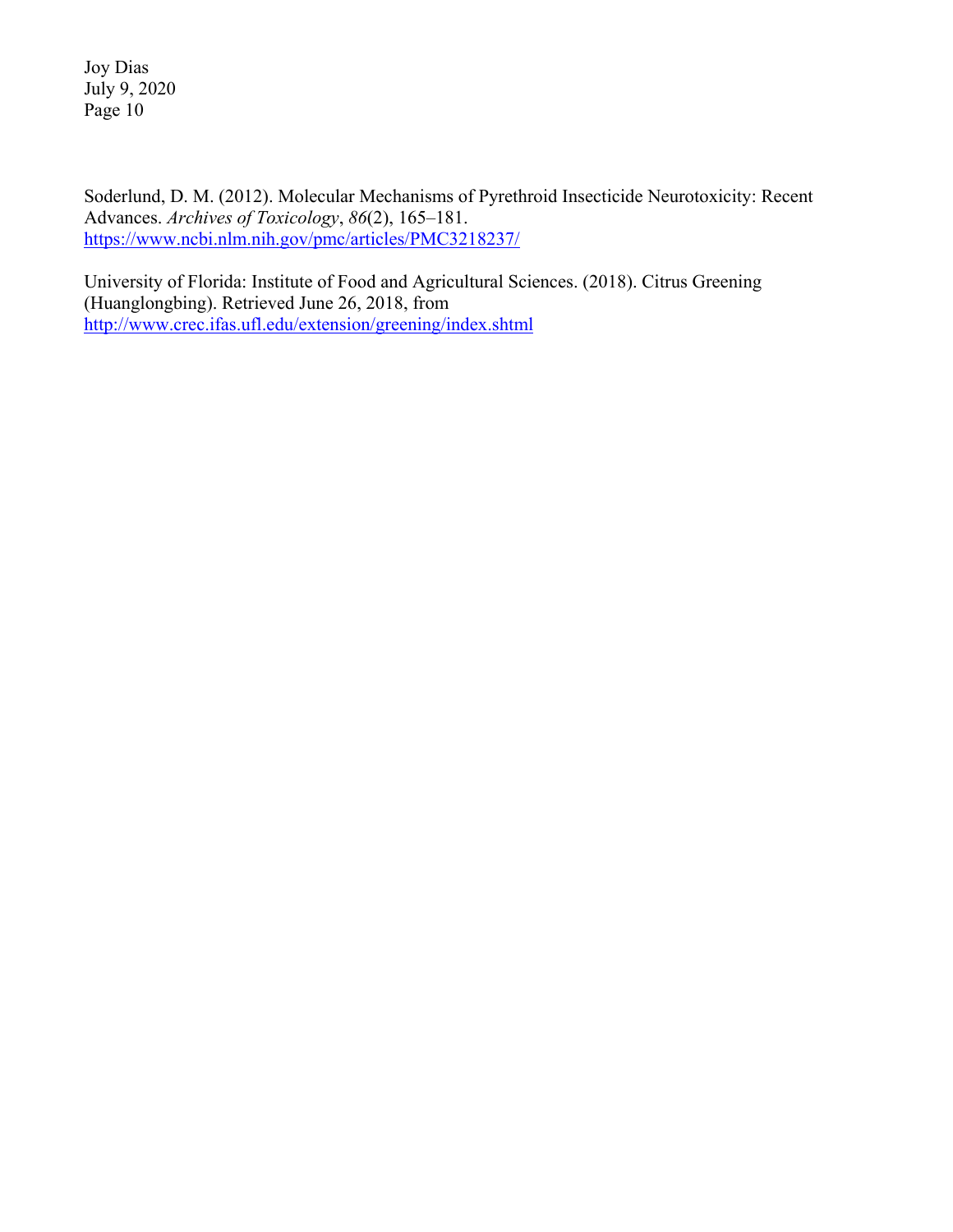Soderlund, D. M. (2012). Molecular Mechanisms of Pyrethroid Insecticide Neurotoxicity: Recent Advances. *Archives of Toxicology*, *86*(2), 165–181. https://www.ncbi.nlm.nih.gov/pmc/articles/PMC3218237/

University of Florida: Institute of Food and Agricultural Sciences. (2018). Citrus Greening (Huanglongbing). Retrieved June 26, 2018, from http://www.crec.ifas.ufl.edu/extension/greening/index.shtml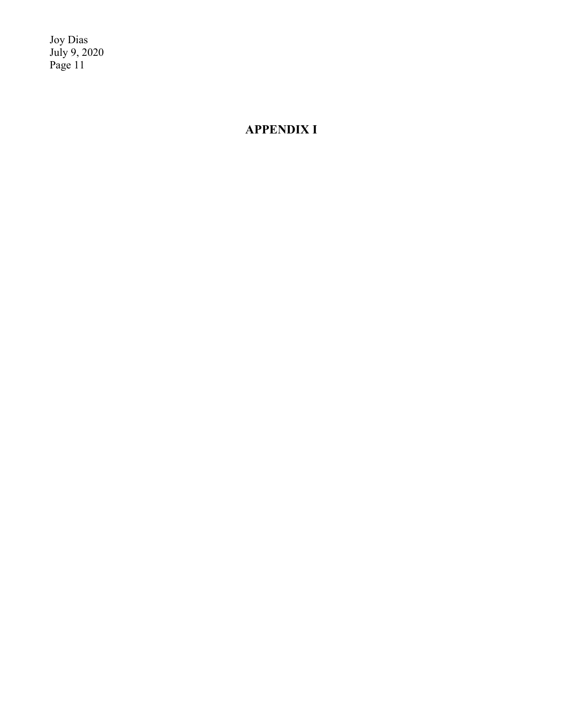# APPENDIX I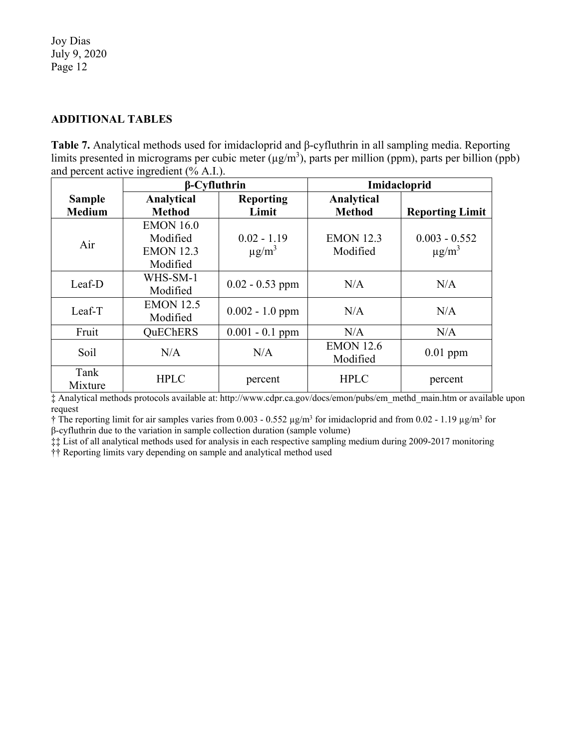## ADDITIONAL TABLES

**Table 7.** Analytical methods used for imidacloprid and β-cyfluthrin in all sampling media. Reporting limits presented in micrograms per cubic meter (μg/m$^3$), parts per million (ppm), parts per billion (ppb) and percent active ingredient (% A.I.).

| | β-Cyfluthrin | | Imidacloprid | |
|---|---|---|---|---|
| **Sample Medium** | **Analytical Method** | **Reporting Limit** | **Analytical Method** | **Reporting Limit** |
| Air | EMON 16.0 Modified EMON 12.3 Modified | 0.02 - 1.19 μg/m$^3$ | EMON 12.3 Modified | 0.003 - 0.552 μg/m$^3$ |
| Leaf-D | WHS-SM-1 Modified | 0.02 - 0.53 ppm | N/A | N/A |
| Leaf-T | EMON 12.5 Modified | 0.002 - 1.0 ppm | N/A | N/A |
| Fruit | QuEChERS | 0.001 - 0.1 ppm | N/A | N/A |
| Soil | N/A | N/A | EMON 12.6 Modified | 0.01 ppm |
| Tank Mixture | HPLC | percent | HPLC | percent |

‡ Analytical methods protocols available at: http://www.cdpr.ca.gov/docs/emon/pubs/em_methd_main.htm or available upon request

† The reporting limit for air samples varies from 0.003 - 0.552 μg/m$^3$ for imidacloprid and from 0.02 - 1.19 μg/m$^3$ for β-cyfluthrin due to the variation in sample collection duration (sample volume)

‡‡ List of all analytical methods used for analysis in each respective sampling medium during 2009-2017 monitoring

†† Reporting limits vary depending on sample and analytical method used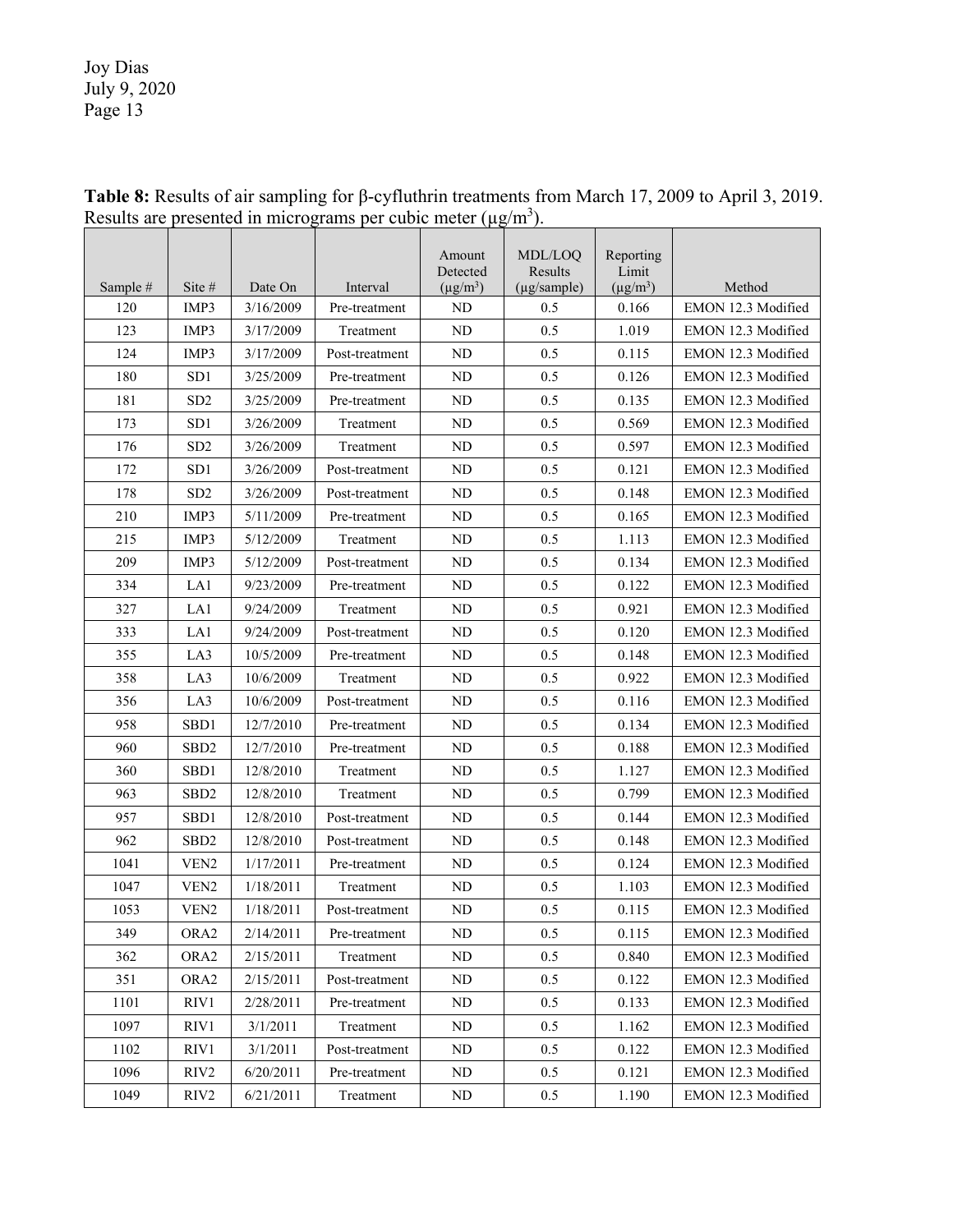**Table 8:** Results of air sampling for β-cyfluthrin treatments from March 17, 2009 to April 3, 2019. Results are presented in micrograms per cubic meter (μg/m$^3$).

| Sample # | Site # | Date On | Interval | Amount Detected (μg/m$^3$) | MDL/LOQ Results (μg/sample) | Reporting Limit (μg/m$^3$) | Method |
|---|---|---|---|---|---|---|---|
| 120 | IMP3 | 3/16/2009 | Pre-treatment | ND | 0.5 | 0.166 | EMON 12.3 Modified |
| 123 | IMP3 | 3/17/2009 | Treatment | ND | 0.5 | 1.019 | EMON 12.3 Modified |
| 124 | IMP3 | 3/17/2009 | Post-treatment | ND | 0.5 | 0.115 | EMON 12.3 Modified |
| 180 | SD1 | 3/25/2009 | Pre-treatment | ND | 0.5 | 0.126 | EMON 12.3 Modified |
| 181 | SD2 | 3/25/2009 | Pre-treatment | ND | 0.5 | 0.135 | EMON 12.3 Modified |
| 173 | SD1 | 3/26/2009 | Treatment | ND | 0.5 | 0.569 | EMON 12.3 Modified |
| 176 | SD2 | 3/26/2009 | Treatment | ND | 0.5 | 0.597 | EMON 12.3 Modified |
| 172 | SD1 | 3/26/2009 | Post-treatment | ND | 0.5 | 0.121 | EMON 12.3 Modified |
| 178 | SD2 | 3/26/2009 | Post-treatment | ND | 0.5 | 0.148 | EMON 12.3 Modified |
| 210 | IMP3 | 5/11/2009 | Pre-treatment | ND | 0.5 | 0.165 | EMON 12.3 Modified |
| 215 | IMP3 | 5/12/2009 | Treatment | ND | 0.5 | 1.113 | EMON 12.3 Modified |
| 209 | IMP3 | 5/12/2009 | Post-treatment | ND | 0.5 | 0.134 | EMON 12.3 Modified |
| 334 | LA1 | 9/23/2009 | Pre-treatment | ND | 0.5 | 0.122 | EMON 12.3 Modified |
| 327 | LA1 | 9/24/2009 | Treatment | ND | 0.5 | 0.921 | EMON 12.3 Modified |
| 333 | LA1 | 9/24/2009 | Post-treatment | ND | 0.5 | 0.120 | EMON 12.3 Modified |
| 355 | LA3 | 10/5/2009 | Pre-treatment | ND | 0.5 | 0.148 | EMON 12.3 Modified |
| 358 | LA3 | 10/6/2009 | Treatment | ND | 0.5 | 0.922 | EMON 12.3 Modified |
| 356 | LA3 | 10/6/2009 | Post-treatment | ND | 0.5 | 0.116 | EMON 12.3 Modified |
| 958 | SBD1 | 12/7/2010 | Pre-treatment | ND | 0.5 | 0.134 | EMON 12.3 Modified |
| 960 | SBD2 | 12/7/2010 | Pre-treatment | ND | 0.5 | 0.188 | EMON 12.3 Modified |
| 360 | SBD1 | 12/8/2010 | Treatment | ND | 0.5 | 1.127 | EMON 12.3 Modified |
| 963 | SBD2 | 12/8/2010 | Treatment | ND | 0.5 | 0.799 | EMON 12.3 Modified |
| 957 | SBD1 | 12/8/2010 | Post-treatment | ND | 0.5 | 0.144 | EMON 12.3 Modified |
| 962 | SBD2 | 12/8/2010 | Post-treatment | ND | 0.5 | 0.148 | EMON 12.3 Modified |
| 1041 | VEN2 | 1/17/2011 | Pre-treatment | ND | 0.5 | 0.124 | EMON 12.3 Modified |
| 1047 | VEN2 | 1/18/2011 | Treatment | ND | 0.5 | 1.103 | EMON 12.3 Modified |
| 1053 | VEN2 | 1/18/2011 | Post-treatment | ND | 0.5 | 0.115 | EMON 12.3 Modified |
| 349 | ORA2 | 2/14/2011 | Pre-treatment | ND | 0.5 | 0.115 | EMON 12.3 Modified |
| 362 | ORA2 | 2/15/2011 | Treatment | ND | 0.5 | 0.840 | EMON 12.3 Modified |
| 351 | ORA2 | 2/15/2011 | Post-treatment | ND | 0.5 | 0.122 | EMON 12.3 Modified |
| 1101 | RIV1 | 2/28/2011 | Pre-treatment | ND | 0.5 | 0.133 | EMON 12.3 Modified |
| 1097 | RIV1 | 3/1/2011 | Treatment | ND | 0.5 | 1.162 | EMON 12.3 Modified |
| 1102 | RIV1 | 3/1/2011 | Post-treatment | ND | 0.5 | 0.122 | EMON 12.3 Modified |
| 1096 | RIV2 | 6/20/2011 | Pre-treatment | ND | 0.5 | 0.121 | EMON 12.3 Modified |
| 1049 | RIV2 | 6/21/2011 | Treatment | ND | 0.5 | 1.190 | EMON 12.3 Modified |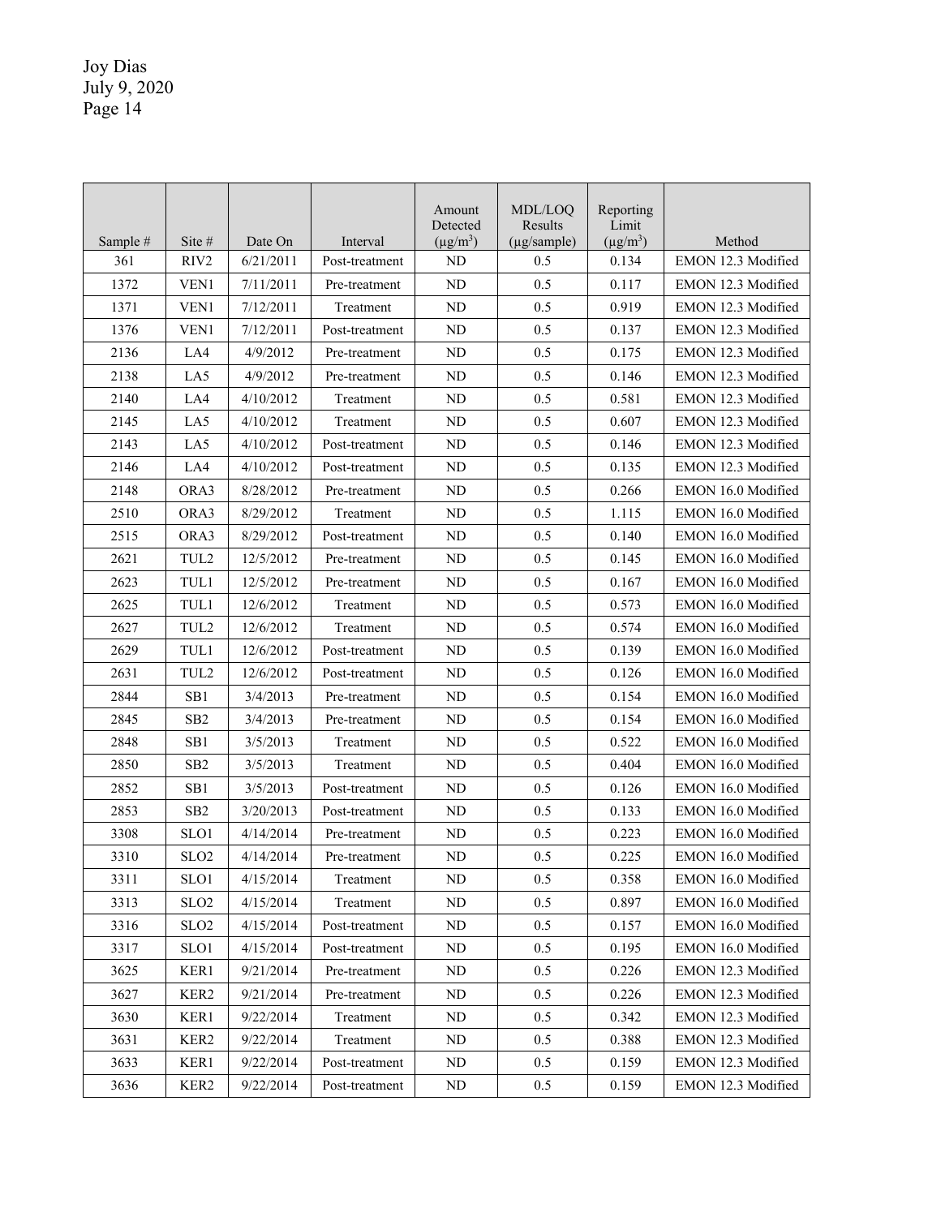| Sample # | Site # | Date On | Interval | Amount Detected ($\mu g/m^3$) | MDL/LOQ Results ($\mu g$/sample) | Reporting Limit ($\mu g/m^3$) | Method |
|---|---|---|---|---|---|---|---|
| 361 | RIV2 | 6/21/2011 | Post-treatment | ND | 0.5 | 0.134 | EMON 12.3 Modified |
| 1372 | VEN1 | 7/11/2011 | Pre-treatment | ND | 0.5 | 0.117 | EMON 12.3 Modified |
| 1371 | VEN1 | 7/12/2011 | Treatment | ND | 0.5 | 0.919 | EMON 12.3 Modified |
| 1376 | VEN1 | 7/12/2011 | Post-treatment | ND | 0.5 | 0.137 | EMON 12.3 Modified |
| 2136 | LA4 | 4/9/2012 | Pre-treatment | ND | 0.5 | 0.175 | EMON 12.3 Modified |
| 2138 | LA5 | 4/9/2012 | Pre-treatment | ND | 0.5 | 0.146 | EMON 12.3 Modified |
| 2140 | LA4 | 4/10/2012 | Treatment | ND | 0.5 | 0.581 | EMON 12.3 Modified |
| 2145 | LA5 | 4/10/2012 | Treatment | ND | 0.5 | 0.607 | EMON 12.3 Modified |
| 2143 | LA5 | 4/10/2012 | Post-treatment | ND | 0.5 | 0.146 | EMON 12.3 Modified |
| 2146 | LA4 | 4/10/2012 | Post-treatment | ND | 0.5 | 0.135 | EMON 12.3 Modified |
| 2148 | ORA3 | 8/28/2012 | Pre-treatment | ND | 0.5 | 0.266 | EMON 16.0 Modified |
| 2510 | ORA3 | 8/29/2012 | Treatment | ND | 0.5 | 1.115 | EMON 16.0 Modified |
| 2515 | ORA3 | 8/29/2012 | Post-treatment | ND | 0.5 | 0.140 | EMON 16.0 Modified |
| 2621 | TUL2 | 12/5/2012 | Pre-treatment | ND | 0.5 | 0.145 | EMON 16.0 Modified |
| 2623 | TUL1 | 12/5/2012 | Pre-treatment | ND | 0.5 | 0.167 | EMON 16.0 Modified |
| 2625 | TUL1 | 12/6/2012 | Treatment | ND | 0.5 | 0.573 | EMON 16.0 Modified |
| 2627 | TUL2 | 12/6/2012 | Treatment | ND | 0.5 | 0.574 | EMON 16.0 Modified |
| 2629 | TUL1 | 12/6/2012 | Post-treatment | ND | 0.5 | 0.139 | EMON 16.0 Modified |
| 2631 | TUL2 | 12/6/2012 | Post-treatment | ND | 0.5 | 0.126 | EMON 16.0 Modified |
| 2844 | SB1 | 3/4/2013 | Pre-treatment | ND | 0.5 | 0.154 | EMON 16.0 Modified |
| 2845 | SB2 | 3/4/2013 | Pre-treatment | ND | 0.5 | 0.154 | EMON 16.0 Modified |
| 2848 | SB1 | 3/5/2013 | Treatment | ND | 0.5 | 0.522 | EMON 16.0 Modified |
| 2850 | SB2 | 3/5/2013 | Treatment | ND | 0.5 | 0.404 | EMON 16.0 Modified |
| 2852 | SB1 | 3/5/2013 | Post-treatment | ND | 0.5 | 0.126 | EMON 16.0 Modified |
| 2853 | SB2 | 3/20/2013 | Post-treatment | ND | 0.5 | 0.133 | EMON 16.0 Modified |
| 3308 | SLO1 | 4/14/2014 | Pre-treatment | ND | 0.5 | 0.223 | EMON 16.0 Modified |
| 3310 | SLO2 | 4/14/2014 | Pre-treatment | ND | 0.5 | 0.225 | EMON 16.0 Modified |
| 3311 | SLO1 | 4/15/2014 | Treatment | ND | 0.5 | 0.358 | EMON 16.0 Modified |
| 3313 | SLO2 | 4/15/2014 | Treatment | ND | 0.5 | 0.897 | EMON 16.0 Modified |
| 3316 | SLO2 | 4/15/2014 | Post-treatment | ND | 0.5 | 0.157 | EMON 16.0 Modified |
| 3317 | SLO1 | 4/15/2014 | Post-treatment | ND | 0.5 | 0.195 | EMON 16.0 Modified |
| 3625 | KER1 | 9/21/2014 | Pre-treatment | ND | 0.5 | 0.226 | EMON 12.3 Modified |
| 3627 | KER2 | 9/21/2014 | Pre-treatment | ND | 0.5 | 0.226 | EMON 12.3 Modified |
| 3630 | KER1 | 9/22/2014 | Treatment | ND | 0.5 | 0.342 | EMON 12.3 Modified |
| 3631 | KER2 | 9/22/2014 | Treatment | ND | 0.5 | 0.388 | EMON 12.3 Modified |
| 3633 | KER1 | 9/22/2014 | Post-treatment | ND | 0.5 | 0.159 | EMON 12.3 Modified |
| 3636 | KER2 | 9/22/2014 | Post-treatment | ND | 0.5 | 0.159 | EMON 12.3 Modified |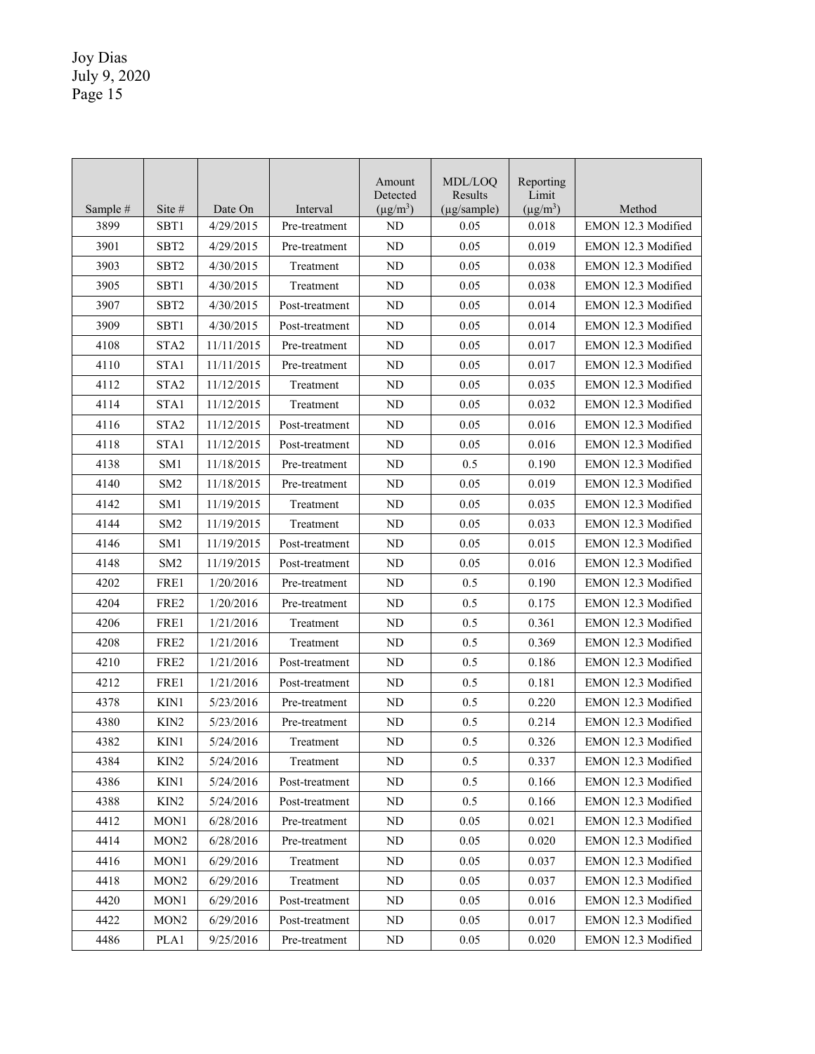| Sample # | Site # | Date On | Interval | Amount Detected ($\mu g/m^3$) | MDL/LOQ Results ($\mu g$/sample) | Reporting Limit ($\mu g/m^3$) | Method |
|---|---|---|---|---|---|---|---|
| 3899 | SBT1 | 4/29/2015 | Pre-treatment | ND | 0.05 | 0.018 | EMON 12.3 Modified |
| 3901 | SBT2 | 4/29/2015 | Pre-treatment | ND | 0.05 | 0.019 | EMON 12.3 Modified |
| 3903 | SBT2 | 4/30/2015 | Treatment | ND | 0.05 | 0.038 | EMON 12.3 Modified |
| 3905 | SBT1 | 4/30/2015 | Treatment | ND | 0.05 | 0.038 | EMON 12.3 Modified |
| 3907 | SBT2 | 4/30/2015 | Post-treatment | ND | 0.05 | 0.014 | EMON 12.3 Modified |
| 3909 | SBT1 | 4/30/2015 | Post-treatment | ND | 0.05 | 0.014 | EMON 12.3 Modified |
| 4108 | STA2 | 11/11/2015 | Pre-treatment | ND | 0.05 | 0.017 | EMON 12.3 Modified |
| 4110 | STA1 | 11/11/2015 | Pre-treatment | ND | 0.05 | 0.017 | EMON 12.3 Modified |
| 4112 | STA2 | 11/12/2015 | Treatment | ND | 0.05 | 0.035 | EMON 12.3 Modified |
| 4114 | STA1 | 11/12/2015 | Treatment | ND | 0.05 | 0.032 | EMON 12.3 Modified |
| 4116 | STA2 | 11/12/2015 | Post-treatment | ND | 0.05 | 0.016 | EMON 12.3 Modified |
| 4118 | STA1 | 11/12/2015 | Post-treatment | ND | 0.05 | 0.016 | EMON 12.3 Modified |
| 4138 | SM1 | 11/18/2015 | Pre-treatment | ND | 0.5 | 0.190 | EMON 12.3 Modified |
| 4140 | SM2 | 11/18/2015 | Pre-treatment | ND | 0.05 | 0.019 | EMON 12.3 Modified |
| 4142 | SM1 | 11/19/2015 | Treatment | ND | 0.05 | 0.035 | EMON 12.3 Modified |
| 4144 | SM2 | 11/19/2015 | Treatment | ND | 0.05 | 0.033 | EMON 12.3 Modified |
| 4146 | SM1 | 11/19/2015 | Post-treatment | ND | 0.05 | 0.015 | EMON 12.3 Modified |
| 4148 | SM2 | 11/19/2015 | Post-treatment | ND | 0.05 | 0.016 | EMON 12.3 Modified |
| 4202 | FRE1 | 1/20/2016 | Pre-treatment | ND | 0.5 | 0.190 | EMON 12.3 Modified |
| 4204 | FRE2 | 1/20/2016 | Pre-treatment | ND | 0.5 | 0.175 | EMON 12.3 Modified |
| 4206 | FRE1 | 1/21/2016 | Treatment | ND | 0.5 | 0.361 | EMON 12.3 Modified |
| 4208 | FRE2 | 1/21/2016 | Treatment | ND | 0.5 | 0.369 | EMON 12.3 Modified |
| 4210 | FRE2 | 1/21/2016 | Post-treatment | ND | 0.5 | 0.186 | EMON 12.3 Modified |
| 4212 | FRE1 | 1/21/2016 | Post-treatment | ND | 0.5 | 0.181 | EMON 12.3 Modified |
| 4378 | KIN1 | 5/23/2016 | Pre-treatment | ND | 0.5 | 0.220 | EMON 12.3 Modified |
| 4380 | KIN2 | 5/23/2016 | Pre-treatment | ND | 0.5 | 0.214 | EMON 12.3 Modified |
| 4382 | KIN1 | 5/24/2016 | Treatment | ND | 0.5 | 0.326 | EMON 12.3 Modified |
| 4384 | KIN2 | 5/24/2016 | Treatment | ND | 0.5 | 0.337 | EMON 12.3 Modified |
| 4386 | KIN1 | 5/24/2016 | Post-treatment | ND | 0.5 | 0.166 | EMON 12.3 Modified |
| 4388 | KIN2 | 5/24/2016 | Post-treatment | ND | 0.5 | 0.166 | EMON 12.3 Modified |
| 4412 | MON1 | 6/28/2016 | Pre-treatment | ND | 0.05 | 0.021 | EMON 12.3 Modified |
| 4414 | MON2 | 6/28/2016 | Pre-treatment | ND | 0.05 | 0.020 | EMON 12.3 Modified |
| 4416 | MON1 | 6/29/2016 | Treatment | ND | 0.05 | 0.037 | EMON 12.3 Modified |
| 4418 | MON2 | 6/29/2016 | Treatment | ND | 0.05 | 0.037 | EMON 12.3 Modified |
| 4420 | MON1 | 6/29/2016 | Post-treatment | ND | 0.05 | 0.016 | EMON 12.3 Modified |
| 4422 | MON2 | 6/29/2016 | Post-treatment | ND | 0.05 | 0.017 | EMON 12.3 Modified |
| 4486 | PLA1 | 9/25/2016 | Pre-treatment | ND | 0.05 | 0.020 | EMON 12.3 Modified |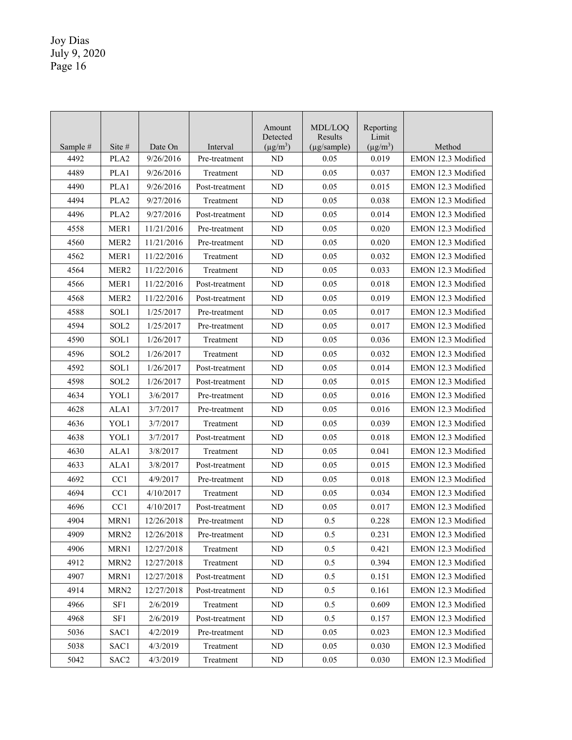| Sample # | Site # | Date On | Interval | Amount Detected ($\mu g/m^3$) | MDL/LOQ Results ($\mu g$/sample) | Reporting Limit ($\mu g/m^3$) | Method |
|---|---|---|---|---|---|---|---|
| 4492 | PLA2 | 9/26/2016 | Pre-treatment | ND | 0.05 | 0.019 | EMON 12.3 Modified |
| 4489 | PLA1 | 9/26/2016 | Treatment | ND | 0.05 | 0.037 | EMON 12.3 Modified |
| 4490 | PLA1 | 9/26/2016 | Post-treatment | ND | 0.05 | 0.015 | EMON 12.3 Modified |
| 4494 | PLA2 | 9/27/2016 | Treatment | ND | 0.05 | 0.038 | EMON 12.3 Modified |
| 4496 | PLA2 | 9/27/2016 | Post-treatment | ND | 0.05 | 0.014 | EMON 12.3 Modified |
| 4558 | MER1 | 11/21/2016 | Pre-treatment | ND | 0.05 | 0.020 | EMON 12.3 Modified |
| 4560 | MER2 | 11/21/2016 | Pre-treatment | ND | 0.05 | 0.020 | EMON 12.3 Modified |
| 4562 | MER1 | 11/22/2016 | Treatment | ND | 0.05 | 0.032 | EMON 12.3 Modified |
| 4564 | MER2 | 11/22/2016 | Treatment | ND | 0.05 | 0.033 | EMON 12.3 Modified |
| 4566 | MER1 | 11/22/2016 | Post-treatment | ND | 0.05 | 0.018 | EMON 12.3 Modified |
| 4568 | MER2 | 11/22/2016 | Post-treatment | ND | 0.05 | 0.019 | EMON 12.3 Modified |
| 4588 | SOL1 | 1/25/2017 | Pre-treatment | ND | 0.05 | 0.017 | EMON 12.3 Modified |
| 4594 | SOL2 | 1/25/2017 | Pre-treatment | ND | 0.05 | 0.017 | EMON 12.3 Modified |
| 4590 | SOL1 | 1/26/2017 | Treatment | ND | 0.05 | 0.036 | EMON 12.3 Modified |
| 4596 | SOL2 | 1/26/2017 | Treatment | ND | 0.05 | 0.032 | EMON 12.3 Modified |
| 4592 | SOL1 | 1/26/2017 | Post-treatment | ND | 0.05 | 0.014 | EMON 12.3 Modified |
| 4598 | SOL2 | 1/26/2017 | Post-treatment | ND | 0.05 | 0.015 | EMON 12.3 Modified |
| 4634 | YOL1 | 3/6/2017 | Pre-treatment | ND | 0.05 | 0.016 | EMON 12.3 Modified |
| 4628 | ALA1 | 3/7/2017 | Pre-treatment | ND | 0.05 | 0.016 | EMON 12.3 Modified |
| 4636 | YOL1 | 3/7/2017 | Treatment | ND | 0.05 | 0.039 | EMON 12.3 Modified |
| 4638 | YOL1 | 3/7/2017 | Post-treatment | ND | 0.05 | 0.018 | EMON 12.3 Modified |
| 4630 | ALA1 | 3/8/2017 | Treatment | ND | 0.05 | 0.041 | EMON 12.3 Modified |
| 4633 | ALA1 | 3/8/2017 | Post-treatment | ND | 0.05 | 0.015 | EMON 12.3 Modified |
| 4692 | CC1 | 4/9/2017 | Pre-treatment | ND | 0.05 | 0.018 | EMON 12.3 Modified |
| 4694 | CC1 | 4/10/2017 | Treatment | ND | 0.05 | 0.034 | EMON 12.3 Modified |
| 4696 | CC1 | 4/10/2017 | Post-treatment | ND | 0.05 | 0.017 | EMON 12.3 Modified |
| 4904 | MRN1 | 12/26/2018 | Pre-treatment | ND | 0.5 | 0.228 | EMON 12.3 Modified |
| 4909 | MRN2 | 12/26/2018 | Pre-treatment | ND | 0.5 | 0.231 | EMON 12.3 Modified |
| 4906 | MRN1 | 12/27/2018 | Treatment | ND | 0.5 | 0.421 | EMON 12.3 Modified |
| 4912 | MRN2 | 12/27/2018 | Treatment | ND | 0.5 | 0.394 | EMON 12.3 Modified |
| 4907 | MRN1 | 12/27/2018 | Post-treatment | ND | 0.5 | 0.151 | EMON 12.3 Modified |
| 4914 | MRN2 | 12/27/2018 | Post-treatment | ND | 0.5 | 0.161 | EMON 12.3 Modified |
| 4966 | SF1 | 2/6/2019 | Treatment | ND | 0.5 | 0.609 | EMON 12.3 Modified |
| 4968 | SF1 | 2/6/2019 | Post-treatment | ND | 0.5 | 0.157 | EMON 12.3 Modified |
| 5036 | SAC1 | 4/2/2019 | Pre-treatment | ND | 0.05 | 0.023 | EMON 12.3 Modified |
| 5038 | SAC1 | 4/3/2019 | Treatment | ND | 0.05 | 0.030 | EMON 12.3 Modified |
| 5042 | SAC2 | 4/3/2019 | Treatment | ND | 0.05 | 0.030 | EMON 12.3 Modified |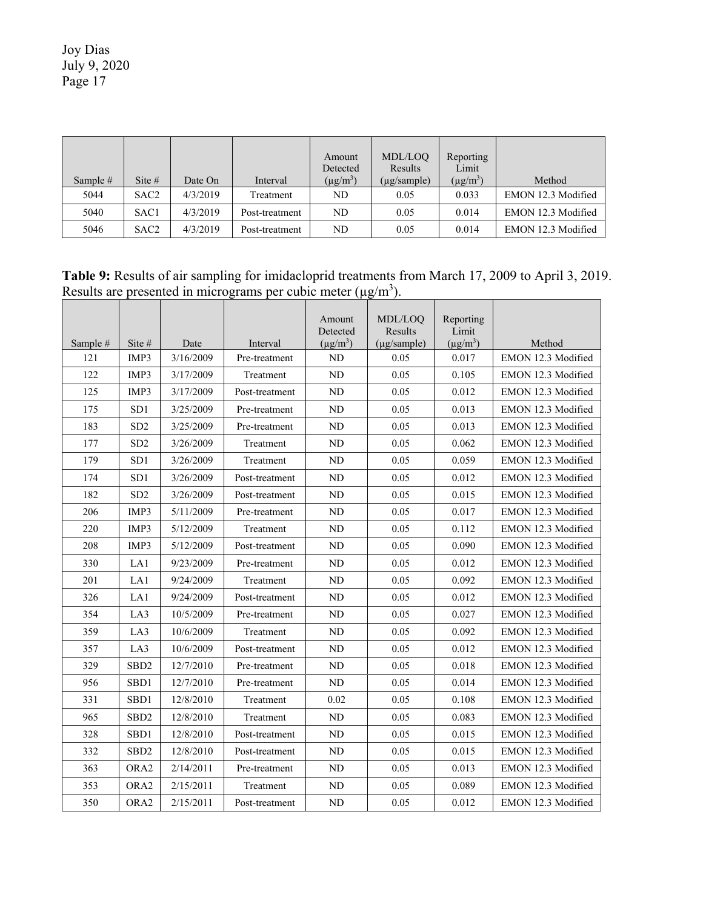| Sample # | Site # | Date On | Interval | Amount Detected ($\mu g/m^3$) | MDL/LOQ Results ($\mu g$/sample) | Reporting Limit ($\mu g/m^3$) | Method |
|---|---|---|---|---|---|---|---|
| 5044 | SAC2 | 4/3/2019 | Treatment | ND | 0.05 | 0.033 | EMON 12.3 Modified |
| 5040 | SAC1 | 4/3/2019 | Post-treatment | ND | 0.05 | 0.014 | EMON 12.3 Modified |
| 5046 | SAC2 | 4/3/2019 | Post-treatment | ND | 0.05 | 0.014 | EMON 12.3 Modified |

**Table 9:** Results of air sampling for imidacloprid treatments from March 17, 2009 to April 3, 2019. Results are presented in micrograms per cubic meter ($\mu g/m^3$).

| Sample # | Site # | Date | Interval | Amount Detected ($\mu g/m^3$) | MDL/LOQ Results ($\mu g$/sample) | Reporting Limit ($\mu g/m^3$) | Method |
|---|---|---|---|---|---|---|---|
| 121 | IMP3 | 3/16/2009 | Pre-treatment | ND | 0.05 | 0.017 | EMON 12.3 Modified |
| 122 | IMP3 | 3/17/2009 | Treatment | ND | 0.05 | 0.105 | EMON 12.3 Modified |
| 125 | IMP3 | 3/17/2009 | Post-treatment | ND | 0.05 | 0.012 | EMON 12.3 Modified |
| 175 | SD1 | 3/25/2009 | Pre-treatment | ND | 0.05 | 0.013 | EMON 12.3 Modified |
| 183 | SD2 | 3/25/2009 | Pre-treatment | ND | 0.05 | 0.013 | EMON 12.3 Modified |
| 177 | SD2 | 3/26/2009 | Treatment | ND | 0.05 | 0.062 | EMON 12.3 Modified |
| 179 | SD1 | 3/26/2009 | Treatment | ND | 0.05 | 0.059 | EMON 12.3 Modified |
| 174 | SD1 | 3/26/2009 | Post-treatment | ND | 0.05 | 0.012 | EMON 12.3 Modified |
| 182 | SD2 | 3/26/2009 | Post-treatment | ND | 0.05 | 0.015 | EMON 12.3 Modified |
| 206 | IMP3 | 5/11/2009 | Pre-treatment | ND | 0.05 | 0.017 | EMON 12.3 Modified |
| 220 | IMP3 | 5/12/2009 | Treatment | ND | 0.05 | 0.112 | EMON 12.3 Modified |
| 208 | IMP3 | 5/12/2009 | Post-treatment | ND | 0.05 | 0.090 | EMON 12.3 Modified |
| 330 | LA1 | 9/23/2009 | Pre-treatment | ND | 0.05 | 0.012 | EMON 12.3 Modified |
| 201 | LA1 | 9/24/2009 | Treatment | ND | 0.05 | 0.092 | EMON 12.3 Modified |
| 326 | LA1 | 9/24/2009 | Post-treatment | ND | 0.05 | 0.012 | EMON 12.3 Modified |
| 354 | LA3 | 10/5/2009 | Pre-treatment | ND | 0.05 | 0.027 | EMON 12.3 Modified |
| 359 | LA3 | 10/6/2009 | Treatment | ND | 0.05 | 0.092 | EMON 12.3 Modified |
| 357 | LA3 | 10/6/2009 | Post-treatment | ND | 0.05 | 0.012 | EMON 12.3 Modified |
| 329 | SBD2 | 12/7/2010 | Pre-treatment | ND | 0.05 | 0.018 | EMON 12.3 Modified |
| 956 | SBD1 | 12/7/2010 | Pre-treatment | ND | 0.05 | 0.014 | EMON 12.3 Modified |
| 331 | SBD1 | 12/8/2010 | Treatment | 0.02 | 0.05 | 0.108 | EMON 12.3 Modified |
| 965 | SBD2 | 12/8/2010 | Treatment | ND | 0.05 | 0.083 | EMON 12.3 Modified |
| 328 | SBD1 | 12/8/2010 | Post-treatment | ND | 0.05 | 0.015 | EMON 12.3 Modified |
| 332 | SBD2 | 12/8/2010 | Post-treatment | ND | 0.05 | 0.015 | EMON 12.3 Modified |
| 363 | ORA2 | 2/14/2011 | Pre-treatment | ND | 0.05 | 0.013 | EMON 12.3 Modified |
| 353 | ORA2 | 2/15/2011 | Treatment | ND | 0.05 | 0.089 | EMON 12.3 Modified |
| 350 | ORA2 | 2/15/2011 | Post-treatment | ND | 0.05 | 0.012 | EMON 12.3 Modified |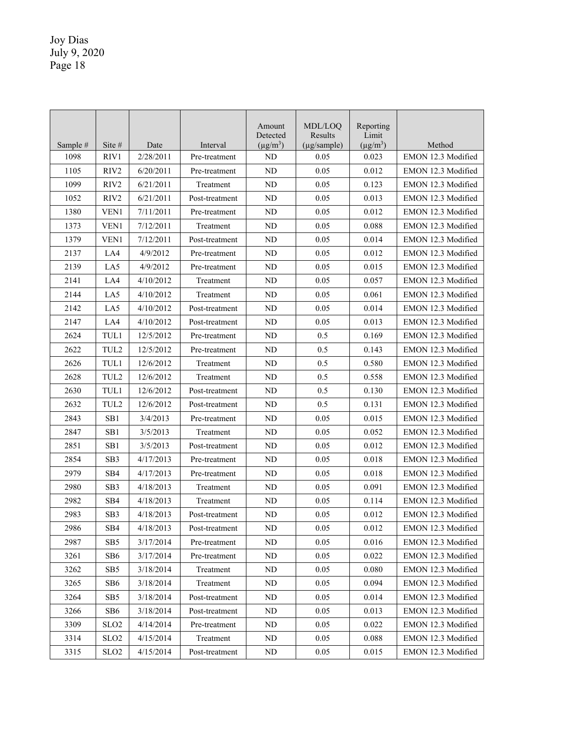| Sample # | Site # | Date | Interval | Amount Detected ($\mu g/m^3$) | MDL/LOQ Results ($\mu$g/sample) | Reporting Limit ($\mu g/m^3$) | Method |
|---|---|---|---|---|---|---|---|
| 1098 | RIV1 | 2/28/2011 | Pre-treatment | ND | 0.05 | 0.023 | EMON 12.3 Modified |
| 1105 | RIV2 | 6/20/2011 | Pre-treatment | ND | 0.05 | 0.012 | EMON 12.3 Modified |
| 1099 | RIV2 | 6/21/2011 | Treatment | ND | 0.05 | 0.123 | EMON 12.3 Modified |
| 1052 | RIV2 | 6/21/2011 | Post-treatment | ND | 0.05 | 0.013 | EMON 12.3 Modified |
| 1380 | VEN1 | 7/11/2011 | Pre-treatment | ND | 0.05 | 0.012 | EMON 12.3 Modified |
| 1373 | VEN1 | 7/12/2011 | Treatment | ND | 0.05 | 0.088 | EMON 12.3 Modified |
| 1379 | VEN1 | 7/12/2011 | Post-treatment | ND | 0.05 | 0.014 | EMON 12.3 Modified |
| 2137 | LA4 | 4/9/2012 | Pre-treatment | ND | 0.05 | 0.012 | EMON 12.3 Modified |
| 2139 | LA5 | 4/9/2012 | Pre-treatment | ND | 0.05 | 0.015 | EMON 12.3 Modified |
| 2141 | LA4 | 4/10/2012 | Treatment | ND | 0.05 | 0.057 | EMON 12.3 Modified |
| 2144 | LA5 | 4/10/2012 | Treatment | ND | 0.05 | 0.061 | EMON 12.3 Modified |
| 2142 | LA5 | 4/10/2012 | Post-treatment | ND | 0.05 | 0.014 | EMON 12.3 Modified |
| 2147 | LA4 | 4/10/2012 | Post-treatment | ND | 0.05 | 0.013 | EMON 12.3 Modified |
| 2624 | TUL1 | 12/5/2012 | Pre-treatment | ND | 0.5 | 0.169 | EMON 12.3 Modified |
| 2622 | TUL2 | 12/5/2012 | Pre-treatment | ND | 0.5 | 0.143 | EMON 12.3 Modified |
| 2626 | TUL1 | 12/6/2012 | Treatment | ND | 0.5 | 0.580 | EMON 12.3 Modified |
| 2628 | TUL2 | 12/6/2012 | Treatment | ND | 0.5 | 0.558 | EMON 12.3 Modified |
| 2630 | TUL1 | 12/6/2012 | Post-treatment | ND | 0.5 | 0.130 | EMON 12.3 Modified |
| 2632 | TUL2 | 12/6/2012 | Post-treatment | ND | 0.5 | 0.131 | EMON 12.3 Modified |
| 2843 | SB1 | 3/4/2013 | Pre-treatment | ND | 0.05 | 0.015 | EMON 12.3 Modified |
| 2847 | SB1 | 3/5/2013 | Treatment | ND | 0.05 | 0.052 | EMON 12.3 Modified |
| 2851 | SB1 | 3/5/2013 | Post-treatment | ND | 0.05 | 0.012 | EMON 12.3 Modified |
| 2854 | SB3 | 4/17/2013 | Pre-treatment | ND | 0.05 | 0.018 | EMON 12.3 Modified |
| 2979 | SB4 | 4/17/2013 | Pre-treatment | ND | 0.05 | 0.018 | EMON 12.3 Modified |
| 2980 | SB3 | 4/18/2013 | Treatment | ND | 0.05 | 0.091 | EMON 12.3 Modified |
| 2982 | SB4 | 4/18/2013 | Treatment | ND | 0.05 | 0.114 | EMON 12.3 Modified |
| 2983 | SB3 | 4/18/2013 | Post-treatment | ND | 0.05 | 0.012 | EMON 12.3 Modified |
| 2986 | SB4 | 4/18/2013 | Post-treatment | ND | 0.05 | 0.012 | EMON 12.3 Modified |
| 2987 | SB5 | 3/17/2014 | Pre-treatment | ND | 0.05 | 0.016 | EMON 12.3 Modified |
| 3261 | SB6 | 3/17/2014 | Pre-treatment | ND | 0.05 | 0.022 | EMON 12.3 Modified |
| 3262 | SB5 | 3/18/2014 | Treatment | ND | 0.05 | 0.080 | EMON 12.3 Modified |
| 3265 | SB6 | 3/18/2014 | Treatment | ND | 0.05 | 0.094 | EMON 12.3 Modified |
| 3264 | SB5 | 3/18/2014 | Post-treatment | ND | 0.05 | 0.014 | EMON 12.3 Modified |
| 3266 | SB6 | 3/18/2014 | Post-treatment | ND | 0.05 | 0.013 | EMON 12.3 Modified |
| 3309 | SLO2 | 4/14/2014 | Pre-treatment | ND | 0.05 | 0.022 | EMON 12.3 Modified |
| 3314 | SLO2 | 4/15/2014 | Treatment | ND | 0.05 | 0.088 | EMON 12.3 Modified |
| 3315 | SLO2 | 4/15/2014 | Post-treatment | ND | 0.05 | 0.015 | EMON 12.3 Modified |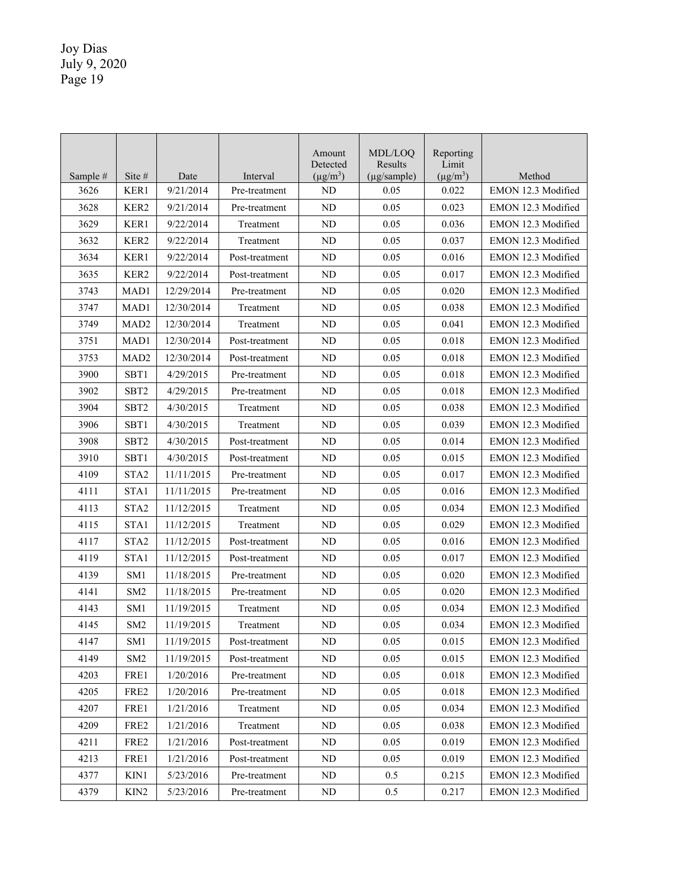| Sample # | Site # | Date | Interval | Amount Detected ($\mu g/m^3$) | MDL/LOQ Results ($\mu$g/sample) | Reporting Limit ($\mu g/m^3$) | Method |
|---|---|---|---|---|---|---|---|
| 3626 | KER1 | 9/21/2014 | Pre-treatment | ND | 0.05 | 0.022 | EMON 12.3 Modified |
| 3628 | KER2 | 9/21/2014 | Pre-treatment | ND | 0.05 | 0.023 | EMON 12.3 Modified |
| 3629 | KER1 | 9/22/2014 | Treatment | ND | 0.05 | 0.036 | EMON 12.3 Modified |
| 3632 | KER2 | 9/22/2014 | Treatment | ND | 0.05 | 0.037 | EMON 12.3 Modified |
| 3634 | KER1 | 9/22/2014 | Post-treatment | ND | 0.05 | 0.016 | EMON 12.3 Modified |
| 3635 | KER2 | 9/22/2014 | Post-treatment | ND | 0.05 | 0.017 | EMON 12.3 Modified |
| 3743 | MAD1 | 12/29/2014 | Pre-treatment | ND | 0.05 | 0.020 | EMON 12.3 Modified |
| 3747 | MAD1 | 12/30/2014 | Treatment | ND | 0.05 | 0.038 | EMON 12.3 Modified |
| 3749 | MAD2 | 12/30/2014 | Treatment | ND | 0.05 | 0.041 | EMON 12.3 Modified |
| 3751 | MAD1 | 12/30/2014 | Post-treatment | ND | 0.05 | 0.018 | EMON 12.3 Modified |
| 3753 | MAD2 | 12/30/2014 | Post-treatment | ND | 0.05 | 0.018 | EMON 12.3 Modified |
| 3900 | SBT1 | 4/29/2015 | Pre-treatment | ND | 0.05 | 0.018 | EMON 12.3 Modified |
| 3902 | SBT2 | 4/29/2015 | Pre-treatment | ND | 0.05 | 0.018 | EMON 12.3 Modified |
| 3904 | SBT2 | 4/30/2015 | Treatment | ND | 0.05 | 0.038 | EMON 12.3 Modified |
| 3906 | SBT1 | 4/30/2015 | Treatment | ND | 0.05 | 0.039 | EMON 12.3 Modified |
| 3908 | SBT2 | 4/30/2015 | Post-treatment | ND | 0.05 | 0.014 | EMON 12.3 Modified |
| 3910 | SBT1 | 4/30/2015 | Post-treatment | ND | 0.05 | 0.015 | EMON 12.3 Modified |
| 4109 | STA2 | 11/11/2015 | Pre-treatment | ND | 0.05 | 0.017 | EMON 12.3 Modified |
| 4111 | STA1 | 11/11/2015 | Pre-treatment | ND | 0.05 | 0.016 | EMON 12.3 Modified |
| 4113 | STA2 | 11/12/2015 | Treatment | ND | 0.05 | 0.034 | EMON 12.3 Modified |
| 4115 | STA1 | 11/12/2015 | Treatment | ND | 0.05 | 0.029 | EMON 12.3 Modified |
| 4117 | STA2 | 11/12/2015 | Post-treatment | ND | 0.05 | 0.016 | EMON 12.3 Modified |
| 4119 | STA1 | 11/12/2015 | Post-treatment | ND | 0.05 | 0.017 | EMON 12.3 Modified |
| 4139 | SM1 | 11/18/2015 | Pre-treatment | ND | 0.05 | 0.020 | EMON 12.3 Modified |
| 4141 | SM2 | 11/18/2015 | Pre-treatment | ND | 0.05 | 0.020 | EMON 12.3 Modified |
| 4143 | SM1 | 11/19/2015 | Treatment | ND | 0.05 | 0.034 | EMON 12.3 Modified |
| 4145 | SM2 | 11/19/2015 | Treatment | ND | 0.05 | 0.034 | EMON 12.3 Modified |
| 4147 | SM1 | 11/19/2015 | Post-treatment | ND | 0.05 | 0.015 | EMON 12.3 Modified |
| 4149 | SM2 | 11/19/2015 | Post-treatment | ND | 0.05 | 0.015 | EMON 12.3 Modified |
| 4203 | FRE1 | 1/20/2016 | Pre-treatment | ND | 0.05 | 0.018 | EMON 12.3 Modified |
| 4205 | FRE2 | 1/20/2016 | Pre-treatment | ND | 0.05 | 0.018 | EMON 12.3 Modified |
| 4207 | FRE1 | 1/21/2016 | Treatment | ND | 0.05 | 0.034 | EMON 12.3 Modified |
| 4209 | FRE2 | 1/21/2016 | Treatment | ND | 0.05 | 0.038 | EMON 12.3 Modified |
| 4211 | FRE2 | 1/21/2016 | Post-treatment | ND | 0.05 | 0.019 | EMON 12.3 Modified |
| 4213 | FRE1 | 1/21/2016 | Post-treatment | ND | 0.05 | 0.019 | EMON 12.3 Modified |
| 4377 | KIN1 | 5/23/2016 | Pre-treatment | ND | 0.5 | 0.215 | EMON 12.3 Modified |
| 4379 | KIN2 | 5/23/2016 | Pre-treatment | ND | 0.5 | 0.217 | EMON 12.3 Modified |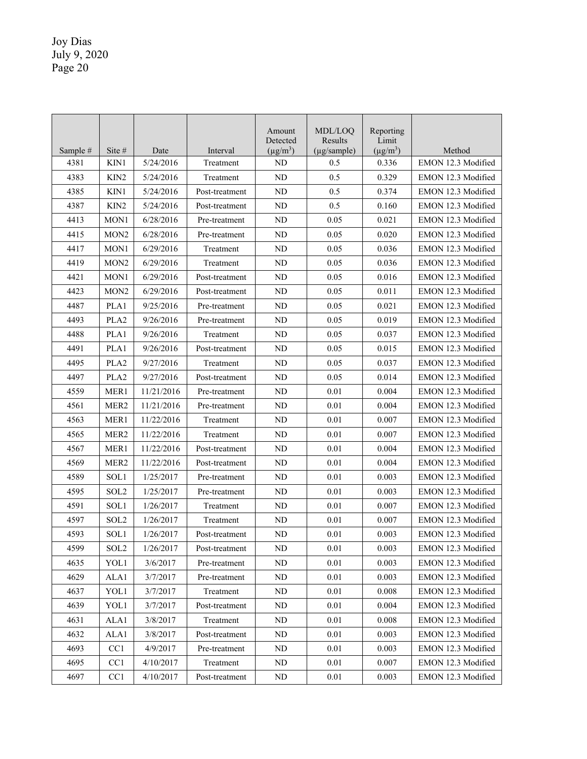| Sample # | Site # | Date | Interval | Amount Detected ($\mu g/m^3$) | MDL/LOQ Results ($\mu$g/sample) | Reporting Limit ($\mu g/m^3$) | Method |
|---|---|---|---|---|---|---|---|
| 4381 | KIN1 | 5/24/2016 | Treatment | ND | 0.5 | 0.336 | EMON 12.3 Modified |
| 4383 | KIN2 | 5/24/2016 | Treatment | ND | 0.5 | 0.329 | EMON 12.3 Modified |
| 4385 | KIN1 | 5/24/2016 | Post-treatment | ND | 0.5 | 0.374 | EMON 12.3 Modified |
| 4387 | KIN2 | 5/24/2016 | Post-treatment | ND | 0.5 | 0.160 | EMON 12.3 Modified |
| 4413 | MON1 | 6/28/2016 | Pre-treatment | ND | 0.05 | 0.021 | EMON 12.3 Modified |
| 4415 | MON2 | 6/28/2016 | Pre-treatment | ND | 0.05 | 0.020 | EMON 12.3 Modified |
| 4417 | MON1 | 6/29/2016 | Treatment | ND | 0.05 | 0.036 | EMON 12.3 Modified |
| 4419 | MON2 | 6/29/2016 | Treatment | ND | 0.05 | 0.036 | EMON 12.3 Modified |
| 4421 | MON1 | 6/29/2016 | Post-treatment | ND | 0.05 | 0.016 | EMON 12.3 Modified |
| 4423 | MON2 | 6/29/2016 | Post-treatment | ND | 0.05 | 0.011 | EMON 12.3 Modified |
| 4487 | PLA1 | 9/25/2016 | Pre-treatment | ND | 0.05 | 0.021 | EMON 12.3 Modified |
| 4493 | PLA2 | 9/26/2016 | Pre-treatment | ND | 0.05 | 0.019 | EMON 12.3 Modified |
| 4488 | PLA1 | 9/26/2016 | Treatment | ND | 0.05 | 0.037 | EMON 12.3 Modified |
| 4491 | PLA1 | 9/26/2016 | Post-treatment | ND | 0.05 | 0.015 | EMON 12.3 Modified |
| 4495 | PLA2 | 9/27/2016 | Treatment | ND | 0.05 | 0.037 | EMON 12.3 Modified |
| 4497 | PLA2 | 9/27/2016 | Post-treatment | ND | 0.05 | 0.014 | EMON 12.3 Modified |
| 4559 | MER1 | 11/21/2016 | Pre-treatment | ND | 0.01 | 0.004 | EMON 12.3 Modified |
| 4561 | MER2 | 11/21/2016 | Pre-treatment | ND | 0.01 | 0.004 | EMON 12.3 Modified |
| 4563 | MER1 | 11/22/2016 | Treatment | ND | 0.01 | 0.007 | EMON 12.3 Modified |
| 4565 | MER2 | 11/22/2016 | Treatment | ND | 0.01 | 0.007 | EMON 12.3 Modified |
| 4567 | MER1 | 11/22/2016 | Post-treatment | ND | 0.01 | 0.004 | EMON 12.3 Modified |
| 4569 | MER2 | 11/22/2016 | Post-treatment | ND | 0.01 | 0.004 | EMON 12.3 Modified |
| 4589 | SOL1 | 1/25/2017 | Pre-treatment | ND | 0.01 | 0.003 | EMON 12.3 Modified |
| 4595 | SOL2 | 1/25/2017 | Pre-treatment | ND | 0.01 | 0.003 | EMON 12.3 Modified |
| 4591 | SOL1 | 1/26/2017 | Treatment | ND | 0.01 | 0.007 | EMON 12.3 Modified |
| 4597 | SOL2 | 1/26/2017 | Treatment | ND | 0.01 | 0.007 | EMON 12.3 Modified |
| 4593 | SOL1 | 1/26/2017 | Post-treatment | ND | 0.01 | 0.003 | EMON 12.3 Modified |
| 4599 | SOL2 | 1/26/2017 | Post-treatment | ND | 0.01 | 0.003 | EMON 12.3 Modified |
| 4635 | YOL1 | 3/6/2017 | Pre-treatment | ND | 0.01 | 0.003 | EMON 12.3 Modified |
| 4629 | ALA1 | 3/7/2017 | Pre-treatment | ND | 0.01 | 0.003 | EMON 12.3 Modified |
| 4637 | YOL1 | 3/7/2017 | Treatment | ND | 0.01 | 0.008 | EMON 12.3 Modified |
| 4639 | YOL1 | 3/7/2017 | Post-treatment | ND | 0.01 | 0.004 | EMON 12.3 Modified |
| 4631 | ALA1 | 3/8/2017 | Treatment | ND | 0.01 | 0.008 | EMON 12.3 Modified |
| 4632 | ALA1 | 3/8/2017 | Post-treatment | ND | 0.01 | 0.003 | EMON 12.3 Modified |
| 4693 | CC1 | 4/9/2017 | Pre-treatment | ND | 0.01 | 0.003 | EMON 12.3 Modified |
| 4695 | CC1 | 4/10/2017 | Treatment | ND | 0.01 | 0.007 | EMON 12.3 Modified |
| 4697 | CC1 | 4/10/2017 | Post-treatment | ND | 0.01 | 0.003 | EMON 12.3 Modified |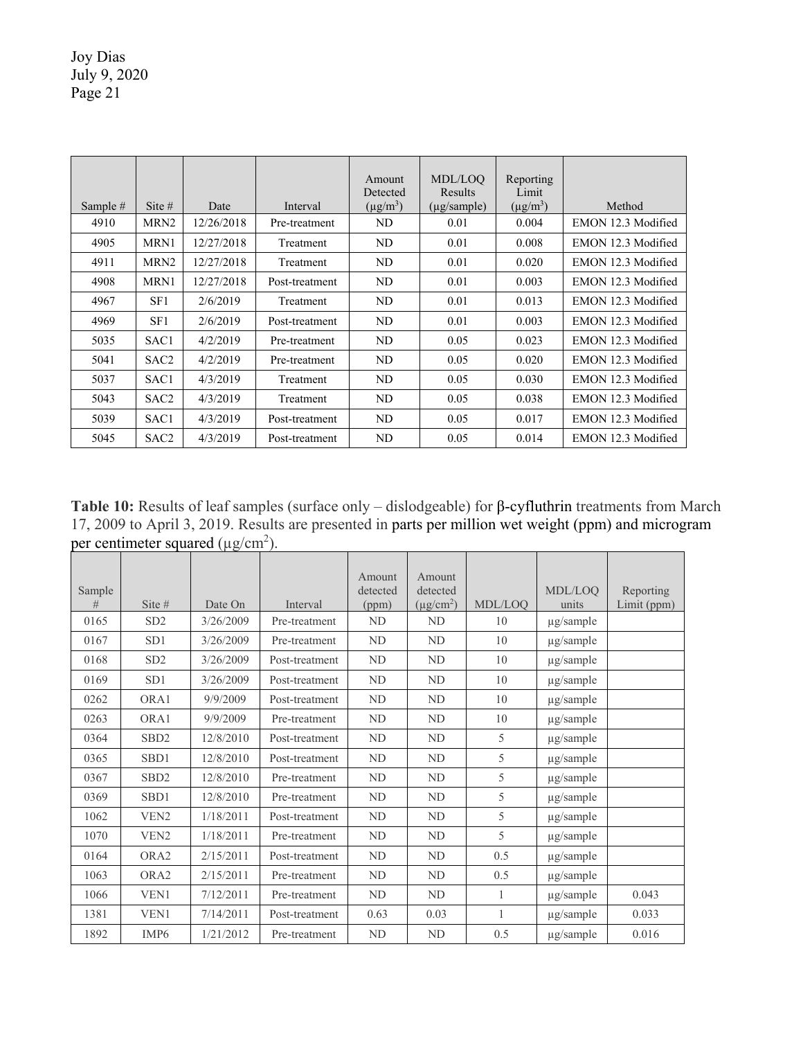| Sample # | Site # | Date | Interval | Amount Detected ($\mu g/m^3$) | MDL/LOQ Results ($\mu$g/sample) | Reporting Limit ($\mu g/m^3$) | Method |
|---|---|---|---|---|---|---|---|
| 4910 | MRN2 | 12/26/2018 | Pre-treatment | ND | 0.01 | 0.004 | EMON 12.3 Modified |
| 4905 | MRN1 | 12/27/2018 | Treatment | ND | 0.01 | 0.008 | EMON 12.3 Modified |
| 4911 | MRN2 | 12/27/2018 | Treatment | ND | 0.01 | 0.020 | EMON 12.3 Modified |
| 4908 | MRN1 | 12/27/2018 | Post-treatment | ND | 0.01 | 0.003 | EMON 12.3 Modified |
| 4967 | SF1 | 2/6/2019 | Treatment | ND | 0.01 | 0.013 | EMON 12.3 Modified |
| 4969 | SF1 | 2/6/2019 | Post-treatment | ND | 0.01 | 0.003 | EMON 12.3 Modified |
| 5035 | SAC1 | 4/2/2019 | Pre-treatment | ND | 0.05 | 0.023 | EMON 12.3 Modified |
| 5041 | SAC2 | 4/2/2019 | Pre-treatment | ND | 0.05 | 0.020 | EMON 12.3 Modified |
| 5037 | SAC1 | 4/3/2019 | Treatment | ND | 0.05 | 0.030 | EMON 12.3 Modified |
| 5043 | SAC2 | 4/3/2019 | Treatment | ND | 0.05 | 0.038 | EMON 12.3 Modified |
| 5039 | SAC1 | 4/3/2019 | Post-treatment | ND | 0.05 | 0.017 | EMON 12.3 Modified |
| 5045 | SAC2 | 4/3/2019 | Post-treatment | ND | 0.05 | 0.014 | EMON 12.3 Modified |

**Table 10:** Results of leaf samples (surface only – dislodgeable) for β-cyfluthrin treatments from March 17, 2009 to April 3, 2019. Results are presented in parts per million wet weight (ppm) and microgram per centimeter squared ($\mu g/cm^2$).

| Sample # | Site # | Date On | Interval | Amount detected (ppm) | Amount detected ($\mu g/cm^2$) | MDL/LOQ | MDL/LOQ units | Reporting Limit (ppm) |
|---|---|---|---|---|---|---|---|---|
| 0165 | SD2 | 3/26/2009 | Pre-treatment | ND | ND | 10 | µg/sample | |
| 0167 | SD1 | 3/26/2009 | Pre-treatment | ND | ND | 10 | µg/sample | |
| 0168 | SD2 | 3/26/2009 | Post-treatment | ND | ND | 10 | µg/sample | |
| 0169 | SD1 | 3/26/2009 | Post-treatment | ND | ND | 10 | µg/sample | |
| 0262 | ORA1 | 9/9/2009 | Post-treatment | ND | ND | 10 | µg/sample | |
| 0263 | ORA1 | 9/9/2009 | Pre-treatment | ND | ND | 10 | µg/sample | |
| 0364 | SBD2 | 12/8/2010 | Post-treatment | ND | ND | 5 | µg/sample | |
| 0365 | SBD1 | 12/8/2010 | Post-treatment | ND | ND | 5 | µg/sample | |
| 0367 | SBD2 | 12/8/2010 | Pre-treatment | ND | ND | 5 | µg/sample | |
| 0369 | SBD1 | 12/8/2010 | Pre-treatment | ND | ND | 5 | µg/sample | |
| 1062 | VEN2 | 1/18/2011 | Post-treatment | ND | ND | 5 | µg/sample | |
| 1070 | VEN2 | 1/18/2011 | Pre-treatment | ND | ND | 5 | µg/sample | |
| 0164 | ORA2 | 2/15/2011 | Post-treatment | ND | ND | 0.5 | µg/sample | |
| 1063 | ORA2 | 2/15/2011 | Pre-treatment | ND | ND | 0.5 | µg/sample | |
| 1066 | VEN1 | 7/12/2011 | Pre-treatment | ND | ND | 1 | µg/sample | 0.043 |
| 1381 | VEN1 | 7/14/2011 | Post-treatment | 0.63 | 0.03 | 1 | µg/sample | 0.033 |
| 1892 | IMP6 | 1/21/2012 | Pre-treatment | ND | ND | 0.5 | µg/sample | 0.016 |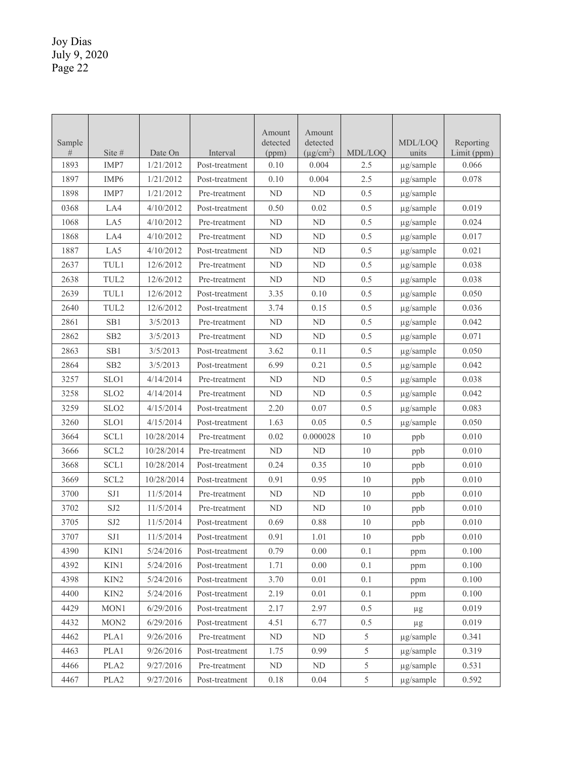| Sample # | Site # | Date On | Interval | Amount detected (ppm) | Amount detected ($\mu g/cm^2$) | MDL/LOQ | MDL/LOQ units | Reporting Limit (ppm) |
|---|---|---|---|---|---|---|---|---|
| 1893 | IMP7 | 1/21/2012 | Post-treatment | 0.10 | 0.004 | 2.5 | µg/sample | 0.066 |
| 1897 | IMP6 | 1/21/2012 | Post-treatment | 0.10 | 0.004 | 2.5 | µg/sample | 0.078 |
| 1898 | IMP7 | 1/21/2012 | Pre-treatment | ND | ND | 0.5 | µg/sample | |
| 0368 | LA4 | 4/10/2012 | Post-treatment | 0.50 | 0.02 | 0.5 | µg/sample | 0.019 |
| 1068 | LA5 | 4/10/2012 | Pre-treatment | ND | ND | 0.5 | µg/sample | 0.024 |
| 1868 | LA4 | 4/10/2012 | Pre-treatment | ND | ND | 0.5 | µg/sample | 0.017 |
| 1887 | LA5 | 4/10/2012 | Post-treatment | ND | ND | 0.5 | µg/sample | 0.021 |
| 2637 | TUL1 | 12/6/2012 | Pre-treatment | ND | ND | 0.5 | µg/sample | 0.038 |
| 2638 | TUL2 | 12/6/2012 | Pre-treatment | ND | ND | 0.5 | µg/sample | 0.038 |
| 2639 | TUL1 | 12/6/2012 | Post-treatment | 3.35 | 0.10 | 0.5 | µg/sample | 0.050 |
| 2640 | TUL2 | 12/6/2012 | Post-treatment | 3.74 | 0.15 | 0.5 | µg/sample | 0.036 |
| 2861 | SB1 | 3/5/2013 | Pre-treatment | ND | ND | 0.5 | µg/sample | 0.042 |
| 2862 | SB2 | 3/5/2013 | Pre-treatment | ND | ND | 0.5 | µg/sample | 0.071 |
| 2863 | SB1 | 3/5/2013 | Post-treatment | 3.62 | 0.11 | 0.5 | µg/sample | 0.050 |
| 2864 | SB2 | 3/5/2013 | Post-treatment | 6.99 | 0.21 | 0.5 | µg/sample | 0.042 |
| 3257 | SLO1 | 4/14/2014 | Pre-treatment | ND | ND | 0.5 | µg/sample | 0.038 |
| 3258 | SLO2 | 4/14/2014 | Pre-treatment | ND | ND | 0.5 | µg/sample | 0.042 |
| 3259 | SLO2 | 4/15/2014 | Post-treatment | 2.20 | 0.07 | 0.5 | µg/sample | 0.083 |
| 3260 | SLO1 | 4/15/2014 | Post-treatment | 1.63 | 0.05 | 0.5 | µg/sample | 0.050 |
| 3664 | SCL1 | 10/28/2014 | Pre-treatment | 0.02 | 0.000028 | 10 | ppb | 0.010 |
| 3666 | SCL2 | 10/28/2014 | Pre-treatment | ND | ND | 10 | ppb | 0.010 |
| 3668 | SCL1 | 10/28/2014 | Post-treatment | 0.24 | 0.35 | 10 | ppb | 0.010 |
| 3669 | SCL2 | 10/28/2014 | Post-treatment | 0.91 | 0.95 | 10 | ppb | 0.010 |
| 3700 | SJ1 | 11/5/2014 | Pre-treatment | ND | ND | 10 | ppb | 0.010 |
| 3702 | SJ2 | 11/5/2014 | Pre-treatment | ND | ND | 10 | ppb | 0.010 |
| 3705 | SJ2 | 11/5/2014 | Post-treatment | 0.69 | 0.88 | 10 | ppb | 0.010 |
| 3707 | SJ1 | 11/5/2014 | Post-treatment | 0.91 | 1.01 | 10 | ppb | 0.010 |
| 4390 | KIN1 | 5/24/2016 | Post-treatment | 0.79 | 0.00 | 0.1 | ppm | 0.100 |
| 4392 | KIN1 | 5/24/2016 | Post-treatment | 1.71 | 0.00 | 0.1 | ppm | 0.100 |
| 4398 | KIN2 | 5/24/2016 | Post-treatment | 3.70 | 0.01 | 0.1 | ppm | 0.100 |
| 4400 | KIN2 | 5/24/2016 | Post-treatment | 2.19 | 0.01 | 0.1 | ppm | 0.100 |
| 4429 | MON1 | 6/29/2016 | Post-treatment | 2.17 | 2.97 | 0.5 | µg | 0.019 |
| 4432 | MON2 | 6/29/2016 | Post-treatment | 4.51 | 6.77 | 0.5 | µg | 0.019 |
| 4462 | PLA1 | 9/26/2016 | Pre-treatment | ND | ND | 5 | µg/sample | 0.341 |
| 4463 | PLA1 | 9/26/2016 | Post-treatment | 1.75 | 0.99 | 5 | µg/sample | 0.319 |
| 4466 | PLA2 | 9/27/2016 | Pre-treatment | ND | ND | 5 | µg/sample | 0.531 |
| 4467 | PLA2 | 9/27/2016 | Post-treatment | 0.18 | 0.04 | 5 | µg/sample | 0.592 |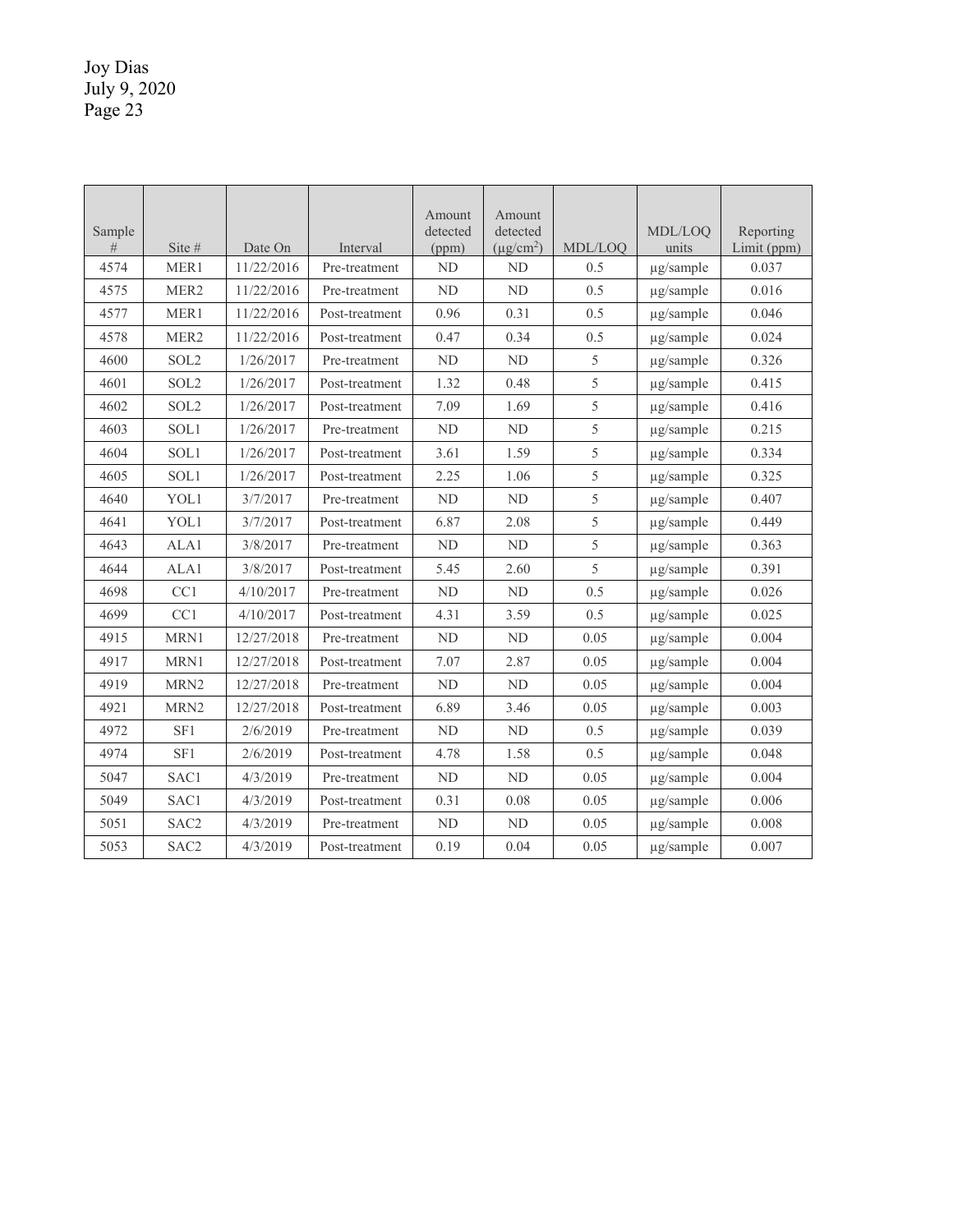| Sample # | Site # | Date On | Interval | Amount detected (ppm) | Amount detected ($\mu g/cm^2$) | MDL/LOQ | MDL/LOQ units | Reporting Limit (ppm) |
|---|---|---|---|---|---|---|---|---|
| 4574 | MER1 | 11/22/2016 | Pre-treatment | ND | ND | 0.5 | µg/sample | 0.037 |
| 4575 | MER2 | 11/22/2016 | Pre-treatment | ND | ND | 0.5 | µg/sample | 0.016 |
| 4577 | MER1 | 11/22/2016 | Post-treatment | 0.96 | 0.31 | 0.5 | µg/sample | 0.046 |
| 4578 | MER2 | 11/22/2016 | Post-treatment | 0.47 | 0.34 | 0.5 | µg/sample | 0.024 |
| 4600 | SOL2 | 1/26/2017 | Pre-treatment | ND | ND | 5 | µg/sample | 0.326 |
| 4601 | SOL2 | 1/26/2017 | Post-treatment | 1.32 | 0.48 | 5 | µg/sample | 0.415 |
| 4602 | SOL2 | 1/26/2017 | Post-treatment | 7.09 | 1.69 | 5 | µg/sample | 0.416 |
| 4603 | SOL1 | 1/26/2017 | Pre-treatment | ND | ND | 5 | µg/sample | 0.215 |
| 4604 | SOL1 | 1/26/2017 | Post-treatment | 3.61 | 1.59 | 5 | µg/sample | 0.334 |
| 4605 | SOL1 | 1/26/2017 | Post-treatment | 2.25 | 1.06 | 5 | µg/sample | 0.325 |
| 4640 | YOL1 | 3/7/2017 | Pre-treatment | ND | ND | 5 | µg/sample | 0.407 |
| 4641 | YOL1 | 3/7/2017 | Post-treatment | 6.87 | 2.08 | 5 | µg/sample | 0.449 |
| 4643 | ALA1 | 3/8/2017 | Pre-treatment | ND | ND | 5 | µg/sample | 0.363 |
| 4644 | ALA1 | 3/8/2017 | Post-treatment | 5.45 | 2.60 | 5 | µg/sample | 0.391 |
| 4698 | CC1 | 4/10/2017 | Pre-treatment | ND | ND | 0.5 | µg/sample | 0.026 |
| 4699 | CC1 | 4/10/2017 | Post-treatment | 4.31 | 3.59 | 0.5 | µg/sample | 0.025 |
| 4915 | MRN1 | 12/27/2018 | Pre-treatment | ND | ND | 0.05 | µg/sample | 0.004 |
| 4917 | MRN1 | 12/27/2018 | Post-treatment | 7.07 | 2.87 | 0.05 | µg/sample | 0.004 |
| 4919 | MRN2 | 12/27/2018 | Pre-treatment | ND | ND | 0.05 | µg/sample | 0.004 |
| 4921 | MRN2 | 12/27/2018 | Post-treatment | 6.89 | 3.46 | 0.05 | µg/sample | 0.003 |
| 4972 | SF1 | 2/6/2019 | Pre-treatment | ND | ND | 0.5 | µg/sample | 0.039 |
| 4974 | SF1 | 2/6/2019 | Post-treatment | 4.78 | 1.58 | 0.5 | µg/sample | 0.048 |
| 5047 | SAC1 | 4/3/2019 | Pre-treatment | ND | ND | 0.05 | µg/sample | 0.004 |
| 5049 | SAC1 | 4/3/2019 | Post-treatment | 0.31 | 0.08 | 0.05 | µg/sample | 0.006 |
| 5051 | SAC2 | 4/3/2019 | Pre-treatment | ND | ND | 0.05 | µg/sample | 0.008 |
| 5053 | SAC2 | 4/3/2019 | Post-treatment | 0.19 | 0.04 | 0.05 | µg/sample | 0.007 |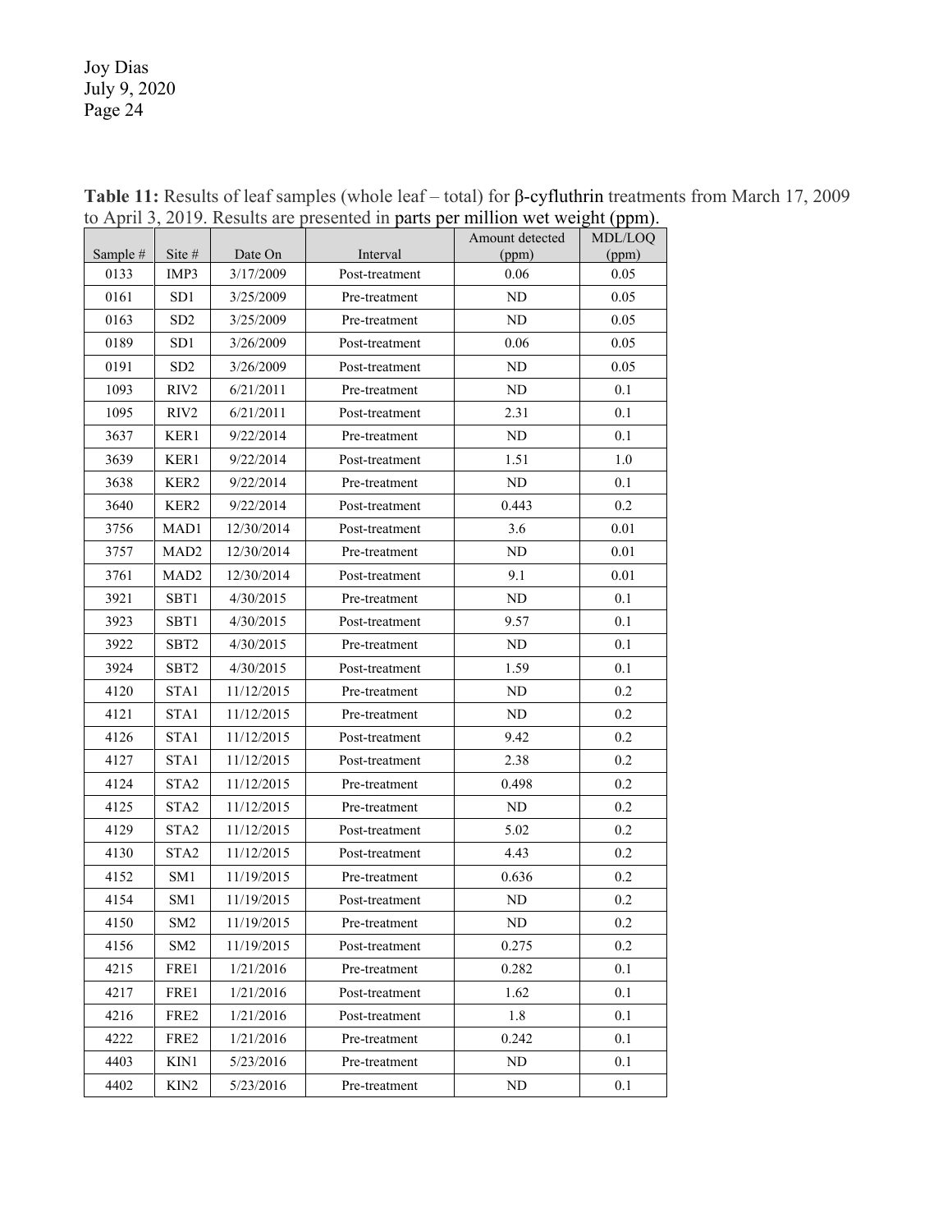**Table 11:** Results of leaf samples (whole leaf – total) for β-cyfluthrin treatments from March 17, 2009 to April 3, 2019. Results are presented in parts per million wet weight (ppm).

| Sample # | Site # | Date On | Interval | Amount detected (ppm) | MDL/LOQ (ppm) |
|---|---|---|---|---|---|
| 0133 | IMP3 | 3/17/2009 | Post-treatment | 0.06 | 0.05 |
| 0161 | SD1 | 3/25/2009 | Pre-treatment | ND | 0.05 |
| 0163 | SD2 | 3/25/2009 | Pre-treatment | ND | 0.05 |
| 0189 | SD1 | 3/26/2009 | Post-treatment | 0.06 | 0.05 |
| 0191 | SD2 | 3/26/2009 | Post-treatment | ND | 0.05 |
| 1093 | RIV2 | 6/21/2011 | Pre-treatment | ND | 0.1 |
| 1095 | RIV2 | 6/21/2011 | Post-treatment | 2.31 | 0.1 |
| 3637 | KER1 | 9/22/2014 | Pre-treatment | ND | 0.1 |
| 3639 | KER1 | 9/22/2014 | Post-treatment | 1.51 | 1.0 |
| 3638 | KER2 | 9/22/2014 | Pre-treatment | ND | 0.1 |
| 3640 | KER2 | 9/22/2014 | Post-treatment | 0.443 | 0.2 |
| 3756 | MAD1 | 12/30/2014 | Post-treatment | 3.6 | 0.01 |
| 3757 | MAD2 | 12/30/2014 | Pre-treatment | ND | 0.01 |
| 3761 | MAD2 | 12/30/2014 | Post-treatment | 9.1 | 0.01 |
| 3921 | SBT1 | 4/30/2015 | Pre-treatment | ND | 0.1 |
| 3923 | SBT1 | 4/30/2015 | Post-treatment | 9.57 | 0.1 |
| 3922 | SBT2 | 4/30/2015 | Pre-treatment | ND | 0.1 |
| 3924 | SBT2 | 4/30/2015 | Post-treatment | 1.59 | 0.1 |
| 4120 | STA1 | 11/12/2015 | Pre-treatment | ND | 0.2 |
| 4121 | STA1 | 11/12/2015 | Pre-treatment | ND | 0.2 |
| 4126 | STA1 | 11/12/2015 | Post-treatment | 9.42 | 0.2 |
| 4127 | STA1 | 11/12/2015 | Post-treatment | 2.38 | 0.2 |
| 4124 | STA2 | 11/12/2015 | Pre-treatment | 0.498 | 0.2 |
| 4125 | STA2 | 11/12/2015 | Pre-treatment | ND | 0.2 |
| 4129 | STA2 | 11/12/2015 | Post-treatment | 5.02 | 0.2 |
| 4130 | STA2 | 11/12/2015 | Post-treatment | 4.43 | 0.2 |
| 4152 | SM1 | 11/19/2015 | Pre-treatment | 0.636 | 0.2 |
| 4154 | SM1 | 11/19/2015 | Post-treatment | ND | 0.2 |
| 4150 | SM2 | 11/19/2015 | Pre-treatment | ND | 0.2 |
| 4156 | SM2 | 11/19/2015 | Post-treatment | 0.275 | 0.2 |
| 4215 | FRE1 | 1/21/2016 | Pre-treatment | 0.282 | 0.1 |
| 4217 | FRE1 | 1/21/2016 | Post-treatment | 1.62 | 0.1 |
| 4216 | FRE2 | 1/21/2016 | Post-treatment | 1.8 | 0.1 |
| 4222 | FRE2 | 1/21/2016 | Pre-treatment | 0.242 | 0.1 |
| 4403 | KIN1 | 5/23/2016 | Pre-treatment | ND | 0.1 |
| 4402 | KIN2 | 5/23/2016 | Pre-treatment | ND | 0.1 |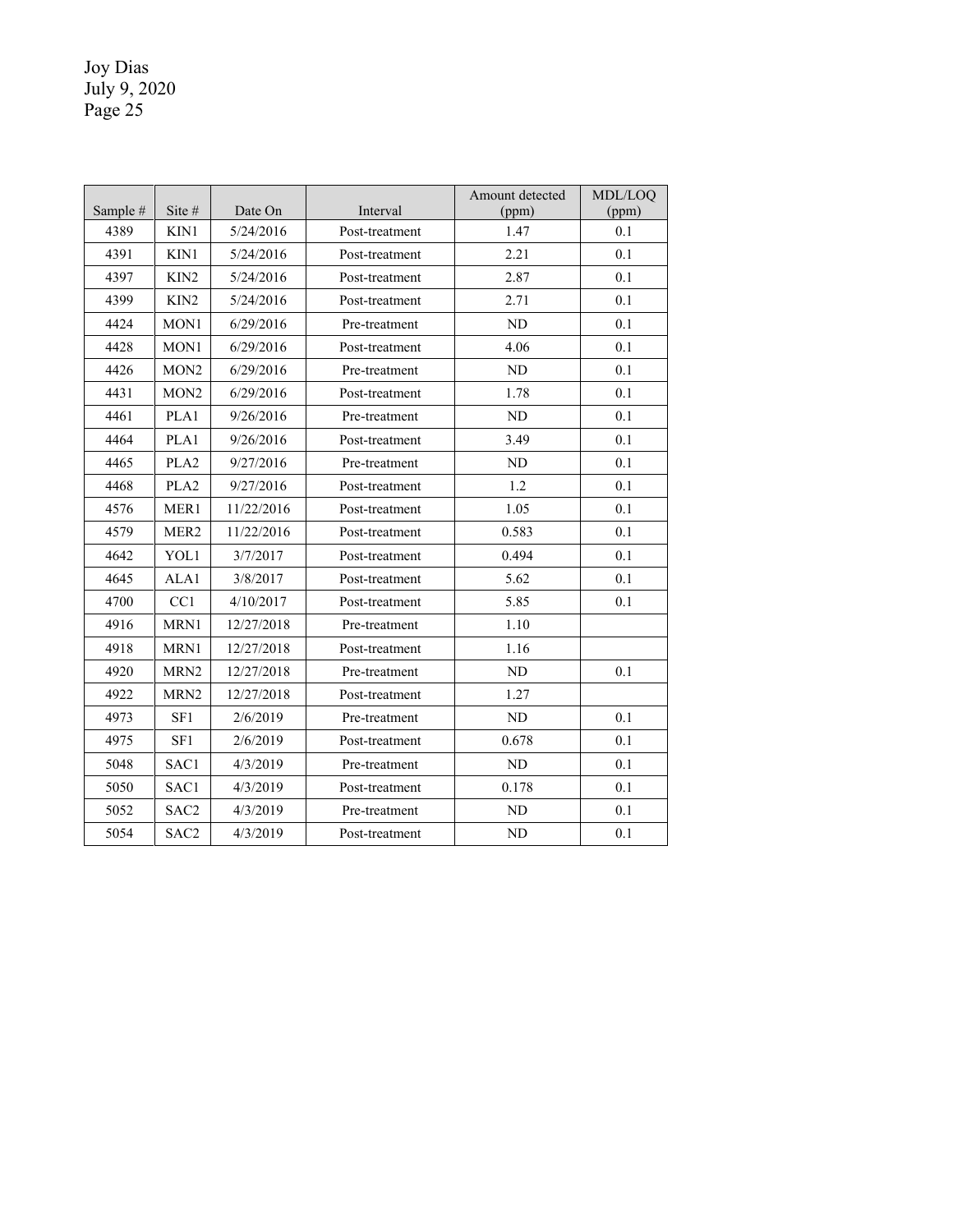| Sample # | Site # | Date On | Interval | Amount detected (ppm) | MDL/LOQ (ppm) |
|---|---|---|---|---|---|
| 4389 | KIN1 | 5/24/2016 | Post-treatment | 1.47 | 0.1 |
| 4391 | KIN1 | 5/24/2016 | Post-treatment | 2.21 | 0.1 |
| 4397 | KIN2 | 5/24/2016 | Post-treatment | 2.87 | 0.1 |
| 4399 | KIN2 | 5/24/2016 | Post-treatment | 2.71 | 0.1 |
| 4424 | MON1 | 6/29/2016 | Pre-treatment | ND | 0.1 |
| 4428 | MON1 | 6/29/2016 | Post-treatment | 4.06 | 0.1 |
| 4426 | MON2 | 6/29/2016 | Pre-treatment | ND | 0.1 |
| 4431 | MON2 | 6/29/2016 | Post-treatment | 1.78 | 0.1 |
| 4461 | PLA1 | 9/26/2016 | Pre-treatment | ND | 0.1 |
| 4464 | PLA1 | 9/26/2016 | Post-treatment | 3.49 | 0.1 |
| 4465 | PLA2 | 9/27/2016 | Pre-treatment | ND | 0.1 |
| 4468 | PLA2 | 9/27/2016 | Post-treatment | 1.2 | 0.1 |
| 4576 | MER1 | 11/22/2016 | Post-treatment | 1.05 | 0.1 |
| 4579 | MER2 | 11/22/2016 | Post-treatment | 0.583 | 0.1 |
| 4642 | YOL1 | 3/7/2017 | Post-treatment | 0.494 | 0.1 |
| 4645 | ALA1 | 3/8/2017 | Post-treatment | 5.62 | 0.1 |
| 4700 | CC1 | 4/10/2017 | Post-treatment | 5.85 | 0.1 |
| 4916 | MRN1 | 12/27/2018 | Pre-treatment | 1.10 | |
| 4918 | MRN1 | 12/27/2018 | Post-treatment | 1.16 | |
| 4920 | MRN2 | 12/27/2018 | Pre-treatment | ND | 0.1 |
| 4922 | MRN2 | 12/27/2018 | Post-treatment | 1.27 | |
| 4973 | SF1 | 2/6/2019 | Pre-treatment | ND | 0.1 |
| 4975 | SF1 | 2/6/2019 | Post-treatment | 0.678 | 0.1 |
| 5048 | SAC1 | 4/3/2019 | Pre-treatment | ND | 0.1 |
| 5050 | SAC1 | 4/3/2019 | Post-treatment | 0.178 | 0.1 |
| 5052 | SAC2 | 4/3/2019 | Pre-treatment | ND | 0.1 |
| 5054 | SAC2 | 4/3/2019 | Post-treatment | ND | 0.1 |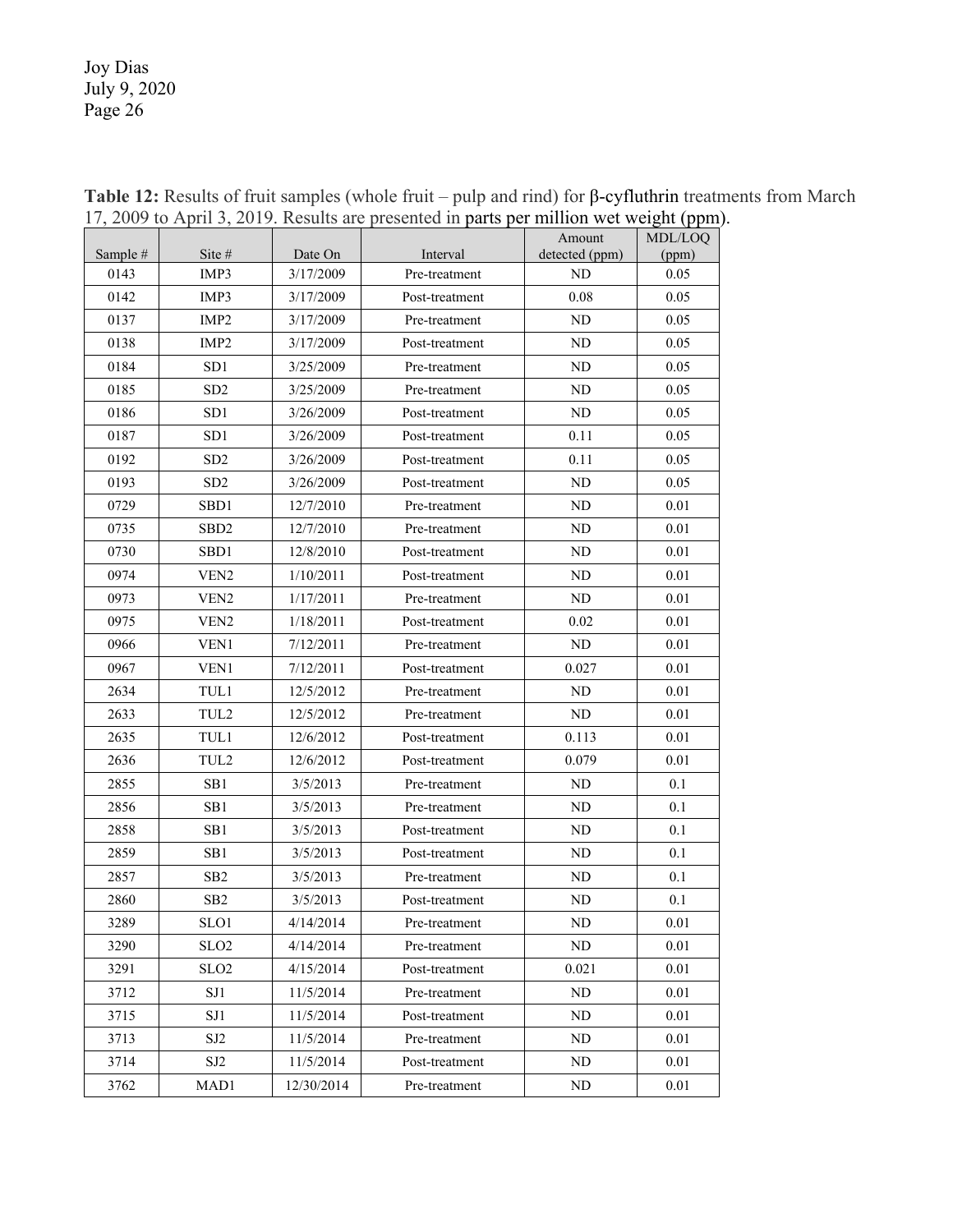**Table 12:** Results of fruit samples (whole fruit – pulp and rind) for β-cyfluthrin treatments from March 17, 2009 to April 3, 2019. Results are presented in parts per million wet weight (ppm).

| Sample # | Site # | Date On | Interval | Amount detected (ppm) | MDL/LOQ (ppm) |
|---|---|---|---|---|---|
| 0143 | IMP3 | 3/17/2009 | Pre-treatment | ND | 0.05 |
| 0142 | IMP3 | 3/17/2009 | Post-treatment | 0.08 | 0.05 |
| 0137 | IMP2 | 3/17/2009 | Pre-treatment | ND | 0.05 |
| 0138 | IMP2 | 3/17/2009 | Post-treatment | ND | 0.05 |
| 0184 | SD1 | 3/25/2009 | Pre-treatment | ND | 0.05 |
| 0185 | SD2 | 3/25/2009 | Pre-treatment | ND | 0.05 |
| 0186 | SD1 | 3/26/2009 | Post-treatment | ND | 0.05 |
| 0187 | SD1 | 3/26/2009 | Post-treatment | 0.11 | 0.05 |
| 0192 | SD2 | 3/26/2009 | Post-treatment | 0.11 | 0.05 |
| 0193 | SD2 | 3/26/2009 | Post-treatment | ND | 0.05 |
| 0729 | SBD1 | 12/7/2010 | Pre-treatment | ND | 0.01 |
| 0735 | SBD2 | 12/7/2010 | Pre-treatment | ND | 0.01 |
| 0730 | SBD1 | 12/8/2010 | Post-treatment | ND | 0.01 |
| 0974 | VEN2 | 1/10/2011 | Post-treatment | ND | 0.01 |
| 0973 | VEN2 | 1/17/2011 | Pre-treatment | ND | 0.01 |
| 0975 | VEN2 | 1/18/2011 | Post-treatment | 0.02 | 0.01 |
| 0966 | VEN1 | 7/12/2011 | Pre-treatment | ND | 0.01 |
| 0967 | VEN1 | 7/12/2011 | Post-treatment | 0.027 | 0.01 |
| 2634 | TUL1 | 12/5/2012 | Pre-treatment | ND | 0.01 |
| 2633 | TUL2 | 12/5/2012 | Pre-treatment | ND | 0.01 |
| 2635 | TUL1 | 12/6/2012 | Post-treatment | 0.113 | 0.01 |
| 2636 | TUL2 | 12/6/2012 | Post-treatment | 0.079 | 0.01 |
| 2855 | SB1 | 3/5/2013 | Pre-treatment | ND | 0.1 |
| 2856 | SB1 | 3/5/2013 | Pre-treatment | ND | 0.1 |
| 2858 | SB1 | 3/5/2013 | Post-treatment | ND | 0.1 |
| 2859 | SB1 | 3/5/2013 | Post-treatment | ND | 0.1 |
| 2857 | SB2 | 3/5/2013 | Pre-treatment | ND | 0.1 |
| 2860 | SB2 | 3/5/2013 | Post-treatment | ND | 0.1 |
| 3289 | SLO1 | 4/14/2014 | Pre-treatment | ND | 0.01 |
| 3290 | SLO2 | 4/14/2014 | Pre-treatment | ND | 0.01 |
| 3291 | SLO2 | 4/15/2014 | Post-treatment | 0.021 | 0.01 |
| 3712 | SJ1 | 11/5/2014 | Pre-treatment | ND | 0.01 |
| 3715 | SJ1 | 11/5/2014 | Post-treatment | ND | 0.01 |
| 3713 | SJ2 | 11/5/2014 | Pre-treatment | ND | 0.01 |
| 3714 | SJ2 | 11/5/2014 | Post-treatment | ND | 0.01 |
| 3762 | MAD1 | 12/30/2014 | Pre-treatment | ND | 0.01 |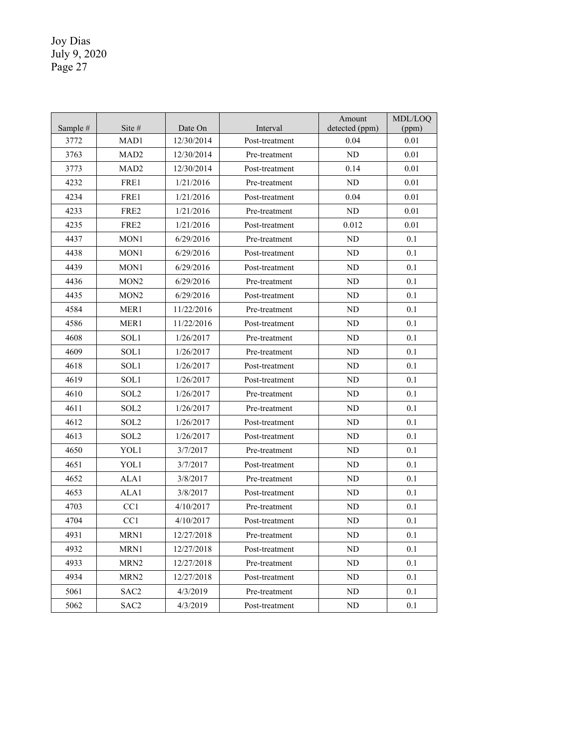| Sample # | Site # | Date On | Interval | Amount detected (ppm) | MDL/LOQ (ppm) |
|---|---|---|---|---|---|
| 3772 | MAD1 | 12/30/2014 | Post-treatment | 0.04 | 0.01 |
| 3763 | MAD2 | 12/30/2014 | Pre-treatment | ND | 0.01 |
| 3773 | MAD2 | 12/30/2014 | Post-treatment | 0.14 | 0.01 |
| 4232 | FRE1 | 1/21/2016 | Pre-treatment | ND | 0.01 |
| 4234 | FRE1 | 1/21/2016 | Post-treatment | 0.04 | 0.01 |
| 4233 | FRE2 | 1/21/2016 | Pre-treatment | ND | 0.01 |
| 4235 | FRE2 | 1/21/2016 | Post-treatment | 0.012 | 0.01 |
| 4437 | MON1 | 6/29/2016 | Pre-treatment | ND | 0.1 |
| 4438 | MON1 | 6/29/2016 | Post-treatment | ND | 0.1 |
| 4439 | MON1 | 6/29/2016 | Post-treatment | ND | 0.1 |
| 4436 | MON2 | 6/29/2016 | Pre-treatment | ND | 0.1 |
| 4435 | MON2 | 6/29/2016 | Post-treatment | ND | 0.1 |
| 4584 | MER1 | 11/22/2016 | Pre-treatment | ND | 0.1 |
| 4586 | MER1 | 11/22/2016 | Post-treatment | ND | 0.1 |
| 4608 | SOL1 | 1/26/2017 | Pre-treatment | ND | 0.1 |
| 4609 | SOL1 | 1/26/2017 | Pre-treatment | ND | 0.1 |
| 4618 | SOL1 | 1/26/2017 | Post-treatment | ND | 0.1 |
| 4619 | SOL1 | 1/26/2017 | Post-treatment | ND | 0.1 |
| 4610 | SOL2 | 1/26/2017 | Pre-treatment | ND | 0.1 |
| 4611 | SOL2 | 1/26/2017 | Pre-treatment | ND | 0.1 |
| 4612 | SOL2 | 1/26/2017 | Post-treatment | ND | 0.1 |
| 4613 | SOL2 | 1/26/2017 | Post-treatment | ND | 0.1 |
| 4650 | YOL1 | 3/7/2017 | Pre-treatment | ND | 0.1 |
| 4651 | YOL1 | 3/7/2017 | Post-treatment | ND | 0.1 |
| 4652 | ALA1 | 3/8/2017 | Pre-treatment | ND | 0.1 |
| 4653 | ALA1 | 3/8/2017 | Post-treatment | ND | 0.1 |
| 4703 | CC1 | 4/10/2017 | Pre-treatment | ND | 0.1 |
| 4704 | CC1 | 4/10/2017 | Post-treatment | ND | 0.1 |
| 4931 | MRN1 | 12/27/2018 | Pre-treatment | ND | 0.1 |
| 4932 | MRN1 | 12/27/2018 | Post-treatment | ND | 0.1 |
| 4933 | MRN2 | 12/27/2018 | Pre-treatment | ND | 0.1 |
| 4934 | MRN2 | 12/27/2018 | Post-treatment | ND | 0.1 |
| 5061 | SAC2 | 4/3/2019 | Pre-treatment | ND | 0.1 |
| 5062 | SAC2 | 4/3/2019 | Post-treatment | ND | 0.1 |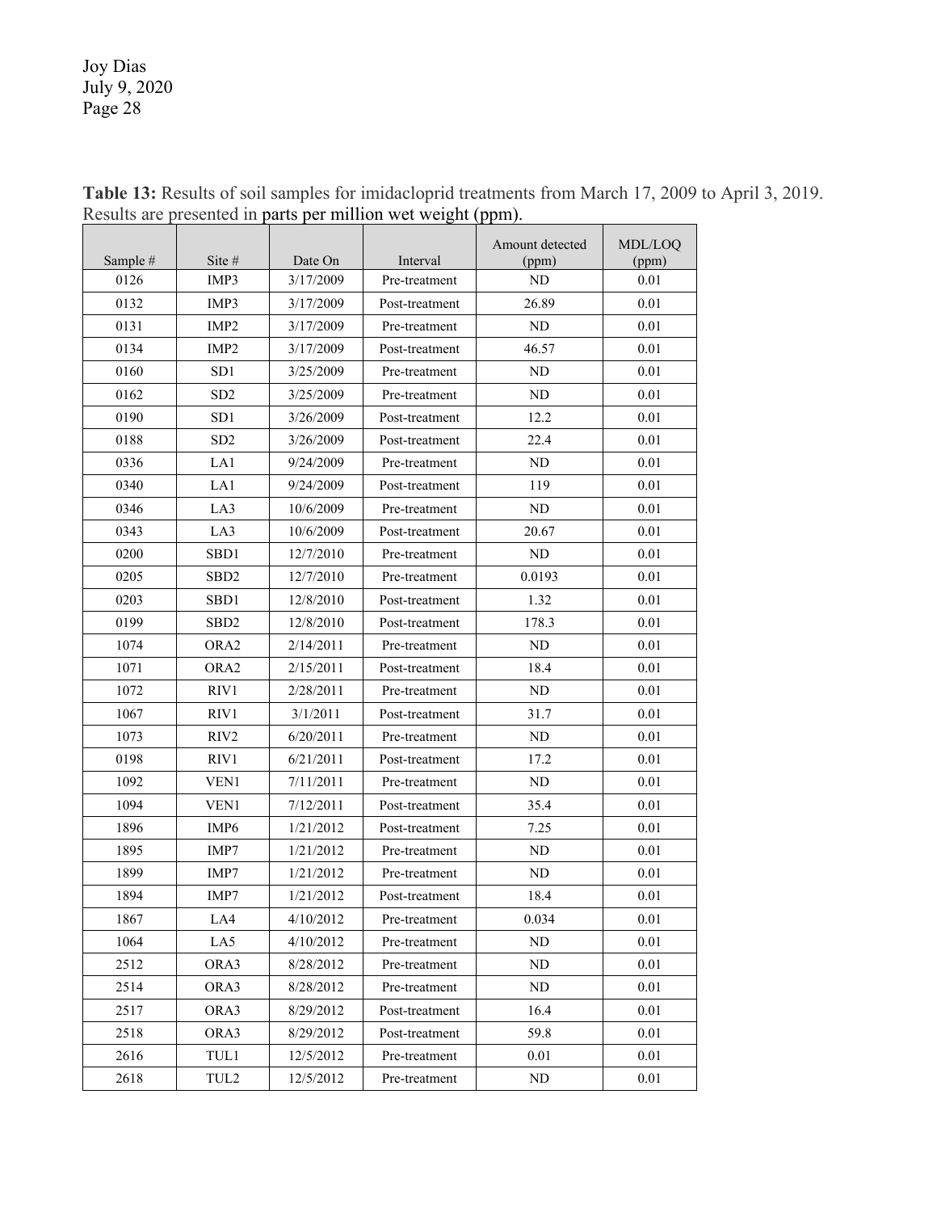**Table 13:** Results of soil samples for imidacloprid treatments from March 17, 2009 to April 3, 2019. Results are presented in parts per million wet weight (ppm).

| Sample # | Site # | Date On | Interval | Amount detected (ppm) | MDL/LOQ (ppm) |
|---|---|---|---|---|---|
| 0126 | IMP3 | 3/17/2009 | Pre-treatment | ND | 0.01 |
| 0132 | IMP3 | 3/17/2009 | Post-treatment | 26.89 | 0.01 |
| 0131 | IMP2 | 3/17/2009 | Pre-treatment | ND | 0.01 |
| 0134 | IMP2 | 3/17/2009 | Post-treatment | 46.57 | 0.01 |
| 0160 | SD1 | 3/25/2009 | Pre-treatment | ND | 0.01 |
| 0162 | SD2 | 3/25/2009 | Pre-treatment | ND | 0.01 |
| 0190 | SD1 | 3/26/2009 | Post-treatment | 12.2 | 0.01 |
| 0188 | SD2 | 3/26/2009 | Post-treatment | 22.4 | 0.01 |
| 0336 | LA1 | 9/24/2009 | Pre-treatment | ND | 0.01 |
| 0340 | LA1 | 9/24/2009 | Post-treatment | 119 | 0.01 |
| 0346 | LA3 | 10/6/2009 | Pre-treatment | ND | 0.01 |
| 0343 | LA3 | 10/6/2009 | Post-treatment | 20.67 | 0.01 |
| 0200 | SBD1 | 12/7/2010 | Pre-treatment | ND | 0.01 |
| 0205 | SBD2 | 12/7/2010 | Pre-treatment | 0.0193 | 0.01 |
| 0203 | SBD1 | 12/8/2010 | Post-treatment | 1.32 | 0.01 |
| 0199 | SBD2 | 12/8/2010 | Post-treatment | 178.3 | 0.01 |
| 1074 | ORA2 | 2/14/2011 | Pre-treatment | ND | 0.01 |
| 1071 | ORA2 | 2/15/2011 | Post-treatment | 18.4 | 0.01 |
| 1072 | RIV1 | 2/28/2011 | Pre-treatment | ND | 0.01 |
| 1067 | RIV1 | 3/1/2011 | Post-treatment | 31.7 | 0.01 |
| 1073 | RIV2 | 6/20/2011 | Pre-treatment | ND | 0.01 |
| 0198 | RIV1 | 6/21/2011 | Post-treatment | 17.2 | 0.01 |
| 1092 | VEN1 | 7/11/2011 | Pre-treatment | ND | 0.01 |
| 1094 | VEN1 | 7/12/2011 | Post-treatment | 35.4 | 0.01 |
| 1896 | IMP6 | 1/21/2012 | Post-treatment | 7.25 | 0.01 |
| 1895 | IMP7 | 1/21/2012 | Pre-treatment | ND | 0.01 |
| 1899 | IMP7 | 1/21/2012 | Pre-treatment | ND | 0.01 |
| 1894 | IMP7 | 1/21/2012 | Post-treatment | 18.4 | 0.01 |
| 1867 | LA4 | 4/10/2012 | Pre-treatment | 0.034 | 0.01 |
| 1064 | LA5 | 4/10/2012 | Pre-treatment | ND | 0.01 |
| 2512 | ORA3 | 8/28/2012 | Pre-treatment | ND | 0.01 |
| 2514 | ORA3 | 8/28/2012 | Pre-treatment | ND | 0.01 |
| 2517 | ORA3 | 8/29/2012 | Post-treatment | 16.4 | 0.01 |
| 2518 | ORA3 | 8/29/2012 | Post-treatment | 59.8 | 0.01 |
| 2616 | TUL1 | 12/5/2012 | Pre-treatment | 0.01 | 0.01 |
| 2618 | TUL2 | 12/5/2012 | Pre-treatment | ND | 0.01 |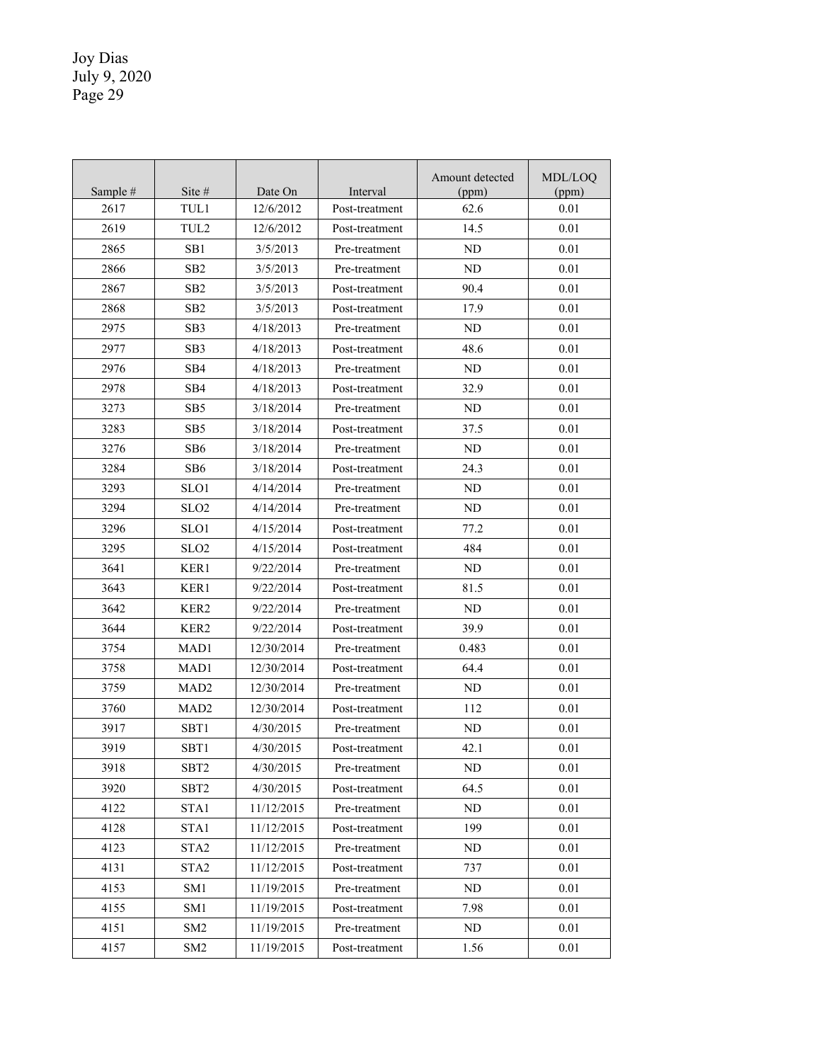| Sample # | Site # | Date On | Interval | Amount detected (ppm) | MDL/LOQ (ppm) |
|---|---|---|---|---|---|
| 2617 | TUL1 | 12/6/2012 | Post-treatment | 62.6 | 0.01 |
| 2619 | TUL2 | 12/6/2012 | Post-treatment | 14.5 | 0.01 |
| 2865 | SB1 | 3/5/2013 | Pre-treatment | ND | 0.01 |
| 2866 | SB2 | 3/5/2013 | Pre-treatment | ND | 0.01 |
| 2867 | SB2 | 3/5/2013 | Post-treatment | 90.4 | 0.01 |
| 2868 | SB2 | 3/5/2013 | Post-treatment | 17.9 | 0.01 |
| 2975 | SB3 | 4/18/2013 | Pre-treatment | ND | 0.01 |
| 2977 | SB3 | 4/18/2013 | Post-treatment | 48.6 | 0.01 |
| 2976 | SB4 | 4/18/2013 | Pre-treatment | ND | 0.01 |
| 2978 | SB4 | 4/18/2013 | Post-treatment | 32.9 | 0.01 |
| 3273 | SB5 | 3/18/2014 | Pre-treatment | ND | 0.01 |
| 3283 | SB5 | 3/18/2014 | Post-treatment | 37.5 | 0.01 |
| 3276 | SB6 | 3/18/2014 | Pre-treatment | ND | 0.01 |
| 3284 | SB6 | 3/18/2014 | Post-treatment | 24.3 | 0.01 |
| 3293 | SLO1 | 4/14/2014 | Pre-treatment | ND | 0.01 |
| 3294 | SLO2 | 4/14/2014 | Pre-treatment | ND | 0.01 |
| 3296 | SLO1 | 4/15/2014 | Post-treatment | 77.2 | 0.01 |
| 3295 | SLO2 | 4/15/2014 | Post-treatment | 484 | 0.01 |
| 3641 | KER1 | 9/22/2014 | Pre-treatment | ND | 0.01 |
| 3643 | KER1 | 9/22/2014 | Post-treatment | 81.5 | 0.01 |
| 3642 | KER2 | 9/22/2014 | Pre-treatment | ND | 0.01 |
| 3644 | KER2 | 9/22/2014 | Post-treatment | 39.9 | 0.01 |
| 3754 | MAD1 | 12/30/2014 | Pre-treatment | 0.483 | 0.01 |
| 3758 | MAD1 | 12/30/2014 | Post-treatment | 64.4 | 0.01 |
| 3759 | MAD2 | 12/30/2014 | Pre-treatment | ND | 0.01 |
| 3760 | MAD2 | 12/30/2014 | Post-treatment | 112 | 0.01 |
| 3917 | SBT1 | 4/30/2015 | Pre-treatment | ND | 0.01 |
| 3919 | SBT1 | 4/30/2015 | Post-treatment | 42.1 | 0.01 |
| 3918 | SBT2 | 4/30/2015 | Pre-treatment | ND | 0.01 |
| 3920 | SBT2 | 4/30/2015 | Post-treatment | 64.5 | 0.01 |
| 4122 | STA1 | 11/12/2015 | Pre-treatment | ND | 0.01 |
| 4128 | STA1 | 11/12/2015 | Post-treatment | 199 | 0.01 |
| 4123 | STA2 | 11/12/2015 | Pre-treatment | ND | 0.01 |
| 4131 | STA2 | 11/12/2015 | Post-treatment | 737 | 0.01 |
| 4153 | SM1 | 11/19/2015 | Pre-treatment | ND | 0.01 |
| 4155 | SM1 | 11/19/2015 | Post-treatment | 7.98 | 0.01 |
| 4151 | SM2 | 11/19/2015 | Pre-treatment | ND | 0.01 |
| 4157 | SM2 | 11/19/2015 | Post-treatment | 1.56 | 0.01 |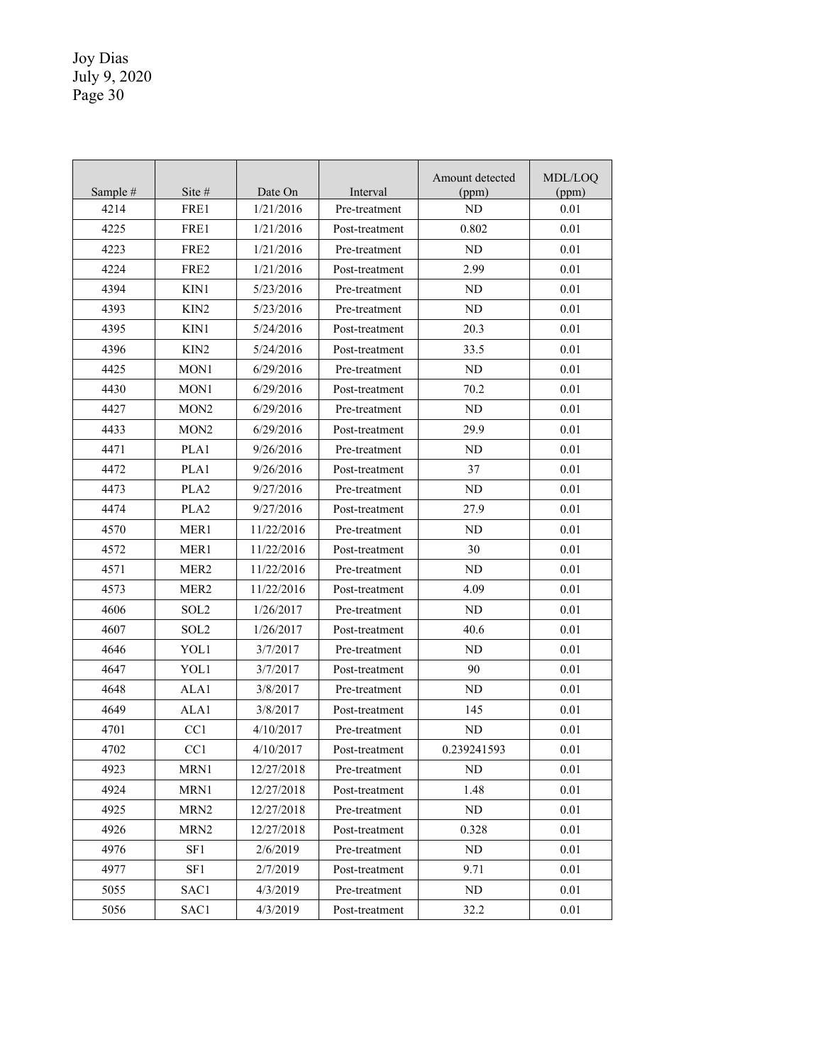| Sample # | Site # | Date On | Interval | Amount detected (ppm) | MDL/LOQ (ppm) |
|---|---|---|---|---|---|
| 4214 | FRE1 | 1/21/2016 | Pre-treatment | ND | 0.01 |
| 4225 | FRE1 | 1/21/2016 | Post-treatment | 0.802 | 0.01 |
| 4223 | FRE2 | 1/21/2016 | Pre-treatment | ND | 0.01 |
| 4224 | FRE2 | 1/21/2016 | Post-treatment | 2.99 | 0.01 |
| 4394 | KIN1 | 5/23/2016 | Pre-treatment | ND | 0.01 |
| 4393 | KIN2 | 5/23/2016 | Pre-treatment | ND | 0.01 |
| 4395 | KIN1 | 5/24/2016 | Post-treatment | 20.3 | 0.01 |
| 4396 | KIN2 | 5/24/2016 | Post-treatment | 33.5 | 0.01 |
| 4425 | MON1 | 6/29/2016 | Pre-treatment | ND | 0.01 |
| 4430 | MON1 | 6/29/2016 | Post-treatment | 70.2 | 0.01 |
| 4427 | MON2 | 6/29/2016 | Pre-treatment | ND | 0.01 |
| 4433 | MON2 | 6/29/2016 | Post-treatment | 29.9 | 0.01 |
| 4471 | PLA1 | 9/26/2016 | Pre-treatment | ND | 0.01 |
| 4472 | PLA1 | 9/26/2016 | Post-treatment | 37 | 0.01 |
| 4473 | PLA2 | 9/27/2016 | Pre-treatment | ND | 0.01 |
| 4474 | PLA2 | 9/27/2016 | Post-treatment | 27.9 | 0.01 |
| 4570 | MER1 | 11/22/2016 | Pre-treatment | ND | 0.01 |
| 4572 | MER1 | 11/22/2016 | Post-treatment | 30 | 0.01 |
| 4571 | MER2 | 11/22/2016 | Pre-treatment | ND | 0.01 |
| 4573 | MER2 | 11/22/2016 | Post-treatment | 4.09 | 0.01 |
| 4606 | SOL2 | 1/26/2017 | Pre-treatment | ND | 0.01 |
| 4607 | SOL2 | 1/26/2017 | Post-treatment | 40.6 | 0.01 |
| 4646 | YOL1 | 3/7/2017 | Pre-treatment | ND | 0.01 |
| 4647 | YOL1 | 3/7/2017 | Post-treatment | 90 | 0.01 |
| 4648 | ALA1 | 3/8/2017 | Pre-treatment | ND | 0.01 |
| 4649 | ALA1 | 3/8/2017 | Post-treatment | 145 | 0.01 |
| 4701 | CC1 | 4/10/2017 | Pre-treatment | ND | 0.01 |
| 4702 | CC1 | 4/10/2017 | Post-treatment | 0.239241593 | 0.01 |
| 4923 | MRN1 | 12/27/2018 | Pre-treatment | ND | 0.01 |
| 4924 | MRN1 | 12/27/2018 | Post-treatment | 1.48 | 0.01 |
| 4925 | MRN2 | 12/27/2018 | Pre-treatment | ND | 0.01 |
| 4926 | MRN2 | 12/27/2018 | Post-treatment | 0.328 | 0.01 |
| 4976 | SF1 | 2/6/2019 | Pre-treatment | ND | 0.01 |
| 4977 | SF1 | 2/7/2019 | Post-treatment | 9.71 | 0.01 |
| 5055 | SAC1 | 4/3/2019 | Pre-treatment | ND | 0.01 |
| 5056 | SAC1 | 4/3/2019 | Post-treatment | 32.2 | 0.01 |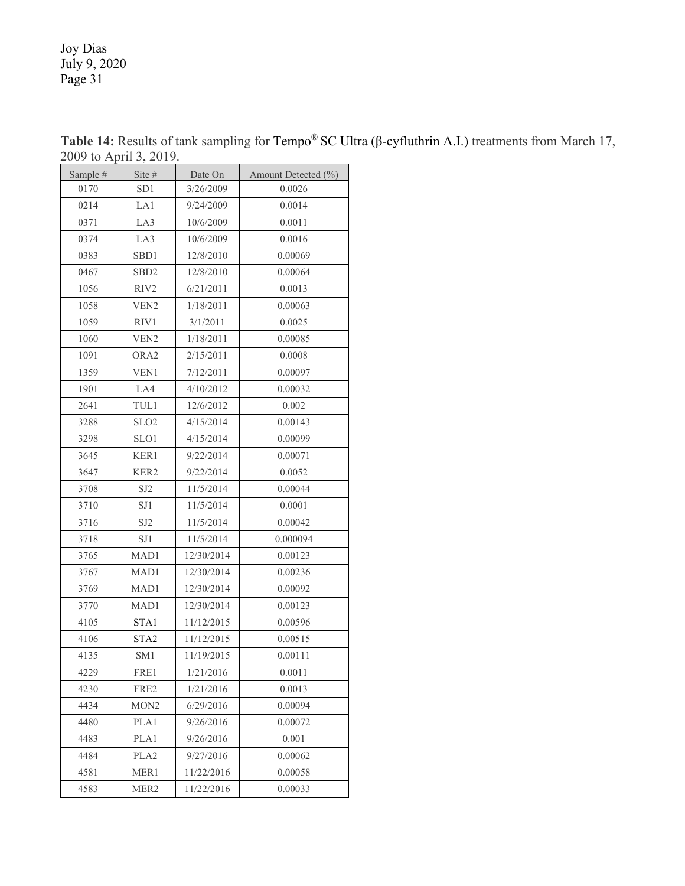**Table 14:** Results of tank sampling for Tempo® SC Ultra (β-cyfluthrin A.I.) treatments from March 17, 2009 to April 3, 2019.

| Sample # | Site # | Date On | Amount Detected (%) |
|---|---|---|---|
| 0170 | SD1 | 3/26/2009 | 0.0026 |
| 0214 | LA1 | 9/24/2009 | 0.0014 |
| 0371 | LA3 | 10/6/2009 | 0.0011 |
| 0374 | LA3 | 10/6/2009 | 0.0016 |
| 0383 | SBD1 | 12/8/2010 | 0.00069 |
| 0467 | SBD2 | 12/8/2010 | 0.00064 |
| 1056 | RIV2 | 6/21/2011 | 0.0013 |
| 1058 | VEN2 | 1/18/2011 | 0.00063 |
| 1059 | RIV1 | 3/1/2011 | 0.0025 |
| 1060 | VEN2 | 1/18/2011 | 0.00085 |
| 1091 | ORA2 | 2/15/2011 | 0.0008 |
| 1359 | VEN1 | 7/12/2011 | 0.00097 |
| 1901 | LA4 | 4/10/2012 | 0.00032 |
| 2641 | TUL1 | 12/6/2012 | 0.002 |
| 3288 | SLO2 | 4/15/2014 | 0.00143 |
| 3298 | SLO1 | 4/15/2014 | 0.00099 |
| 3645 | KER1 | 9/22/2014 | 0.00071 |
| 3647 | KER2 | 9/22/2014 | 0.0052 |
| 3708 | SJ2 | 11/5/2014 | 0.00044 |
| 3710 | SJ1 | 11/5/2014 | 0.0001 |
| 3716 | SJ2 | 11/5/2014 | 0.00042 |
| 3718 | SJ1 | 11/5/2014 | 0.000094 |
| 3765 | MAD1 | 12/30/2014 | 0.00123 |
| 3767 | MAD1 | 12/30/2014 | 0.00236 |
| 3769 | MAD1 | 12/30/2014 | 0.00092 |
| 3770 | MAD1 | 12/30/2014 | 0.00123 |
| 4105 | STA1 | 11/12/2015 | 0.00596 |
| 4106 | STA2 | 11/12/2015 | 0.00515 |
| 4135 | SM1 | 11/19/2015 | 0.00111 |
| 4229 | FRE1 | 1/21/2016 | 0.0011 |
| 4230 | FRE2 | 1/21/2016 | 0.0013 |
| 4434 | MON2 | 6/29/2016 | 0.00094 |
| 4480 | PLA1 | 9/26/2016 | 0.00072 |
| 4483 | PLA1 | 9/26/2016 | 0.001 |
| 4484 | PLA2 | 9/27/2016 | 0.00062 |
| 4581 | MER1 | 11/22/2016 | 0.00058 |
| 4583 | MER2 | 11/22/2016 | 0.00033 |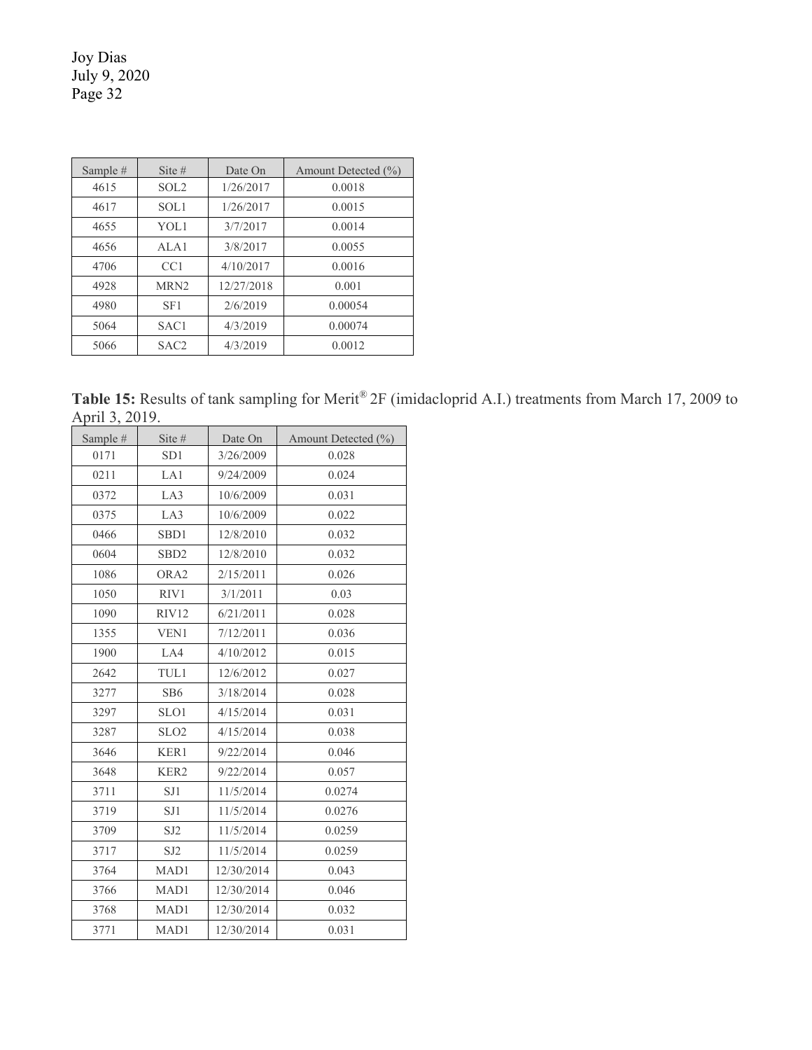| Sample # | Site # | Date On | Amount Detected (%) |
|---|---|---|---|
| 4615 | SOL2 | 1/26/2017 | 0.0018 |
| 4617 | SOL1 | 1/26/2017 | 0.0015 |
| 4655 | YOL1 | 3/7/2017 | 0.0014 |
| 4656 | ALA1 | 3/8/2017 | 0.0055 |
| 4706 | CC1 | 4/10/2017 | 0.0016 |
| 4928 | MRN2 | 12/27/2018 | 0.001 |
| 4980 | SF1 | 2/6/2019 | 0.00054 |
| 5064 | SAC1 | 4/3/2019 | 0.00074 |
| 5066 | SAC2 | 4/3/2019 | 0.0012 |

**Table 15:** Results of tank sampling for Merit® 2F (imidacloprid A.I.) treatments from March 17, 2009 to April 3, 2019.

| Sample # | Site # | Date On | Amount Detected (%) |
|---|---|---|---|
| 0171 | SD1 | 3/26/2009 | 0.028 |
| 0211 | LA1 | 9/24/2009 | 0.024 |
| 0372 | LA3 | 10/6/2009 | 0.031 |
| 0375 | LA3 | 10/6/2009 | 0.022 |
| 0466 | SBD1 | 12/8/2010 | 0.032 |
| 0604 | SBD2 | 12/8/2010 | 0.032 |
| 1086 | ORA2 | 2/15/2011 | 0.026 |
| 1050 | RIV1 | 3/1/2011 | 0.03 |
| 1090 | RIV12 | 6/21/2011 | 0.028 |
| 1355 | VEN1 | 7/12/2011 | 0.036 |
| 1900 | LA4 | 4/10/2012 | 0.015 |
| 2642 | TUL1 | 12/6/2012 | 0.027 |
| 3277 | SB6 | 3/18/2014 | 0.028 |
| 3297 | SLO1 | 4/15/2014 | 0.031 |
| 3287 | SLO2 | 4/15/2014 | 0.038 |
| 3646 | KER1 | 9/22/2014 | 0.046 |
| 3648 | KER2 | 9/22/2014 | 0.057 |
| 3711 | SJ1 | 11/5/2014 | 0.0274 |
| 3719 | SJ1 | 11/5/2014 | 0.0276 |
| 3709 | SJ2 | 11/5/2014 | 0.0259 |
| 3717 | SJ2 | 11/5/2014 | 0.0259 |
| 3764 | MAD1 | 12/30/2014 | 0.043 |
| 3766 | MAD1 | 12/30/2014 | 0.046 |
| 3768 | MAD1 | 12/30/2014 | 0.032 |
| 3771 | MAD1 | 12/30/2014 | 0.031 |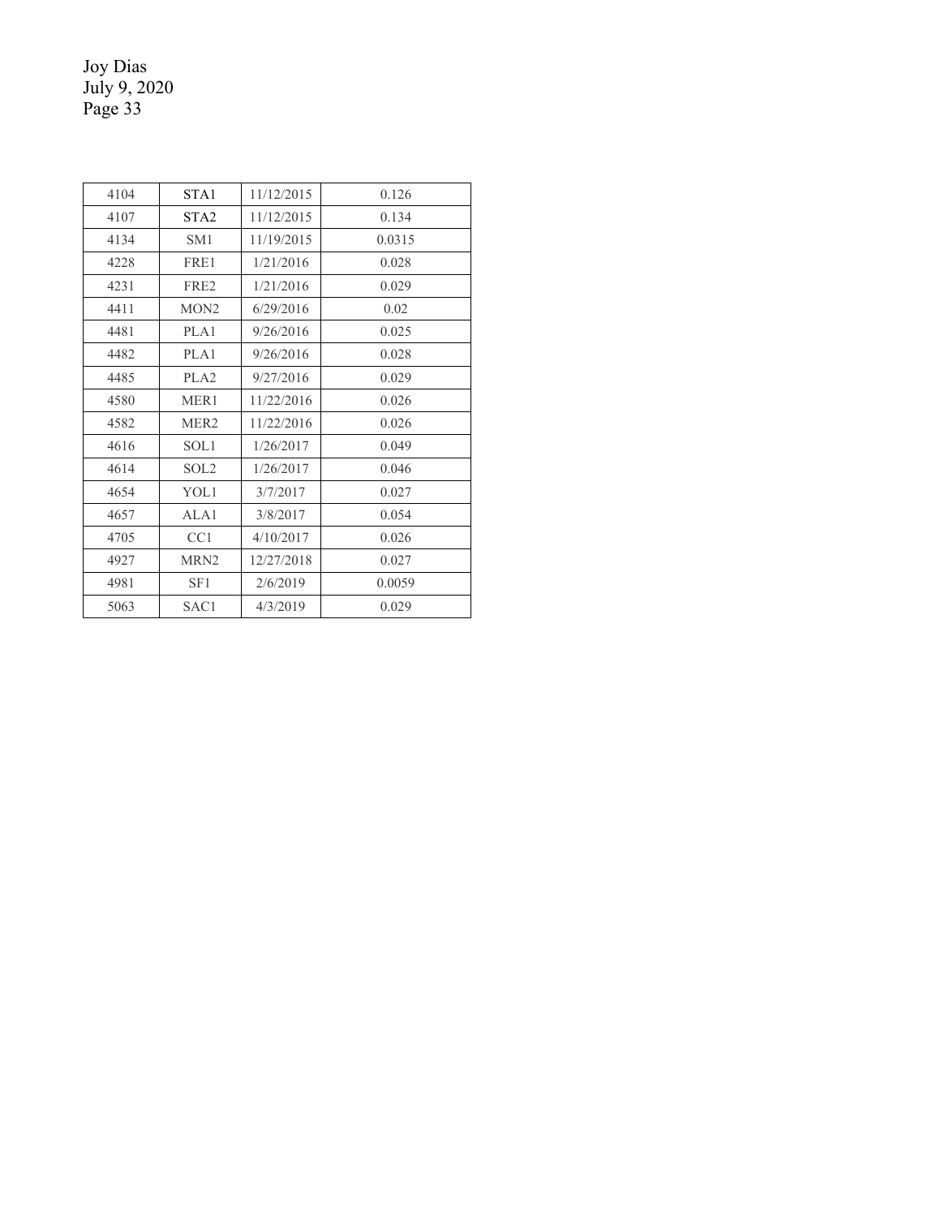| | | | |
|---|---|---|---|
| 4104 | STA1 | 11/12/2015 | 0.126 |
| 4107 | STA2 | 11/12/2015 | 0.134 |
| 4134 | SM1 | 11/19/2015 | 0.0315 |
| 4228 | FRE1 | 1/21/2016 | 0.028 |
| 4231 | FRE2 | 1/21/2016 | 0.029 |
| 4411 | MON2 | 6/29/2016 | 0.02 |
| 4481 | PLA1 | 9/26/2016 | 0.025 |
| 4482 | PLA1 | 9/26/2016 | 0.028 |
| 4485 | PLA2 | 9/27/2016 | 0.029 |
| 4580 | MER1 | 11/22/2016 | 0.026 |
| 4582 | MER2 | 11/22/2016 | 0.026 |
| 4616 | SOL1 | 1/26/2017 | 0.049 |
| 4614 | SOL2 | 1/26/2017 | 0.046 |
| 4654 | YOL1 | 3/7/2017 | 0.027 |
| 4657 | ALA1 | 3/8/2017 | 0.054 |
| 4705 | CC1 | 4/10/2017 | 0.026 |
| 4927 | MRN2 | 12/27/2018 | 0.027 |
| 4981 | SF1 | 2/6/2019 | 0.0059 |
| 5063 | SAC1 | 4/3/2019 | 0.029 |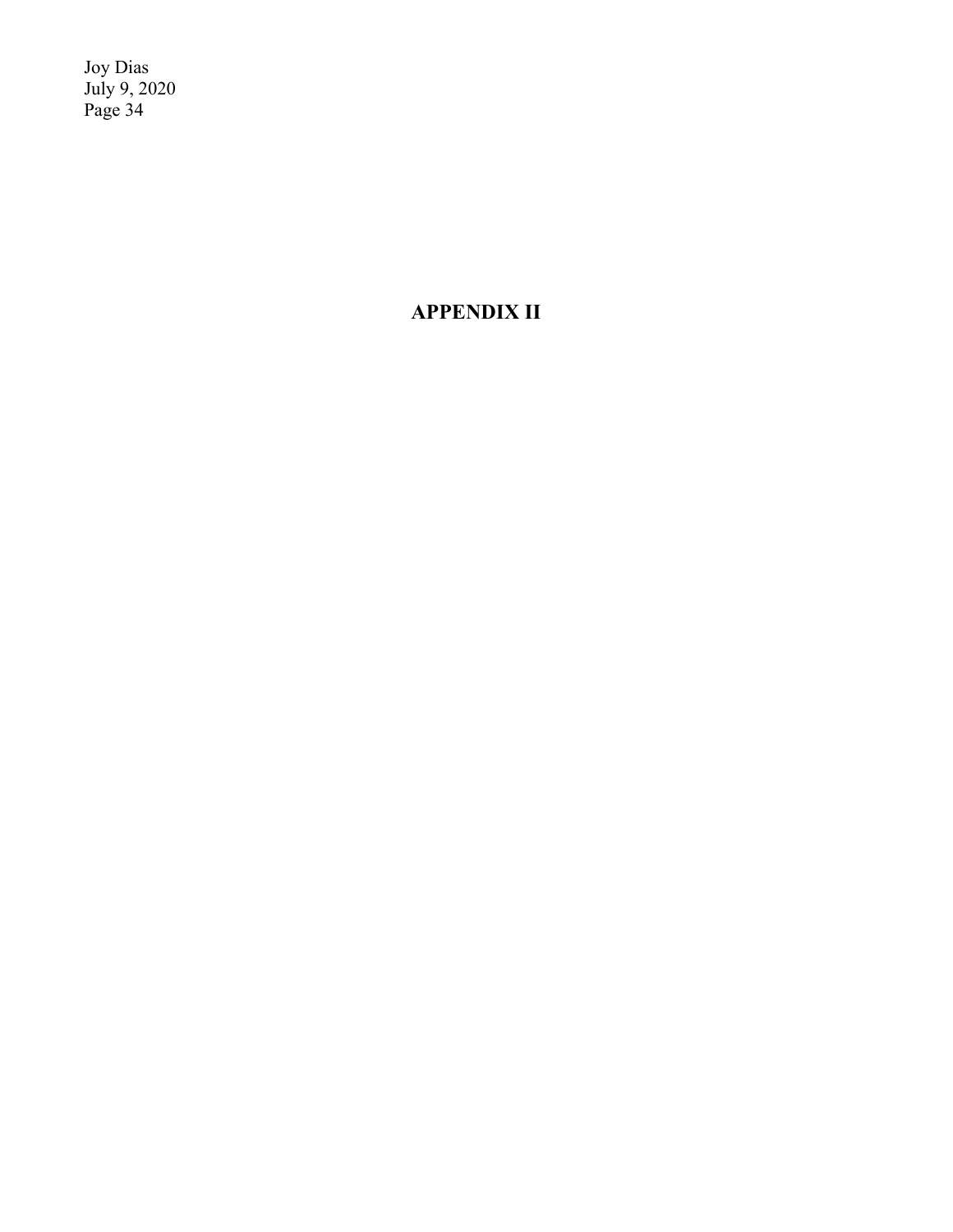# APPENDIX II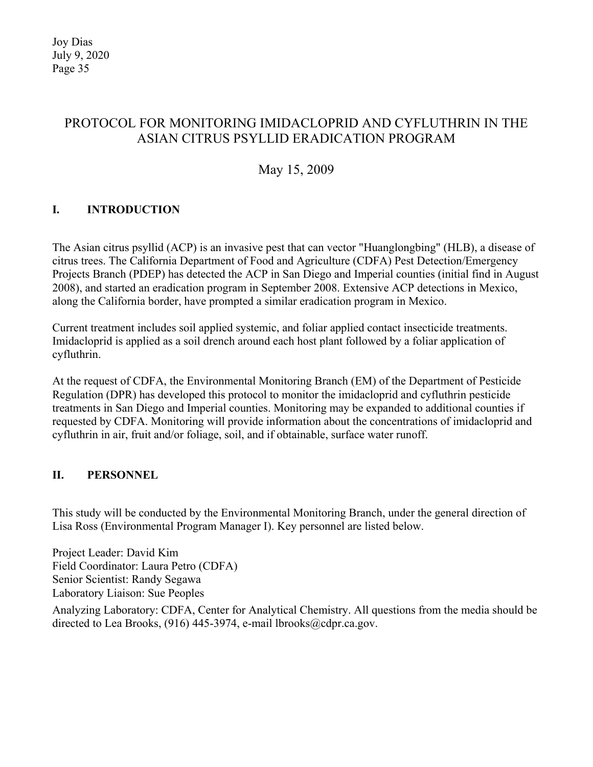# PROTOCOL FOR MONITORING IMIDACLOPRID AND CYFLUTHRIN IN THE ASIAN CITRUS PSYLLID ERADICATION PROGRAM

May 15, 2009

## I. INTRODUCTION

The Asian citrus psyllid (ACP) is an invasive pest that can vector "Huanglongbing" (HLB), a disease of citrus trees. The California Department of Food and Agriculture (CDFA) Pest Detection/Emergency Projects Branch (PDEP) has detected the ACP in San Diego and Imperial counties (initial find in August 2008), and started an eradication program in September 2008. Extensive ACP detections in Mexico, along the California border, have prompted a similar eradication program in Mexico.

Current treatment includes soil applied systemic, and foliar applied contact insecticide treatments. Imidacloprid is applied as a soil drench around each host plant followed by a foliar application of cyfluthrin.

At the request of CDFA, the Environmental Monitoring Branch (EM) of the Department of Pesticide Regulation (DPR) has developed this protocol to monitor the imidacloprid and cyfluthrin pesticide treatments in San Diego and Imperial counties. Monitoring may be expanded to additional counties if requested by CDFA. Monitoring will provide information about the concentrations of imidacloprid and cyfluthrin in air, fruit and/or foliage, soil, and if obtainable, surface water runoff.

## II. PERSONNEL

This study will be conducted by the Environmental Monitoring Branch, under the general direction of Lisa Ross (Environmental Program Manager I). Key personnel are listed below.

Project Leader: David Kim
Field Coordinator: Laura Petro (CDFA)
Senior Scientist: Randy Segawa
Laboratory Liaison: Sue Peoples

Analyzing Laboratory: CDFA, Center for Analytical Chemistry. All questions from the media should be directed to Lea Brooks, (916) 445-3974, e-mail lbrooks@cdpr.ca.gov.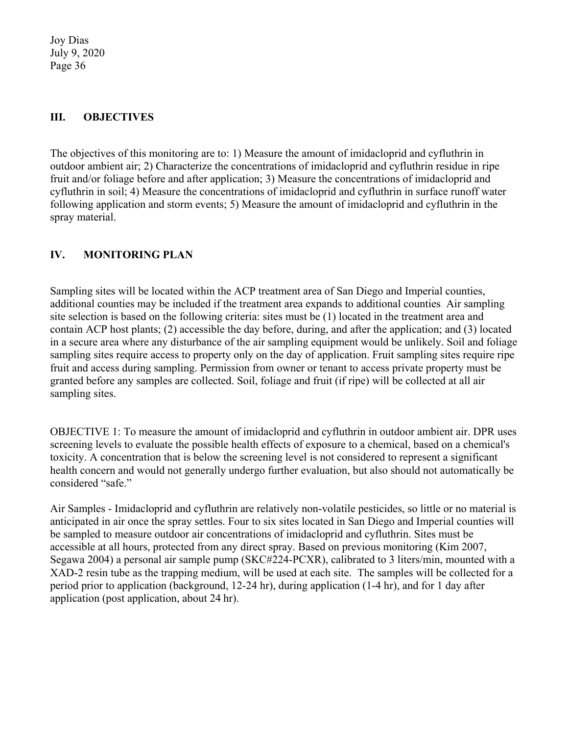## III. OBJECTIVES

The objectives of this monitoring are to: 1) Measure the amount of imidacloprid and cyfluthrin in outdoor ambient air; 2) Characterize the concentrations of imidacloprid and cyfluthrin residue in ripe fruit and/or foliage before and after application; 3) Measure the concentrations of imidacloprid and cyfluthrin in soil; 4) Measure the concentrations of imidacloprid and cyfluthrin in surface runoff water following application and storm events; 5) Measure the amount of imidacloprid and cyfluthrin in the spray material.

## IV. MONITORING PLAN

Sampling sites will be located within the ACP treatment area of San Diego and Imperial counties, additional counties may be included if the treatment area expands to additional counties. Air sampling site selection is based on the following criteria: sites must be (1) located in the treatment area and contain ACP host plants; (2) accessible the day before, during, and after the application; and (3) located in a secure area where any disturbance of the air sampling equipment would be unlikely. Soil and foliage sampling sites require access to property only on the day of application. Fruit sampling sites require ripe fruit and access during sampling. Permission from owner or tenant to access private property must be granted before any samples are collected. Soil, foliage and fruit (if ripe) will be collected at all air sampling sites.

OBJECTIVE 1: To measure the amount of imidacloprid and cyfluthrin in outdoor ambient air. DPR uses screening levels to evaluate the possible health effects of exposure to a chemical, based on a chemical's toxicity. A concentration that is below the screening level is not considered to represent a significant health concern and would not generally undergo further evaluation, but also should not automatically be considered "safe."

Air Samples - Imidacloprid and cyfluthrin are relatively non-volatile pesticides, so little or no material is anticipated in air once the spray settles. Four to six sites located in San Diego and Imperial counties will be sampled to measure outdoor air concentrations of imidacloprid and cyfluthrin. Sites must be accessible at all hours, protected from any direct spray. Based on previous monitoring (Kim 2007, Segawa 2004) a personal air sample pump (SKC#224-PCXR), calibrated to 3 liters/min, mounted with a XAD-2 resin tube as the trapping medium, will be used at each site. The samples will be collected for a period prior to application (background, 12-24 hr), during application (1-4 hr), and for 1 day after application (post application, about 24 hr).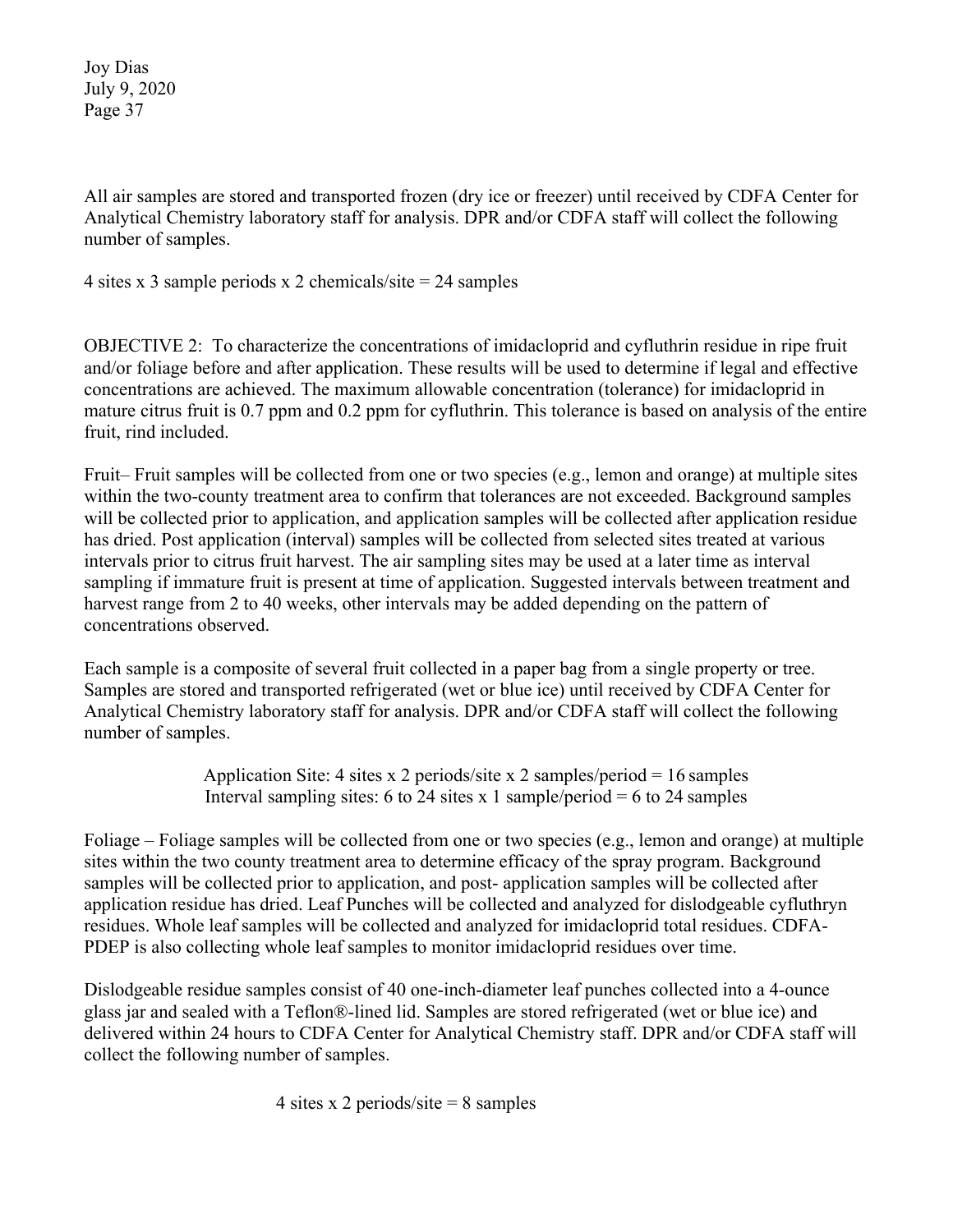All air samples are stored and transported frozen (dry ice or freezer) until received by CDFA Center for Analytical Chemistry laboratory staff for analysis. DPR and/or CDFA staff will collect the following number of samples.

4 sites x 3 sample periods x 2 chemicals/site = 24 samples

OBJECTIVE 2: To characterize the concentrations of imidacloprid and cyfluthrin residue in ripe fruit and/or foliage before and after application. These results will be used to determine if legal and effective concentrations are achieved. The maximum allowable concentration (tolerance) for imidacloprid in mature citrus fruit is 0.7 ppm and 0.2 ppm for cyfluthrin. This tolerance is based on analysis of the entire fruit, rind included.

Fruit– Fruit samples will be collected from one or two species (e.g., lemon and orange) at multiple sites within the two-county treatment area to confirm that tolerances are not exceeded. Background samples will be collected prior to application, and application samples will be collected after application residue has dried. Post application (interval) samples will be collected from selected sites treated at various intervals prior to citrus fruit harvest. The air sampling sites may be used at a later time as interval sampling if immature fruit is present at time of application. Suggested intervals between treatment and harvest range from 2 to 40 weeks, other intervals may be added depending on the pattern of concentrations observed.

Each sample is a composite of several fruit collected in a paper bag from a single property or tree. Samples are stored and transported refrigerated (wet or blue ice) until received by CDFA Center for Analytical Chemistry laboratory staff for analysis. DPR and/or CDFA staff will collect the following number of samples.

Application Site: 4 sites x 2 periods/site x 2 samples/period = 16 samples
Interval sampling sites: 6 to 24 sites x 1 sample/period = 6 to 24 samples

Foliage – Foliage samples will be collected from one or two species (e.g., lemon and orange) at multiple sites within the two county treatment area to determine efficacy of the spray program. Background samples will be collected prior to application, and post- application samples will be collected after application residue has dried. Leaf Punches will be collected and analyzed for dislodgeable cyfluthryn residues. Whole leaf samples will be collected and analyzed for imidacloprid total residues. CDFA-PDEP is also collecting whole leaf samples to monitor imidacloprid residues over time.

Dislodgeable residue samples consist of 40 one-inch-diameter leaf punches collected into a 4-ounce glass jar and sealed with a Teflon®-lined lid. Samples are stored refrigerated (wet or blue ice) and delivered within 24 hours to CDFA Center for Analytical Chemistry staff. DPR and/or CDFA staff will collect the following number of samples.

4 sites x 2 periods/site = 8 samples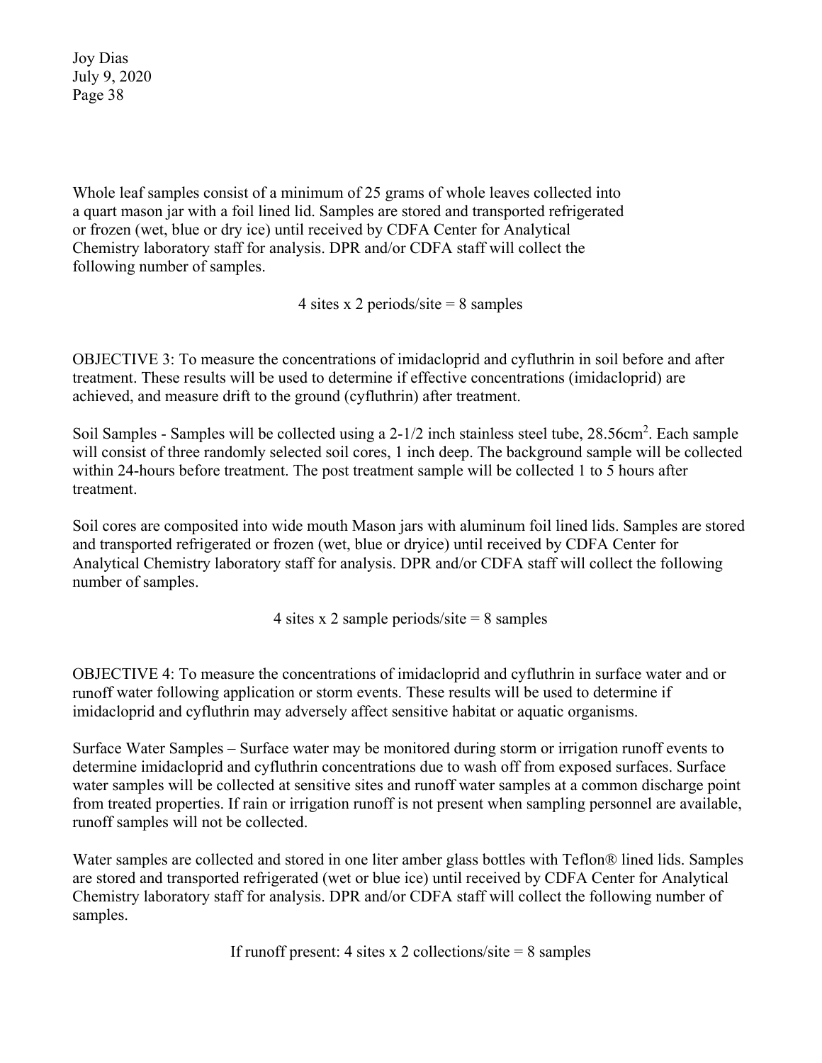Whole leaf samples consist of a minimum of 25 grams of whole leaves collected into a quart mason jar with a foil lined lid. Samples are stored and transported refrigerated or frozen (wet, blue or dry ice) until received by CDFA Center for Analytical Chemistry laboratory staff for analysis. DPR and/or CDFA staff will collect the following number of samples.

4 sites x 2 periods/site = 8 samples

OBJECTIVE 3: To measure the concentrations of imidacloprid and cyfluthrin in soil before and after treatment. These results will be used to determine if effective concentrations (imidacloprid) are achieved, and measure drift to the ground (cyfluthrin) after treatment.

Soil Samples - Samples will be collected using a 2-1/2 inch stainless steel tube, $28.56cm^2$. Each sample will consist of three randomly selected soil cores, 1 inch deep. The background sample will be collected within 24-hours before treatment. The post treatment sample will be collected 1 to 5 hours after treatment.

Soil cores are composited into wide mouth Mason jars with aluminum foil lined lids. Samples are stored and transported refrigerated or frozen (wet, blue or dryice) until received by CDFA Center for Analytical Chemistry laboratory staff for analysis. DPR and/or CDFA staff will collect the following number of samples.

4 sites x 2 sample periods/site = 8 samples

OBJECTIVE 4: To measure the concentrations of imidacloprid and cyfluthrin in surface water and or runoff water following application or storm events. These results will be used to determine if imidacloprid and cyfluthrin may adversely affect sensitive habitat or aquatic organisms.

Surface Water Samples – Surface water may be monitored during storm or irrigation runoff events to determine imidacloprid and cyfluthrin concentrations due to wash off from exposed surfaces. Surface water samples will be collected at sensitive sites and runoff water samples at a common discharge point from treated properties. If rain or irrigation runoff is not present when sampling personnel are available, runoff samples will not be collected.

Water samples are collected and stored in one liter amber glass bottles with Teflon® lined lids. Samples are stored and transported refrigerated (wet or blue ice) until received by CDFA Center for Analytical Chemistry laboratory staff for analysis. DPR and/or CDFA staff will collect the following number of samples.

If runoff present: 4 sites x 2 collections/site = 8 samples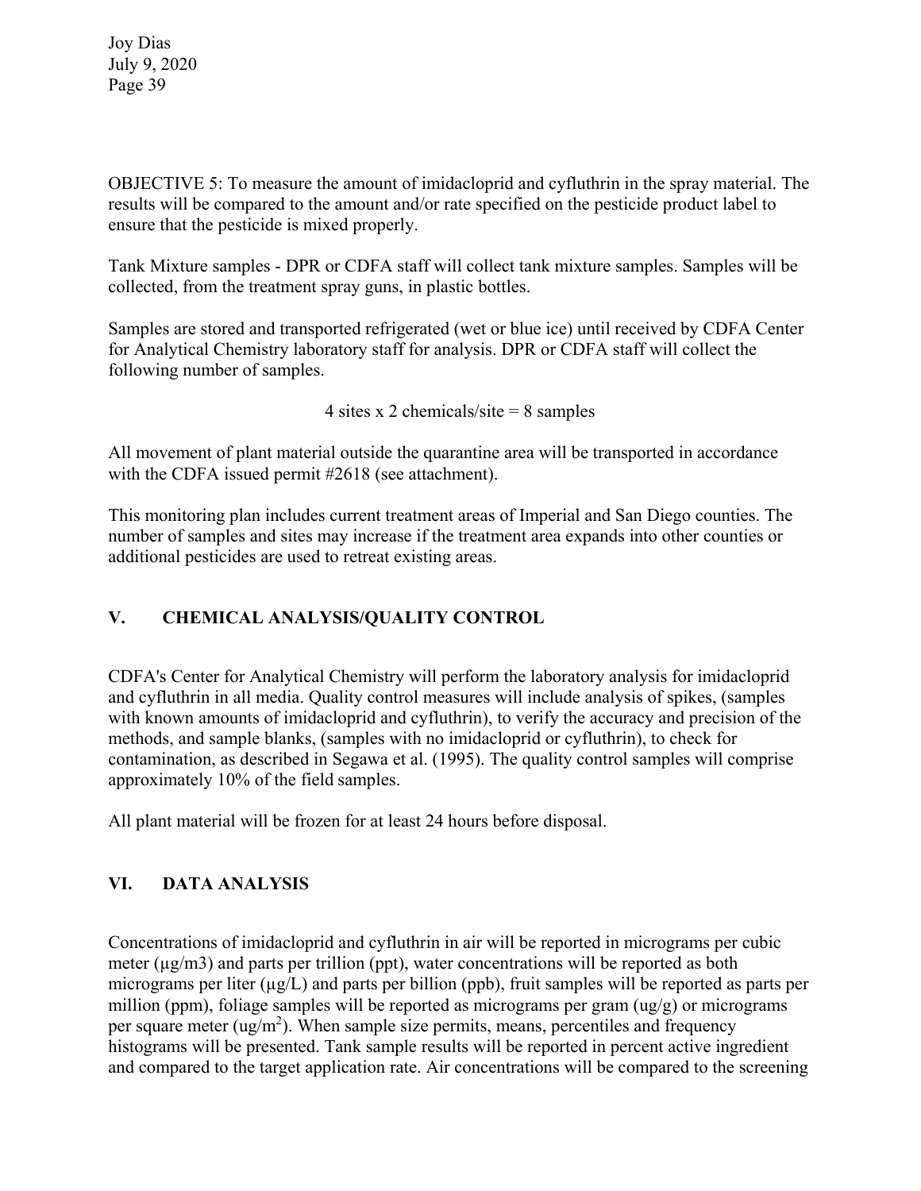OBJECTIVE 5: To measure the amount of imidacloprid and cyfluthrin in the spray material. The results will be compared to the amount and/or rate specified on the pesticide product label to ensure that the pesticide is mixed properly.

Tank Mixture samples - DPR or CDFA staff will collect tank mixture samples. Samples will be collected, from the treatment spray guns, in plastic bottles.

Samples are stored and transported refrigerated (wet or blue ice) until received by CDFA Center for Analytical Chemistry laboratory staff for analysis. DPR or CDFA staff will collect the following number of samples.

4 sites x 2 chemicals/site = 8 samples

All movement of plant material outside the quarantine area will be transported in accordance with the CDFA issued permit #2618 (see attachment).

This monitoring plan includes current treatment areas of Imperial and San Diego counties. The number of samples and sites may increase if the treatment area expands into other counties or additional pesticides are used to retreat existing areas.

## V. CHEMICAL ANALYSIS/QUALITY CONTROL

CDFA's Center for Analytical Chemistry will perform the laboratory analysis for imidacloprid and cyfluthrin in all media. Quality control measures will include analysis of spikes, (samples with known amounts of imidacloprid and cyfluthrin), to verify the accuracy and precision of the methods, and sample blanks, (samples with no imidacloprid or cyfluthrin), to check for contamination, as described in Segawa et al. (1995). The quality control samples will comprise approximately 10% of the field samples.

All plant material will be frozen for at least 24 hours before disposal.

## VI. DATA ANALYSIS

Concentrations of imidacloprid and cyfluthrin in air will be reported in micrograms per cubic meter (µg/m3) and parts per trillion (ppt), water concentrations will be reported as both micrograms per liter (µg/L) and parts per billion (ppb), fruit samples will be reported as parts per million (ppm), foliage samples will be reported as micrograms per gram (ug/g) or micrograms per square meter (ug/$m^2$). When sample size permits, means, percentiles and frequency histograms will be presented. Tank sample results will be reported in percent active ingredient and compared to the target application rate. Air concentrations will be compared to the screening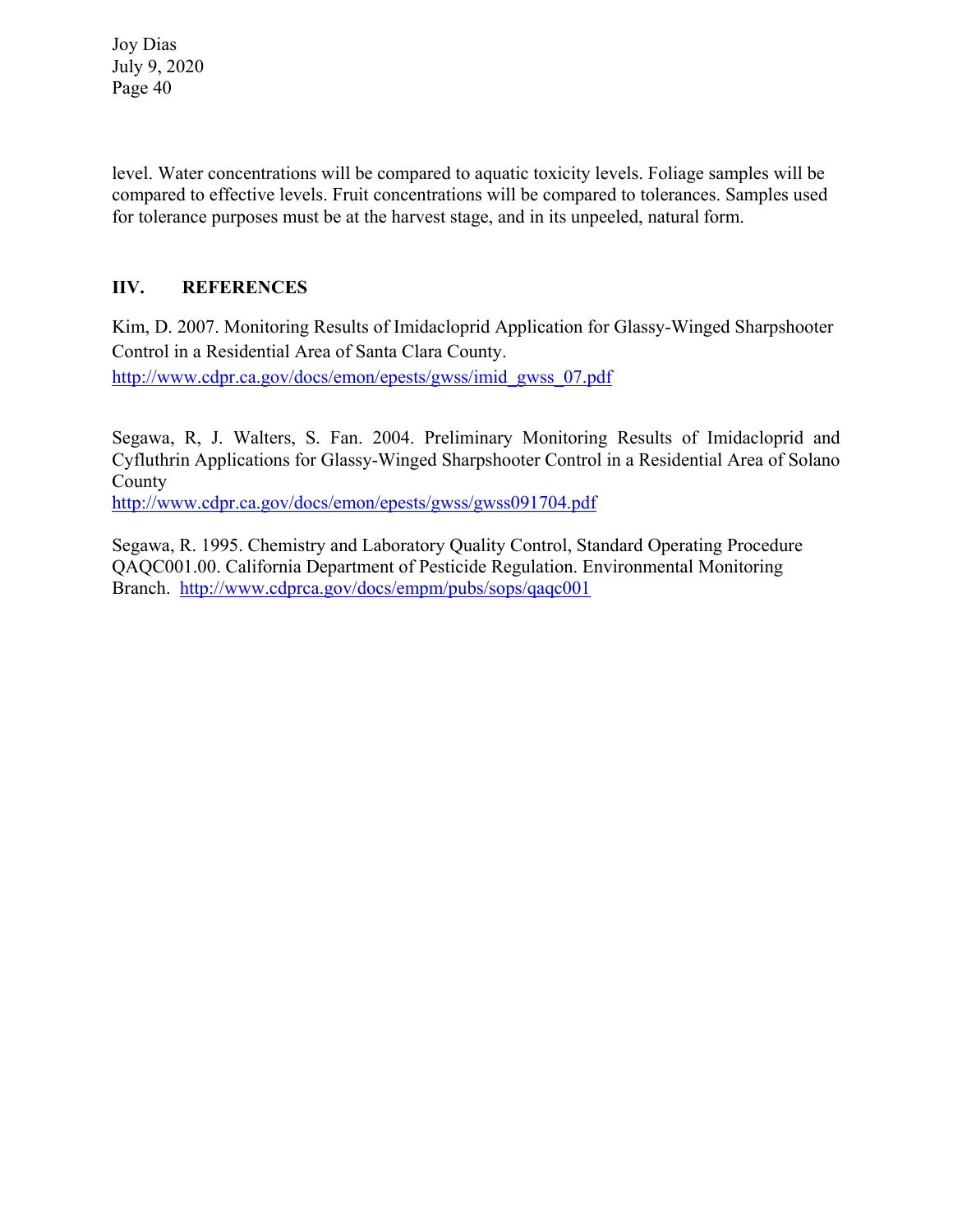level. Water concentrations will be compared to aquatic toxicity levels. Foliage samples will be compared to effective levels. Fruit concentrations will be compared to tolerances. Samples used for tolerance purposes must be at the harvest stage, and in its unpeeled, natural form.

## IIV. REFERENCES

Kim, D. 2007. Monitoring Results of Imidacloprid Application for Glassy-Winged Sharpshooter Control in a Residential Area of Santa Clara County. http://www.cdpr.ca.gov/docs/emon/epests/gwss/imid_gwss_07.pdf

Segawa, R, J. Walters, S. Fan. 2004. Preliminary Monitoring Results of Imidacloprid and Cyfluthrin Applications for Glassy-Winged Sharpshooter Control in a Residential Area of Solano County http://www.cdpr.ca.gov/docs/emon/epests/gwss/gwss091704.pdf

Segawa, R. 1995. Chemistry and Laboratory Quality Control, Standard Operating Procedure QAQC001.00. California Department of Pesticide Regulation. Environmental Monitoring Branch. http://www.cdprca.gov/docs/empm/pubs/sops/qaqc001